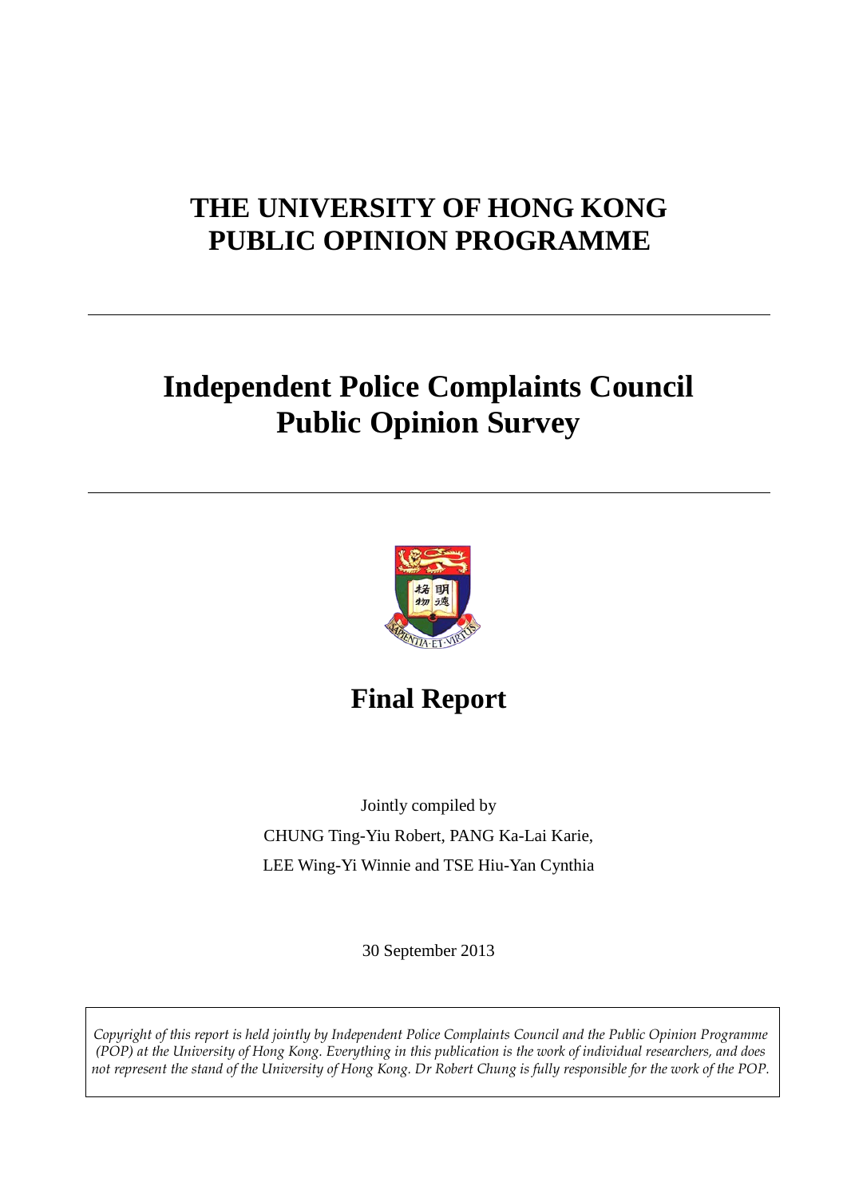# THE UNIVERSITY OF HONG KONG
# PUBLIC OPINION PROGRAMME

---

# Independent Police Complaints Council
# Public Opinion Survey

---

## Final Report

Jointly compiled by

CHUNG Ting-Yiu Robert, PANG Ka-Lai Karie,

LEE Wing-Yi Winnie and TSE Hiu-Yan Cynthia

30 September 2013

*Copyright of this report is held jointly by Independent Police Complaints Council and the Public Opinion Programme (POP) at the University of Hong Kong. Everything in this publication is the work of individual researchers, and does not represent the stand of the University of Hong Kong. Dr Robert Chung is fully responsible for the work of the POP.*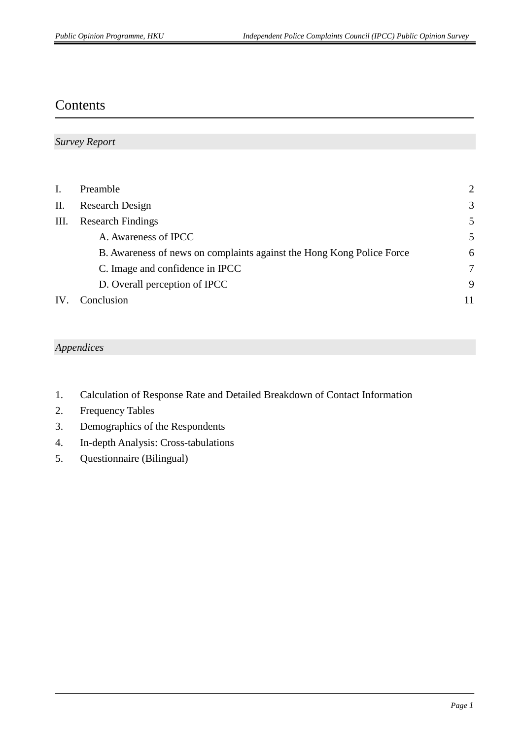# Contents

*Survey Report*

| | | |
|---|---|---|
| I. | Preamble | 2 |
| II. | Research Design | 3 |
| III. | Research Findings | 5 |
| | A. Awareness of IPCC | 5 |
| | B. Awareness of news on complaints against the Hong Kong Police Force | 6 |
| | C. Image and confidence in IPCC | 7 |
| | D. Overall perception of IPCC | 9 |
| IV. | Conclusion | 11 |

*Appendices*

1. Calculation of Response Rate and Detailed Breakdown of Contact Information
2. Frequency Tables
3. Demographics of the Respondents
4. In-depth Analysis: Cross-tabulations
5. Questionnaire (Bilingual)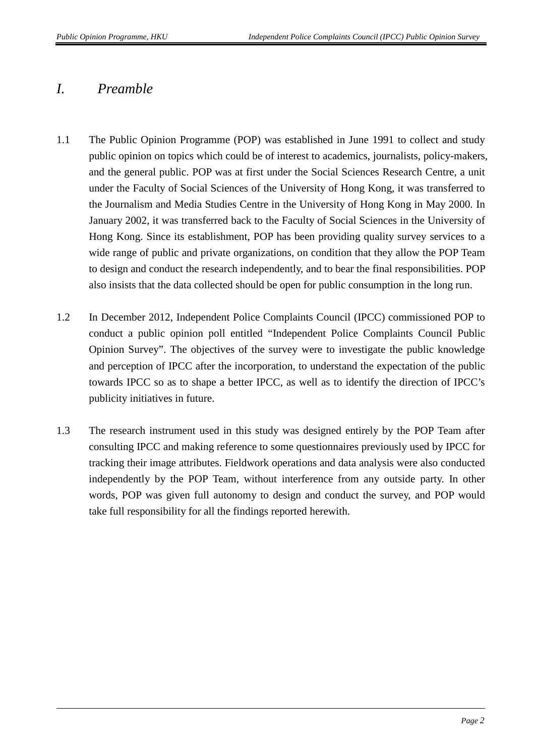# *I. Preamble*

1.1 The Public Opinion Programme (POP) was established in June 1991 to collect and study public opinion on topics which could be of interest to academics, journalists, policy-makers, and the general public. POP was at first under the Social Sciences Research Centre, a unit under the Faculty of Social Sciences of the University of Hong Kong, it was transferred to the Journalism and Media Studies Centre in the University of Hong Kong in May 2000. In January 2002, it was transferred back to the Faculty of Social Sciences in the University of Hong Kong. Since its establishment, POP has been providing quality survey services to a wide range of public and private organizations, on condition that they allow the POP Team to design and conduct the research independently, and to bear the final responsibilities. POP also insists that the data collected should be open for public consumption in the long run.

1.2 In December 2012, Independent Police Complaints Council (IPCC) commissioned POP to conduct a public opinion poll entitled "Independent Police Complaints Council Public Opinion Survey". The objectives of the survey were to investigate the public knowledge and perception of IPCC after the incorporation, to understand the expectation of the public towards IPCC so as to shape a better IPCC, as well as to identify the direction of IPCC's publicity initiatives in future.

1.3 The research instrument used in this study was designed entirely by the POP Team after consulting IPCC and making reference to some questionnaires previously used by IPCC for tracking their image attributes. Fieldwork operations and data analysis were also conducted independently by the POP Team, without interference from any outside party. In other words, POP was given full autonomy to design and conduct the survey, and POP would take full responsibility for all the findings reported herewith.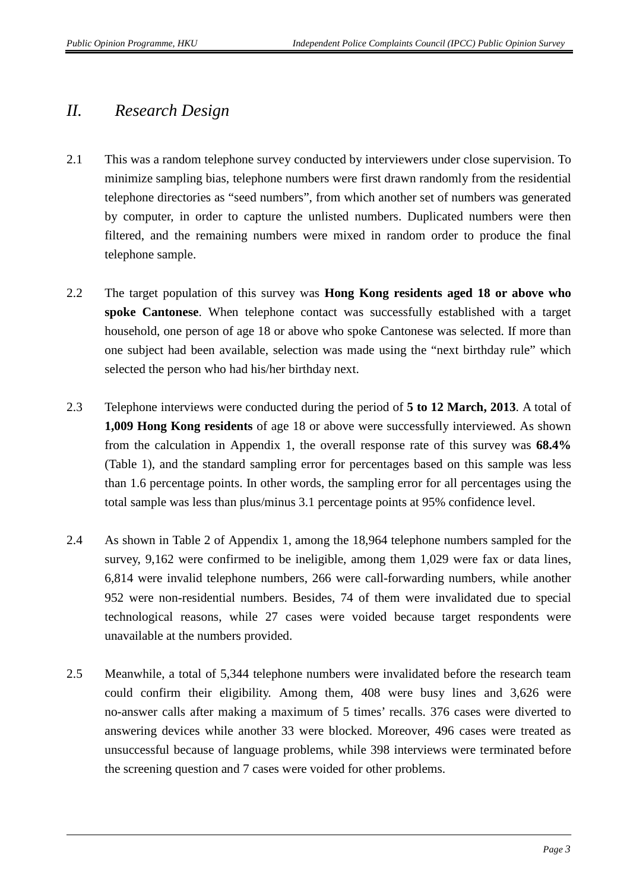## *II. Research Design*

2.1 This was a random telephone survey conducted by interviewers under close supervision. To minimize sampling bias, telephone numbers were first drawn randomly from the residential telephone directories as “seed numbers”, from which another set of numbers was generated by computer, in order to capture the unlisted numbers. Duplicated numbers were then filtered, and the remaining numbers were mixed in random order to produce the final telephone sample.

2.2 The target population of this survey was **Hong Kong residents aged 18 or above who spoke Cantonese**. When telephone contact was successfully established with a target household, one person of age 18 or above who spoke Cantonese was selected. If more than one subject had been available, selection was made using the “next birthday rule” which selected the person who had his/her birthday next.

2.3 Telephone interviews were conducted during the period of **5 to 12 March, 2013**. A total of **1,009 Hong Kong residents** of age 18 or above were successfully interviewed. As shown from the calculation in Appendix 1, the overall response rate of this survey was **68.4%** (Table 1), and the standard sampling error for percentages based on this sample was less than 1.6 percentage points. In other words, the sampling error for all percentages using the total sample was less than plus/minus 3.1 percentage points at 95% confidence level.

2.4 As shown in Table 2 of Appendix 1, among the 18,964 telephone numbers sampled for the survey, 9,162 were confirmed to be ineligible, among them 1,029 were fax or data lines, 6,814 were invalid telephone numbers, 266 were call-forwarding numbers, while another 952 were non-residential numbers. Besides, 74 of them were invalidated due to special technological reasons, while 27 cases were voided because target respondents were unavailable at the numbers provided.

2.5 Meanwhile, a total of 5,344 telephone numbers were invalidated before the research team could confirm their eligibility. Among them, 408 were busy lines and 3,626 were no-answer calls after making a maximum of 5 times’ recalls. 376 cases were diverted to answering devices while another 33 were blocked. Moreover, 496 cases were treated as unsuccessful because of language problems, while 398 interviews were terminated before the screening question and 7 cases were voided for other problems.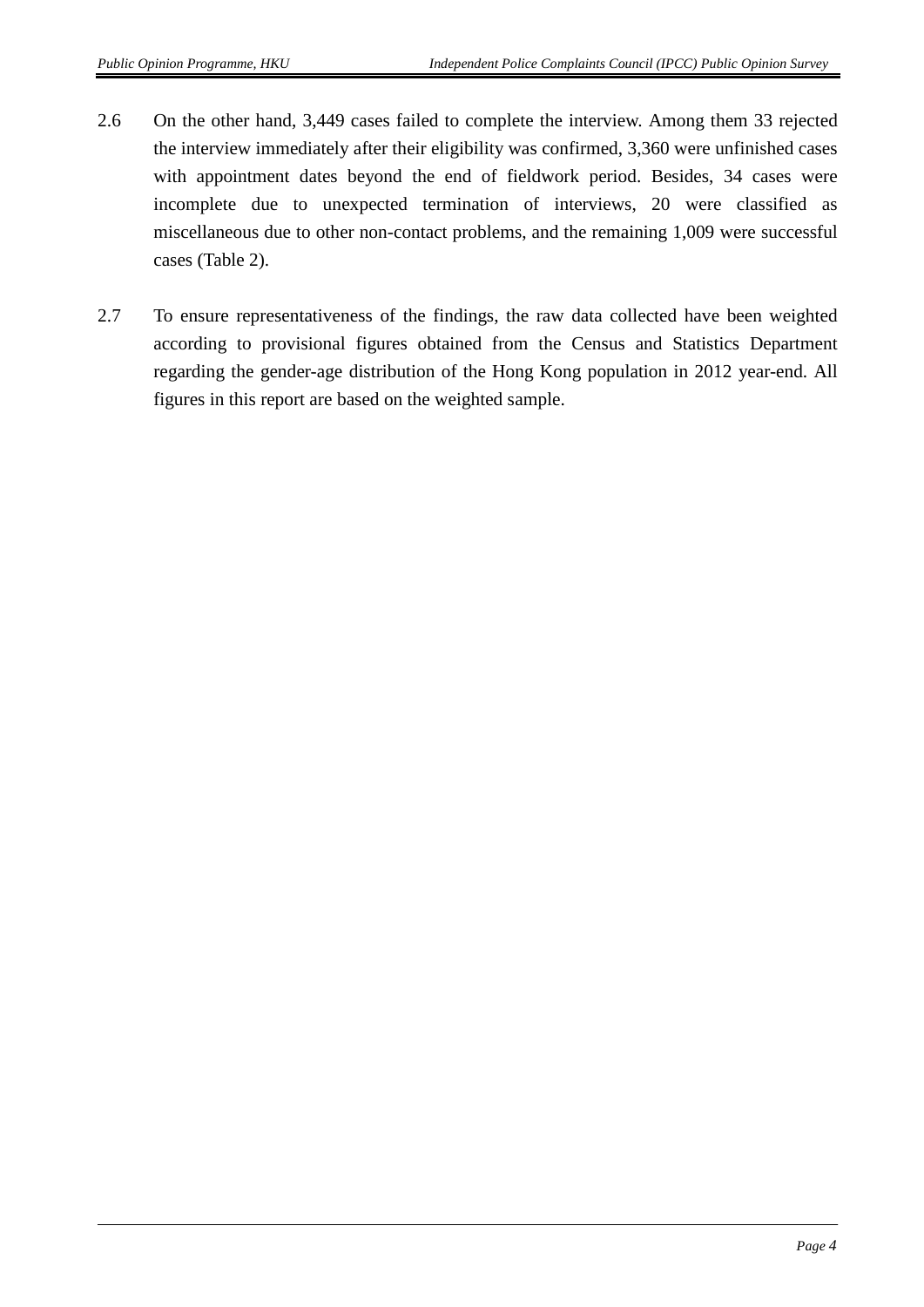2.6 On the other hand, 3,449 cases failed to complete the interview. Among them 33 rejected the interview immediately after their eligibility was confirmed, 3,360 were unfinished cases with appointment dates beyond the end of fieldwork period. Besides, 34 cases were incomplete due to unexpected termination of interviews, 20 were classified as miscellaneous due to other non-contact problems, and the remaining 1,009 were successful cases (Table 2).

2.7 To ensure representativeness of the findings, the raw data collected have been weighted according to provisional figures obtained from the Census and Statistics Department regarding the gender-age distribution of the Hong Kong population in 2012 year-end. All figures in this report are based on the weighted sample.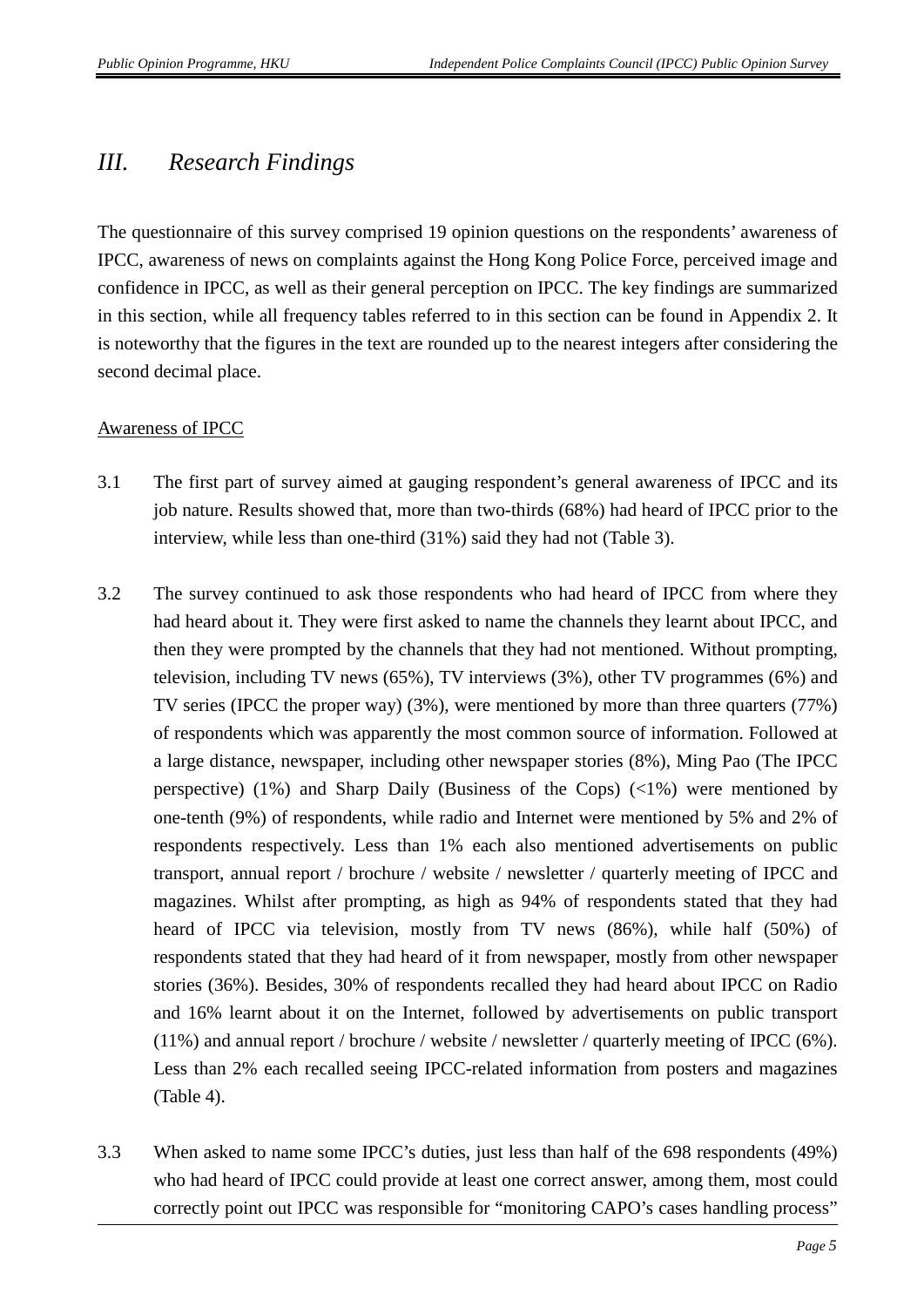# III. Research Findings

The questionnaire of this survey comprised 19 opinion questions on the respondents' awareness of IPCC, awareness of news on complaints against the Hong Kong Police Force, perceived image and confidence in IPCC, as well as their general perception on IPCC. The key findings are summarized in this section, while all frequency tables referred to in this section can be found in Appendix 2. It is noteworthy that the figures in the text are rounded up to the nearest integers after considering the second decimal place.

## Awareness of IPCC

3.1 The first part of survey aimed at gauging respondent's general awareness of IPCC and its job nature. Results showed that, more than two-thirds (68%) had heard of IPCC prior to the interview, while less than one-third (31%) said they had not (Table 3).

3.2 The survey continued to ask those respondents who had heard of IPCC from where they had heard about it. They were first asked to name the channels they learnt about IPCC, and then they were prompted by the channels that they had not mentioned. Without prompting, television, including TV news (65%), TV interviews (3%), other TV programmes (6%) and TV series (IPCC the proper way) (3%), were mentioned by more than three quarters (77%) of respondents which was apparently the most common source of information. Followed at a large distance, newspaper, including other newspaper stories (8%), Ming Pao (The IPCC perspective) (1%) and Sharp Daily (Business of the Cops) (<1%) were mentioned by one-tenth (9%) of respondents, while radio and Internet were mentioned by 5% and 2% of respondents respectively. Less than 1% each also mentioned advertisements on public transport, annual report / brochure / website / newsletter / quarterly meeting of IPCC and magazines. Whilst after prompting, as high as 94% of respondents stated that they had heard of IPCC via television, mostly from TV news (86%), while half (50%) of respondents stated that they had heard of it from newspaper, mostly from other newspaper stories (36%). Besides, 30% of respondents recalled they had heard about IPCC on Radio and 16% learnt about it on the Internet, followed by advertisements on public transport (11%) and annual report / brochure / website / newsletter / quarterly meeting of IPCC (6%). Less than 2% each recalled seeing IPCC-related information from posters and magazines (Table 4).

3.3 When asked to name some IPCC's duties, just less than half of the 698 respondents (49%) who had heard of IPCC could provide at least one correct answer, among them, most could correctly point out IPCC was responsible for "monitoring CAPO's cases handling process"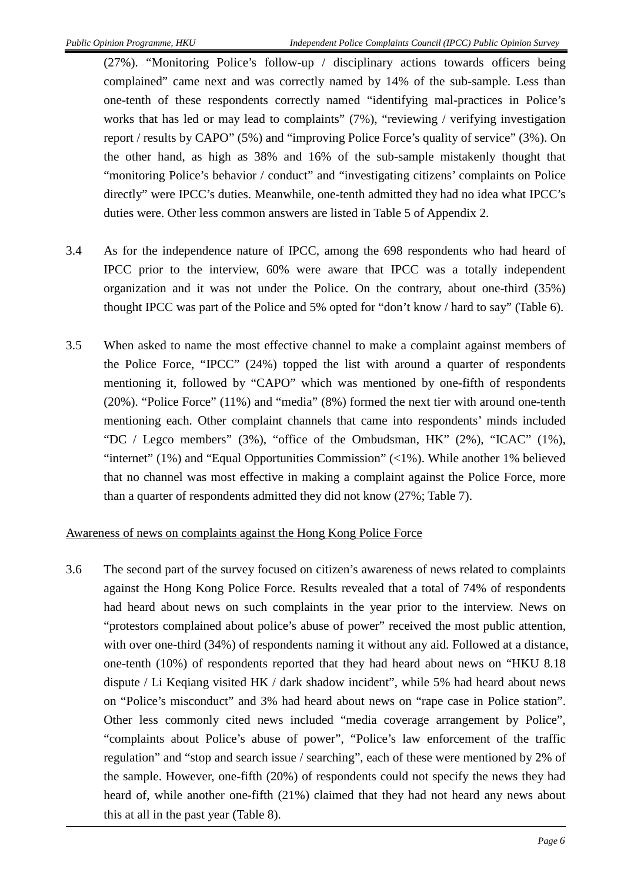(27%). "Monitoring Police's follow-up / disciplinary actions towards officers being complained" came next and was correctly named by 14% of the sub-sample. Less than one-tenth of these respondents correctly named "identifying mal-practices in Police's works that has led or may lead to complaints" (7%), "reviewing / verifying investigation report / results by CAPO" (5%) and "improving Police Force's quality of service" (3%). On the other hand, as high as 38% and 16% of the sub-sample mistakenly thought that "monitoring Police's behavior / conduct" and "investigating citizens' complaints on Police directly" were IPCC's duties. Meanwhile, one-tenth admitted they had no idea what IPCC's duties were. Other less common answers are listed in Table 5 of Appendix 2.

3.4 As for the independence nature of IPCC, among the 698 respondents who had heard of IPCC prior to the interview, 60% were aware that IPCC was a totally independent organization and it was not under the Police. On the contrary, about one-third (35%) thought IPCC was part of the Police and 5% opted for "don't know / hard to say" (Table 6).

3.5 When asked to name the most effective channel to make a complaint against members of the Police Force, "IPCC" (24%) topped the list with around a quarter of respondents mentioning it, followed by "CAPO" which was mentioned by one-fifth of respondents (20%). "Police Force" (11%) and "media" (8%) formed the next tier with around one-tenth mentioning each. Other complaint channels that came into respondents' minds included "DC / Legco members" (3%), "office of the Ombudsman, HK" (2%), "ICAC" (1%), "internet" (1%) and "Equal Opportunities Commission" (<1%). While another 1% believed that no channel was most effective in making a complaint against the Police Force, more than a quarter of respondents admitted they did not know (27%; Table 7).

<u>Awareness of news on complaints against the Hong Kong Police Force</u>

3.6 The second part of the survey focused on citizen's awareness of news related to complaints against the Hong Kong Police Force. Results revealed that a total of 74% of respondents had heard about news on such complaints in the year prior to the interview. News on "protestors complained about police's abuse of power" received the most public attention, with over one-third (34%) of respondents naming it without any aid. Followed at a distance, one-tenth (10%) of respondents reported that they had heard about news on "HKU 8.18 dispute / Li Keqiang visited HK / dark shadow incident", while 5% had heard about news on "Police's misconduct" and 3% had heard about news on "rape case in Police station". Other less commonly cited news included "media coverage arrangement by Police", "complaints about Police's abuse of power", "Police's law enforcement of the traffic regulation" and "stop and search issue / searching", each of these were mentioned by 2% of the sample. However, one-fifth (20%) of respondents could not specify the news they had heard of, while another one-fifth (21%) claimed that they had not heard any news about this at all in the past year (Table 8).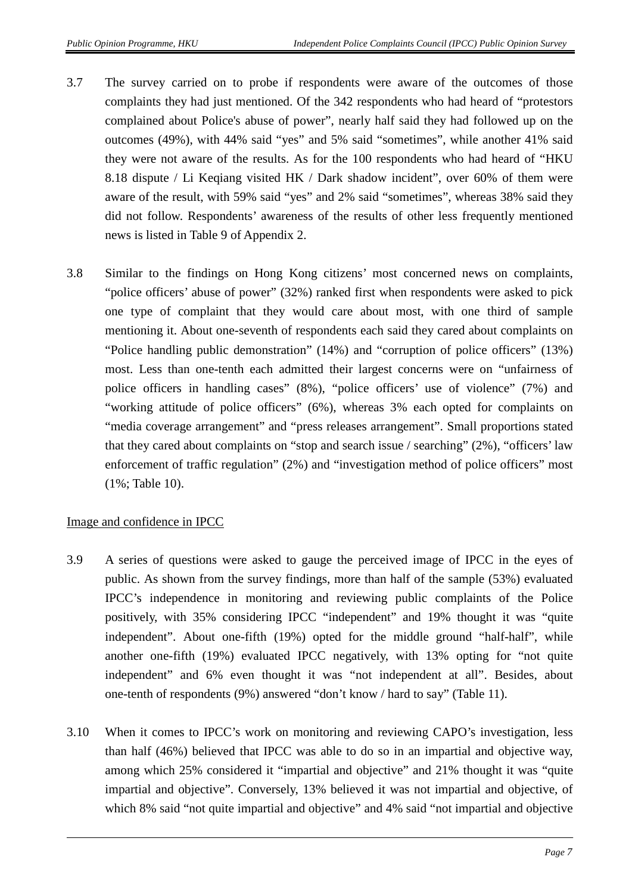3.7 The survey carried on to probe if respondents were aware of the outcomes of those complaints they had just mentioned. Of the 342 respondents who had heard of "protestors complained about Police's abuse of power", nearly half said they had followed up on the outcomes (49%), with 44% said "yes" and 5% said "sometimes", while another 41% said they were not aware of the results. As for the 100 respondents who had heard of "HKU 8.18 dispute / Li Keqiang visited HK / Dark shadow incident", over 60% of them were aware of the result, with 59% said "yes" and 2% said "sometimes", whereas 38% said they did not follow. Respondents' awareness of the results of other less frequently mentioned news is listed in Table 9 of Appendix 2.

3.8 Similar to the findings on Hong Kong citizens' most concerned news on complaints, "police officers' abuse of power" (32%) ranked first when respondents were asked to pick one type of complaint that they would care about most, with one third of sample mentioning it. About one-seventh of respondents each said they cared about complaints on "Police handling public demonstration" (14%) and "corruption of police officers" (13%) most. Less than one-tenth each admitted their largest concerns were on "unfairness of police officers in handling cases" (8%), "police officers' use of violence" (7%) and "working attitude of police officers" (6%), whereas 3% each opted for complaints on "media coverage arrangement" and "press releases arrangement". Small proportions stated that they cared about complaints on "stop and search issue / searching" (2%), "officers' law enforcement of traffic regulation" (2%) and "investigation method of police officers" most (1%; Table 10).

<u>Image and confidence in IPCC</u>

3.9 A series of questions were asked to gauge the perceived image of IPCC in the eyes of public. As shown from the survey findings, more than half of the sample (53%) evaluated IPCC's independence in monitoring and reviewing public complaints of the Police positively, with 35% considering IPCC "independent" and 19% thought it was "quite independent". About one-fifth (19%) opted for the middle ground "half-half", while another one-fifth (19%) evaluated IPCC negatively, with 13% opting for "not quite independent" and 6% even thought it was "not independent at all". Besides, about one-tenth of respondents (9%) answered "don't know / hard to say" (Table 11).

3.10 When it comes to IPCC's work on monitoring and reviewing CAPO's investigation, less than half (46%) believed that IPCC was able to do so in an impartial and objective way, among which 25% considered it "impartial and objective" and 21% thought it was "quite impartial and objective". Conversely, 13% believed it was not impartial and objective, of which 8% said "not quite impartial and objective" and 4% said "not impartial and objective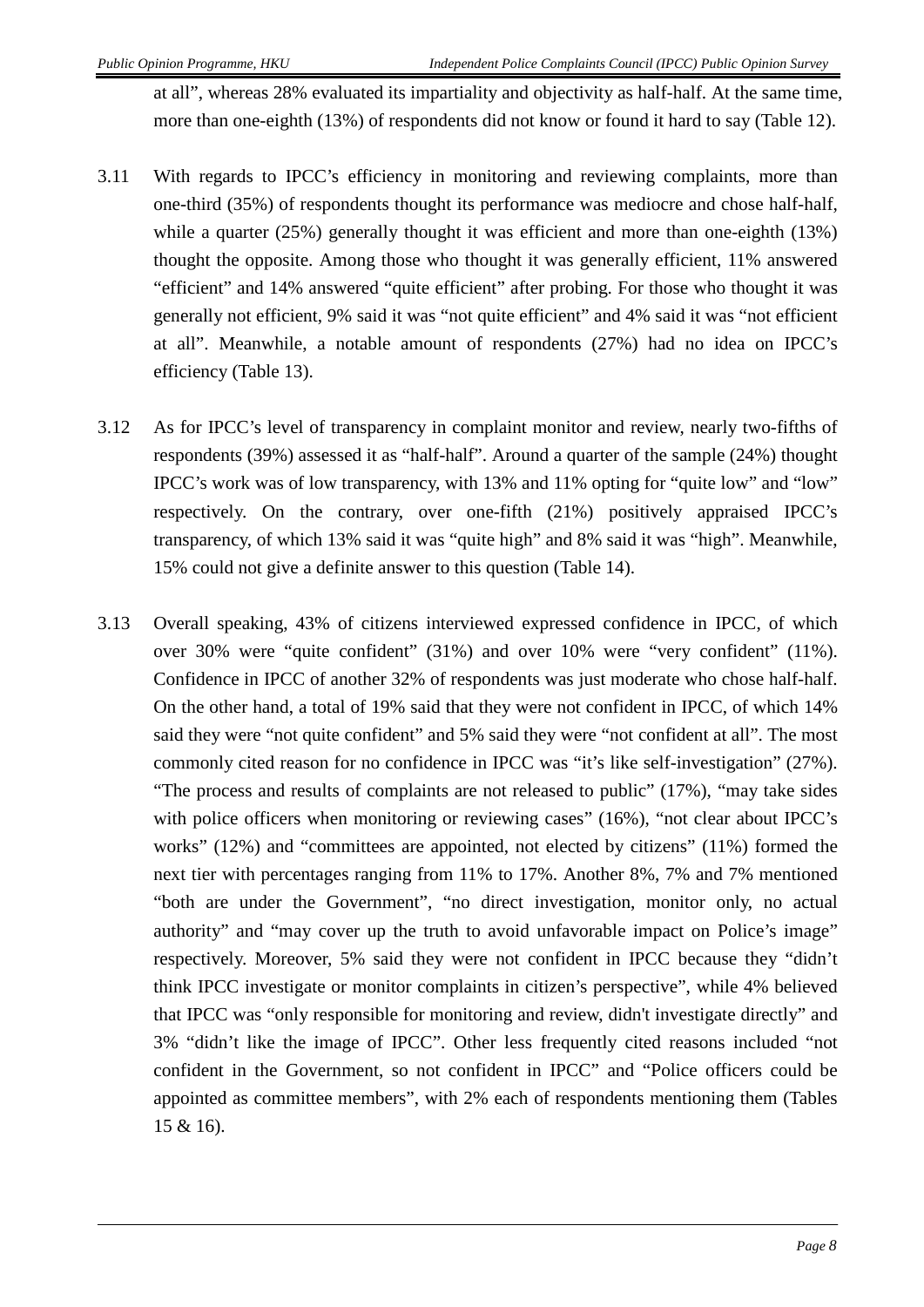at all", whereas 28% evaluated its impartiality and objectivity as half-half. At the same time, more than one-eighth (13%) of respondents did not know or found it hard to say (Table 12).

3.11 With regards to IPCC's efficiency in monitoring and reviewing complaints, more than one-third (35%) of respondents thought its performance was mediocre and chose half-half, while a quarter (25%) generally thought it was efficient and more than one-eighth (13%) thought the opposite. Among those who thought it was generally efficient, 11% answered "efficient" and 14% answered "quite efficient" after probing. For those who thought it was generally not efficient, 9% said it was "not quite efficient" and 4% said it was "not efficient at all". Meanwhile, a notable amount of respondents (27%) had no idea on IPCC's efficiency (Table 13).

3.12 As for IPCC's level of transparency in complaint monitor and review, nearly two-fifths of respondents (39%) assessed it as "half-half". Around a quarter of the sample (24%) thought IPCC's work was of low transparency, with 13% and 11% opting for "quite low" and "low" respectively. On the contrary, over one-fifth (21%) positively appraised IPCC's transparency, of which 13% said it was "quite high" and 8% said it was "high". Meanwhile, 15% could not give a definite answer to this question (Table 14).

3.13 Overall speaking, 43% of citizens interviewed expressed confidence in IPCC, of which over 30% were "quite confident" (31%) and over 10% were "very confident" (11%). Confidence in IPCC of another 32% of respondents was just moderate who chose half-half. On the other hand, a total of 19% said that they were not confident in IPCC, of which 14% said they were "not quite confident" and 5% said they were "not confident at all". The most commonly cited reason for no confidence in IPCC was "it's like self-investigation" (27%). "The process and results of complaints are not released to public" (17%), "may take sides with police officers when monitoring or reviewing cases" (16%), "not clear about IPCC's works" (12%) and "committees are appointed, not elected by citizens" (11%) formed the next tier with percentages ranging from 11% to 17%. Another 8%, 7% and 7% mentioned "both are under the Government", "no direct investigation, monitor only, no actual authority" and "may cover up the truth to avoid unfavorable impact on Police's image" respectively. Moreover, 5% said they were not confident in IPCC because they "didn't think IPCC investigate or monitor complaints in citizen's perspective", while 4% believed that IPCC was "only responsible for monitoring and review, didn't investigate directly" and 3% "didn't like the image of IPCC". Other less frequently cited reasons included "not confident in the Government, so not confident in IPCC" and "Police officers could be appointed as committee members", with 2% each of respondents mentioning them (Tables 15 & 16).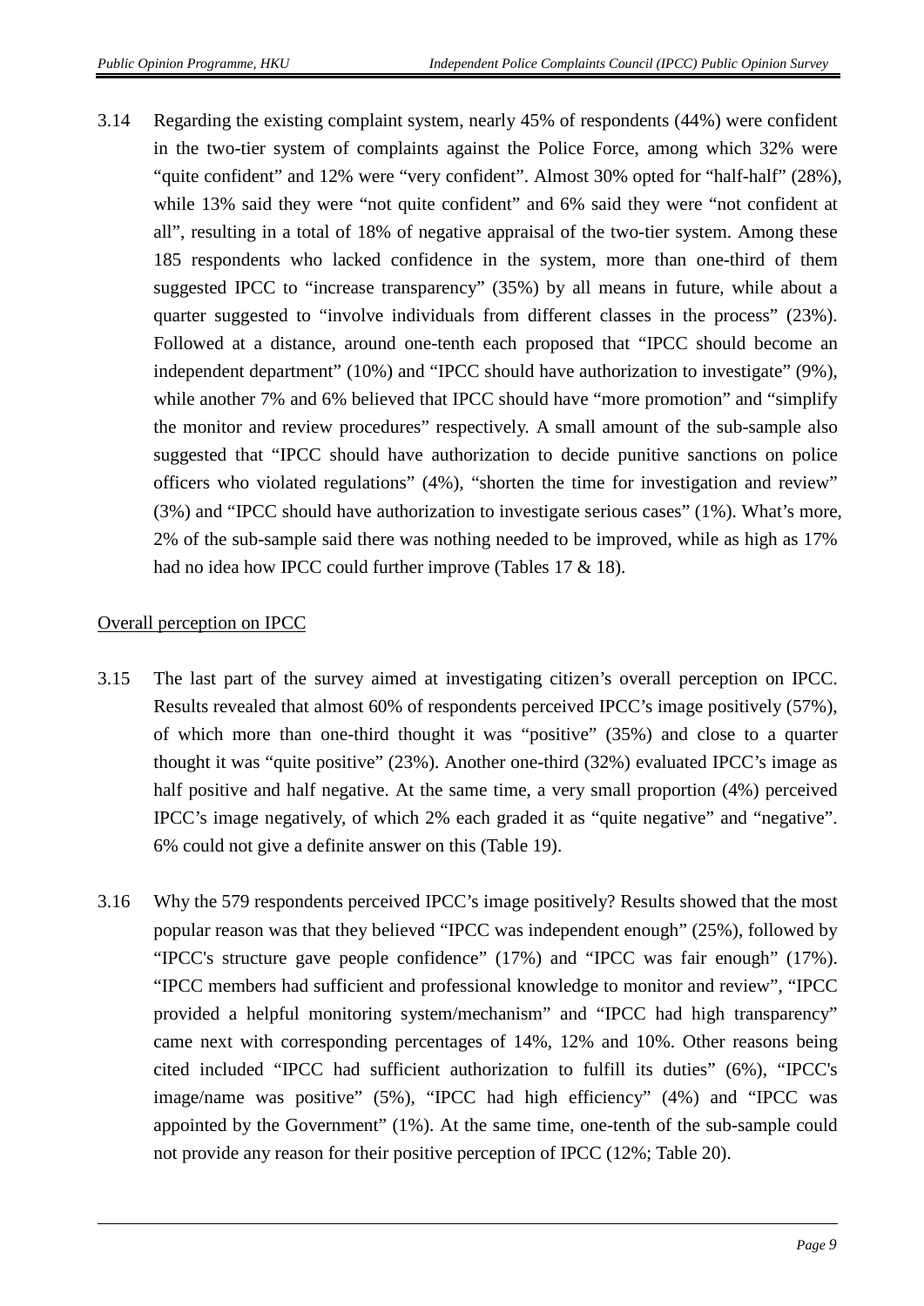3.14 Regarding the existing complaint system, nearly 45% of respondents (44%) were confident in the two-tier system of complaints against the Police Force, among which 32% were "quite confident" and 12% were "very confident". Almost 30% opted for "half-half" (28%), while 13% said they were "not quite confident" and 6% said they were "not confident at all", resulting in a total of 18% of negative appraisal of the two-tier system. Among these 185 respondents who lacked confidence in the system, more than one-third of them suggested IPCC to "increase transparency" (35%) by all means in future, while about a quarter suggested to "involve individuals from different classes in the process" (23%). Followed at a distance, around one-tenth each proposed that "IPCC should become an independent department" (10%) and "IPCC should have authorization to investigate" (9%), while another 7% and 6% believed that IPCC should have "more promotion" and "simplify the monitor and review procedures" respectively. A small amount of the sub-sample also suggested that "IPCC should have authorization to decide punitive sanctions on police officers who violated regulations" (4%), "shorten the time for investigation and review" (3%) and "IPCC should have authorization to investigate serious cases" (1%). What's more, 2% of the sub-sample said there was nothing needed to be improved, while as high as 17% had no idea how IPCC could further improve (Tables 17 & 18).

<u>Overall perception on IPCC</u>

3.15 The last part of the survey aimed at investigating citizen's overall perception on IPCC. Results revealed that almost 60% of respondents perceived IPCC's image positively (57%), of which more than one-third thought it was "positive" (35%) and close to a quarter thought it was "quite positive" (23%). Another one-third (32%) evaluated IPCC's image as half positive and half negative. At the same time, a very small proportion (4%) perceived IPCC's image negatively, of which 2% each graded it as "quite negative" and "negative". 6% could not give a definite answer on this (Table 19).

3.16 Why the 579 respondents perceived IPCC's image positively? Results showed that the most popular reason was that they believed "IPCC was independent enough" (25%), followed by "IPCC's structure gave people confidence" (17%) and "IPCC was fair enough" (17%). "IPCC members had sufficient and professional knowledge to monitor and review", "IPCC provided a helpful monitoring system/mechanism" and "IPCC had high transparency" came next with corresponding percentages of 14%, 12% and 10%. Other reasons being cited included "IPCC had sufficient authorization to fulfill its duties" (6%), "IPCC's image/name was positive" (5%), "IPCC had high efficiency" (4%) and "IPCC was appointed by the Government" (1%). At the same time, one-tenth of the sub-sample could not provide any reason for their positive perception of IPCC (12%; Table 20).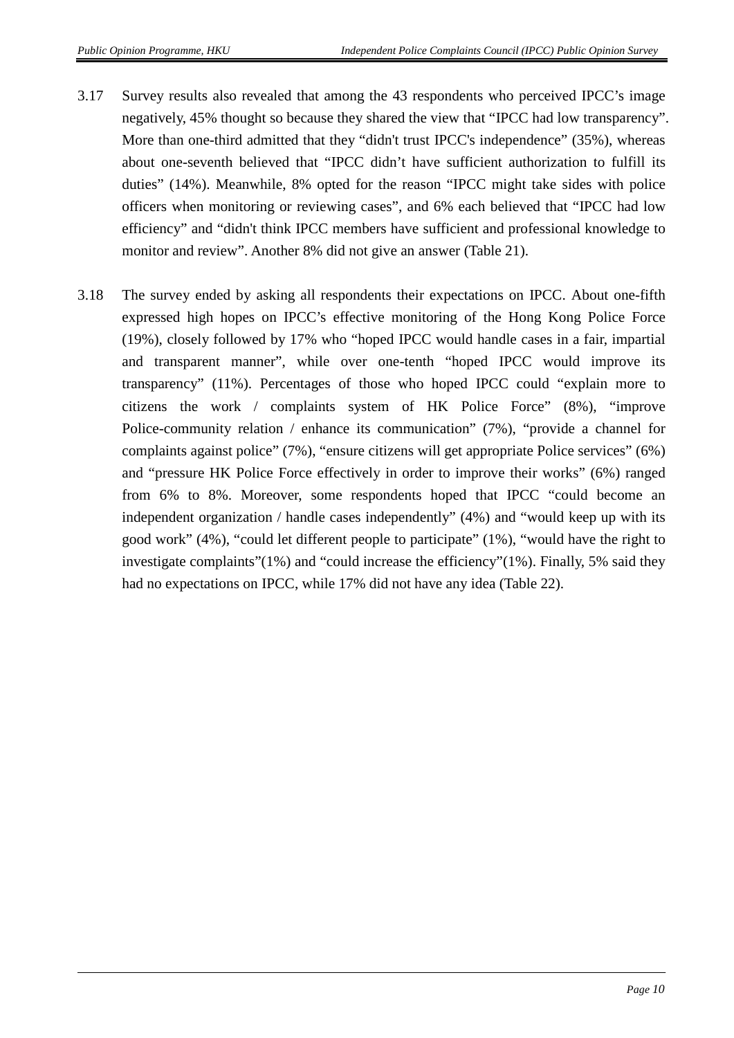3.17 Survey results also revealed that among the 43 respondents who perceived IPCC's image negatively, 45% thought so because they shared the view that "IPCC had low transparency". More than one-third admitted that they "didn't trust IPCC's independence" (35%), whereas about one-seventh believed that "IPCC didn't have sufficient authorization to fulfill its duties" (14%). Meanwhile, 8% opted for the reason "IPCC might take sides with police officers when monitoring or reviewing cases", and 6% each believed that "IPCC had low efficiency" and "didn't think IPCC members have sufficient and professional knowledge to monitor and review". Another 8% did not give an answer (Table 21).

3.18 The survey ended by asking all respondents their expectations on IPCC. About one-fifth expressed high hopes on IPCC's effective monitoring of the Hong Kong Police Force (19%), closely followed by 17% who "hoped IPCC would handle cases in a fair, impartial and transparent manner", while over one-tenth "hoped IPCC would improve its transparency" (11%). Percentages of those who hoped IPCC could "explain more to citizens the work / complaints system of HK Police Force" (8%), "improve Police-community relation / enhance its communication" (7%), "provide a channel for complaints against police" (7%), "ensure citizens will get appropriate Police services" (6%) and "pressure HK Police Force effectively in order to improve their works" (6%) ranged from 6% to 8%. Moreover, some respondents hoped that IPCC "could become an independent organization / handle cases independently" (4%) and "would keep up with its good work" (4%), "could let different people to participate" (1%), "would have the right to investigate complaints"(1%) and "could increase the efficiency"(1%). Finally, 5% said they had no expectations on IPCC, while 17% did not have any idea (Table 22).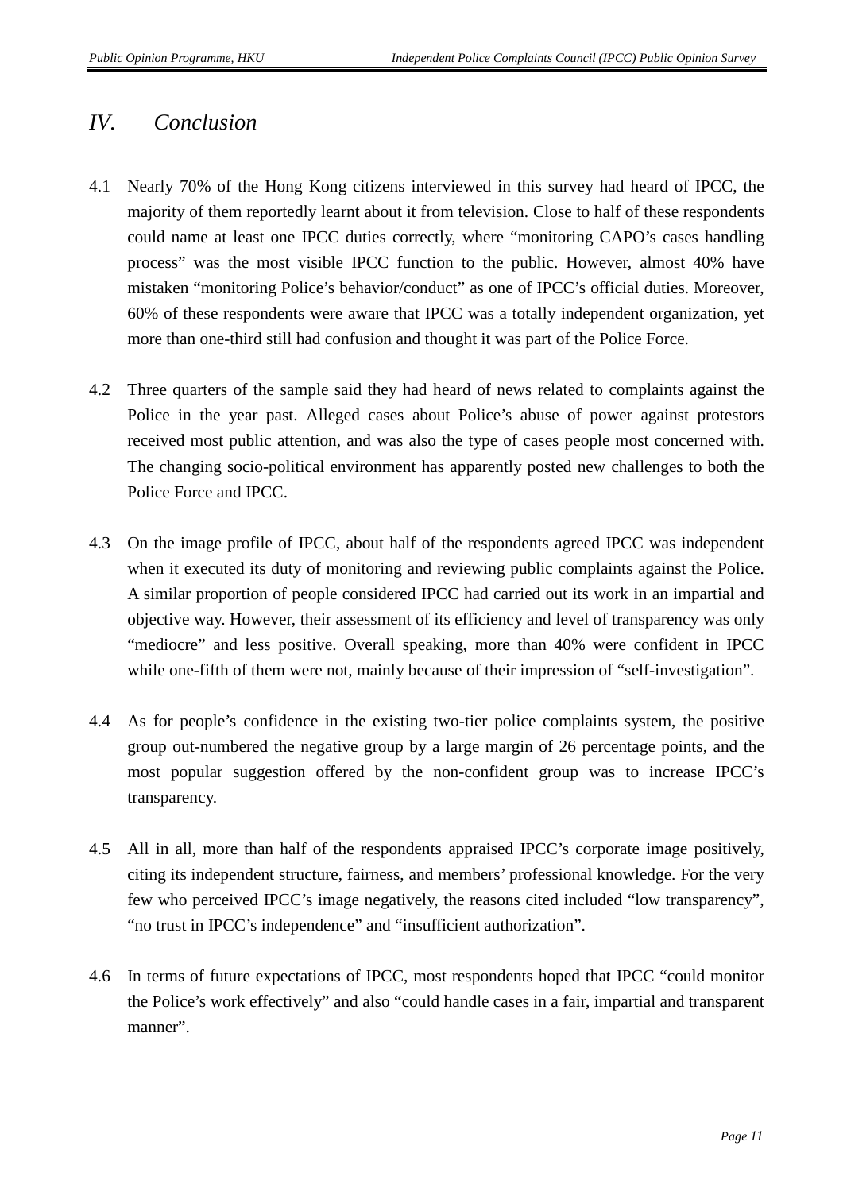# *IV. Conclusion*

4.1 Nearly 70% of the Hong Kong citizens interviewed in this survey had heard of IPCC, the majority of them reportedly learnt about it from television. Close to half of these respondents could name at least one IPCC duties correctly, where "monitoring CAPO's cases handling process" was the most visible IPCC function to the public. However, almost 40% have mistaken "monitoring Police's behavior/conduct" as one of IPCC's official duties. Moreover, 60% of these respondents were aware that IPCC was a totally independent organization, yet more than one-third still had confusion and thought it was part of the Police Force.

4.2 Three quarters of the sample said they had heard of news related to complaints against the Police in the year past. Alleged cases about Police's abuse of power against protestors received most public attention, and was also the type of cases people most concerned with. The changing socio-political environment has apparently posted new challenges to both the Police Force and IPCC.

4.3 On the image profile of IPCC, about half of the respondents agreed IPCC was independent when it executed its duty of monitoring and reviewing public complaints against the Police. A similar proportion of people considered IPCC had carried out its work in an impartial and objective way. However, their assessment of its efficiency and level of transparency was only "mediocre" and less positive. Overall speaking, more than 40% were confident in IPCC while one-fifth of them were not, mainly because of their impression of "self-investigation".

4.4 As for people's confidence in the existing two-tier police complaints system, the positive group out-numbered the negative group by a large margin of 26 percentage points, and the most popular suggestion offered by the non-confident group was to increase IPCC's transparency.

4.5 All in all, more than half of the respondents appraised IPCC's corporate image positively, citing its independent structure, fairness, and members' professional knowledge. For the very few who perceived IPCC's image negatively, the reasons cited included "low transparency", "no trust in IPCC's independence" and "insufficient authorization".

4.6 In terms of future expectations of IPCC, most respondents hoped that IPCC "could monitor the Police's work effectively" and also "could handle cases in a fair, impartial and transparent manner".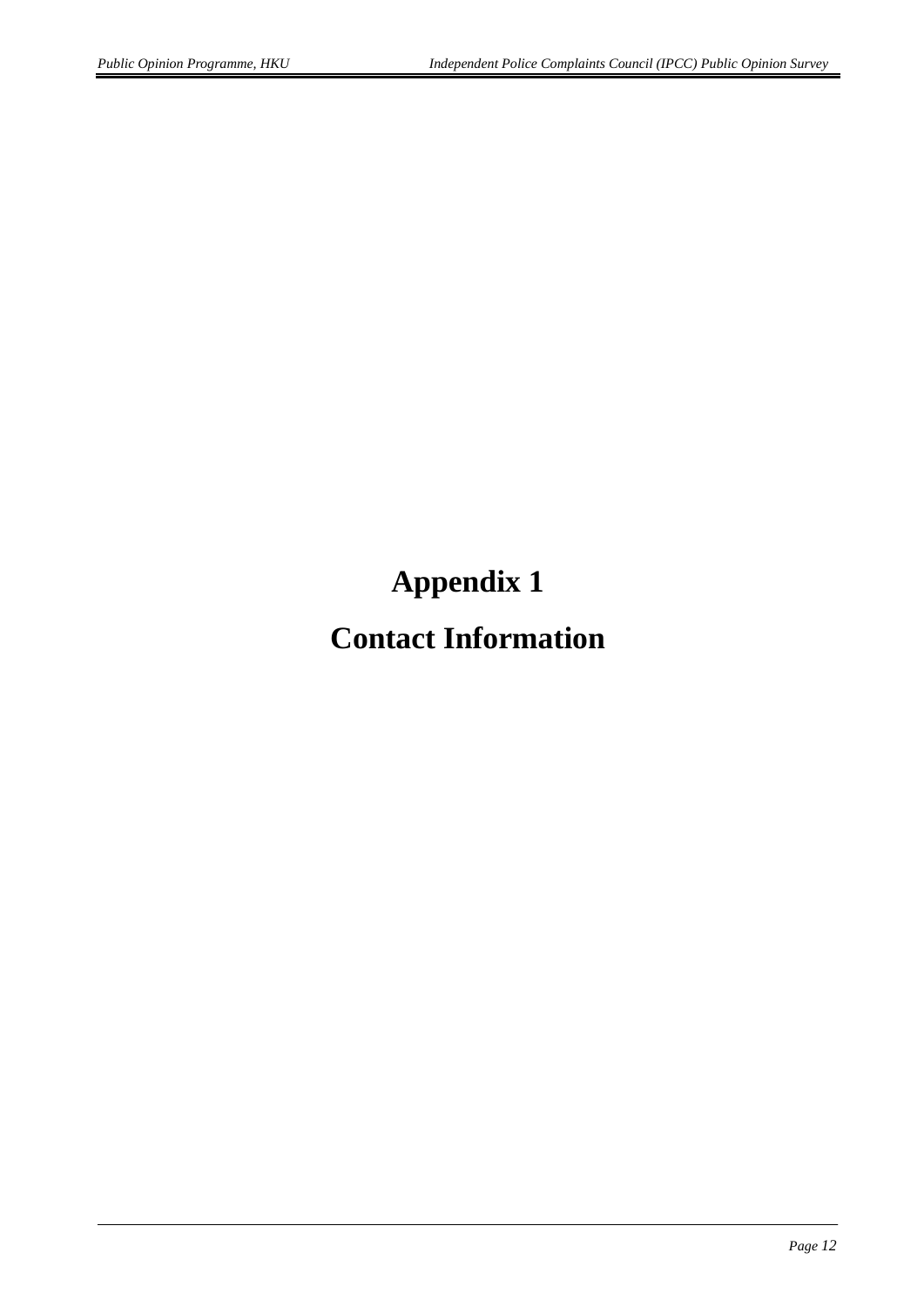# Appendix 1

# Contact Information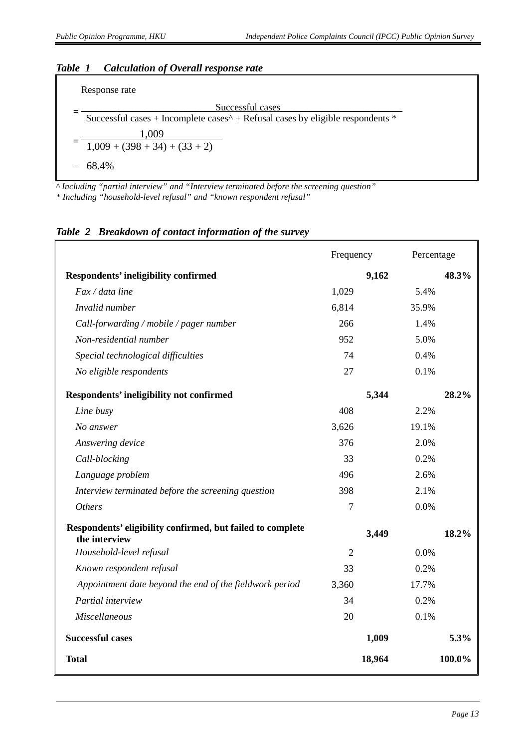***Table 1 Calculation of Overall response rate***

Response rate

$$= \frac{\text{Successful cases}}{\text{Successful cases + Incomplete cases}^\wedge + \text{Refusal cases by eligible respondents}^*}$$

$$= \frac{1{,}009}{1{,}009 + (398 + 34) + (33 + 2)}$$

$$= 68.4\%$$

*^ Including "partial interview" and "Interview terminated before the screening question"*
*\* Including "household-level refusal" and "known respondent refusal"*

***Table 2 Breakdown of contact information of the survey***

| | Frequency | | Percentage | |
|---|---|---|---|---|
| **Respondents' ineligibility confirmed** | | **9,162** | | **48.3%** |
| *Fax / data line* | 1,029 | | 5.4% | |
| *Invalid number* | 6,814 | | 35.9% | |
| *Call-forwarding / mobile / pager number* | 266 | | 1.4% | |
| *Non-residential number* | 952 | | 5.0% | |
| *Special technological difficulties* | 74 | | 0.4% | |
| *No eligible respondents* | 27 | | 0.1% | |
| **Respondents' ineligibility not confirmed** | | **5,344** | | **28.2%** |
| *Line busy* | 408 | | 2.2% | |
| *No answer* | 3,626 | | 19.1% | |
| *Answering device* | 376 | | 2.0% | |
| *Call-blocking* | 33 | | 0.2% | |
| *Language problem* | 496 | | 2.6% | |
| *Interview terminated before the screening question* | 398 | | 2.1% | |
| *Others* | 7 | | 0.0% | |
| **Respondents' eligibility confirmed, but failed to complete the interview** | | **3,449** | | **18.2%** |
| *Household-level refusal* | 2 | | 0.0% | |
| *Known respondent refusal* | 33 | | 0.2% | |
| *Appointment date beyond the end of the fieldwork period* | 3,360 | | 17.7% | |
| *Partial interview* | 34 | | 0.2% | |
| *Miscellaneous* | 20 | | 0.1% | |
| **Successful cases** | | **1,009** | | **5.3%** |
| **Total** | | **18,964** | | **100.0%** |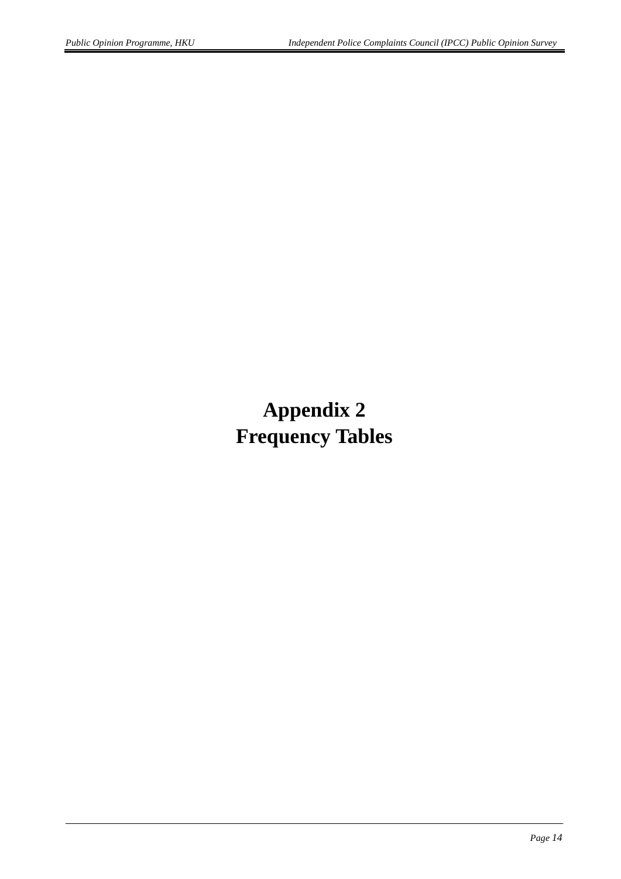# Appendix 2
# Frequency Tables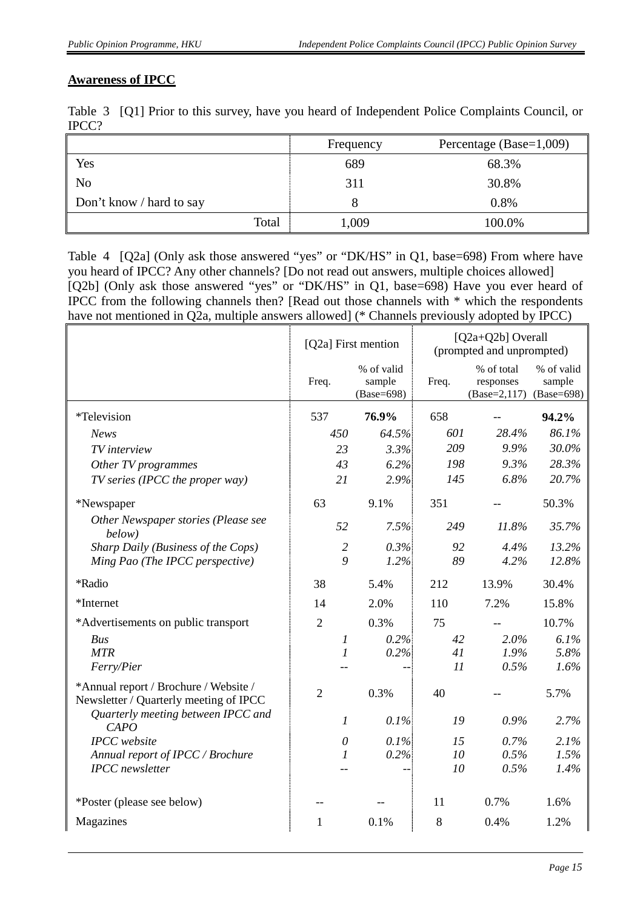**Awareness of IPCC**

Table 3 [Q1] Prior to this survey, have you heard of Independent Police Complaints Council, or IPCC?

| | Frequency | Percentage (Base=1,009) |
|---|---|---|
| Yes | 689 | 68.3% |
| No | 311 | 30.8% |
| Don't know / hard to say | 8 | 0.8% |
| Total | 1,009 | 100.0% |

Table 4 [Q2a] (Only ask those answered "yes" or "DK/HS" in Q1, base=698) From where have you heard of IPCC? Any other channels? [Do not read out answers, multiple choices allowed]
[Q2b] (Only ask those answered "yes" or "DK/HS" in Q1, base=698) Have you ever heard of IPCC from the following channels then? [Read out those channels with * which the respondents have not mentioned in Q2a, multiple answers allowed] (* Channels previously adopted by IPCC)

| | [Q2a] First mention | | [Q2a+Q2b] Overall (prompted and unprompted) | | |
|---|---|---|---|---|---|
| | Freq. | % of valid sample (Base=698) | Freq. | % of total responses (Base=2,117) | % of valid sample (Base=698) |
| *Television | 537 | **76.9%** | 658 | -- | **94.2%** |
| *News* | *450* | *64.5%* | *601* | *28.4%* | *86.1%* |
| *TV interview* | *23* | *3.3%* | *209* | *9.9%* | *30.0%* |
| *Other TV programmes* | *43* | *6.2%* | *198* | *9.3%* | *28.3%* |
| *TV series (IPCC the proper way)* | *21* | *2.9%* | *145* | *6.8%* | *20.7%* |
| *Newspaper | 63 | 9.1% | 351 | -- | 50.3% |
| *Other Newspaper stories (Please see below)* | *52* | *7.5%* | *249* | *11.8%* | *35.7%* |
| *Sharp Daily (Business of the Cops)* | *2* | *0.3%* | *92* | *4.4%* | *13.2%* |
| *Ming Pao (The IPCC perspective)* | *9* | *1.2%* | *89* | *4.2%* | *12.8%* |
| *Radio | 38 | 5.4% | 212 | 13.9% | 30.4% |
| *Internet | 14 | 2.0% | 110 | 7.2% | 15.8% |
| *Advertisements on public transport | 2 | 0.3% | 75 | -- | 10.7% |
| *Bus* | *1* | *0.2%* | *42* | *2.0%* | *6.1%* |
| *MTR* | *1* | *0.2%* | *41* | *1.9%* | *5.8%* |
| *Ferry/Pier* | -- | -- | *11* | *0.5%* | *1.6%* |
| *Annual report / Brochure / Website / Newsletter / Quarterly meeting of IPCC | 2 | 0.3% | 40 | -- | 5.7% |
| *Quarterly meeting between IPCC and CAPO* | *1* | *0.1%* | *19* | *0.9%* | *2.7%* |
| *IPCC website* | *0* | *0.1%* | *15* | *0.7%* | *2.1%* |
| *Annual report of IPCC / Brochure* | *1* | *0.2%* | *10* | *0.5%* | *1.5%* |
| *IPCC newsletter* | -- | -- | *10* | *0.5%* | *1.4%* |
| *Poster (please see below) | -- | -- | 11 | 0.7% | 1.6% |
| Magazines | 1 | 0.1% | 8 | 0.4% | 1.2% |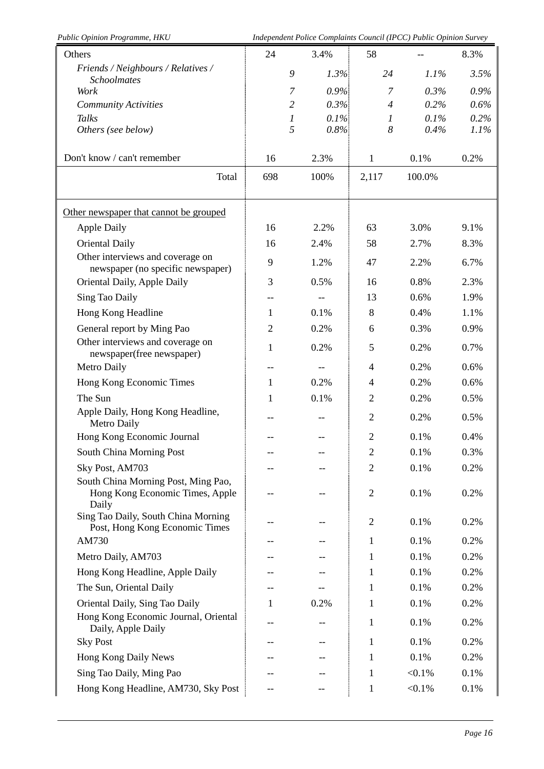| | | | | | |
|---|---|---|---|---|---|
| Others | 24 | 3.4% | 58 | -- | 8.3% |
| *Friends / Neighbours / Relatives / Schoolmates* | *9* | *1.3%* | *24* | *1.1%* | *3.5%* |
| *Work* | *7* | *0.9%* | *7* | *0.3%* | *0.9%* |
| *Community Activities* | *2* | *0.3%* | *4* | *0.2%* | *0.6%* |
| *Talks* | *1* | *0.1%* | *1* | *0.1%* | *0.2%* |
| *Others (see below)* | *5* | *0.8%* | *8* | *0.4%* | *1.1%* |
| Don't know / can't remember | 16 | 2.3% | 1 | 0.1% | 0.2% |
| Total | 698 | 100% | 2,117 | 100.0% | |
| Other newspaper that cannot be grouped | | | | | |
| Apple Daily | 16 | 2.2% | 63 | 3.0% | 9.1% |
| Oriental Daily | 16 | 2.4% | 58 | 2.7% | 8.3% |
| Other interviews and coverage on newspaper (no specific newspaper) | 9 | 1.2% | 47 | 2.2% | 6.7% |
| Oriental Daily, Apple Daily | 3 | 0.5% | 16 | 0.8% | 2.3% |
| Sing Tao Daily | -- | -- | 13 | 0.6% | 1.9% |
| Hong Kong Headline | 1 | 0.1% | 8 | 0.4% | 1.1% |
| General report by Ming Pao | 2 | 0.2% | 6 | 0.3% | 0.9% |
| Other interviews and coverage on newspaper(free newspaper) | 1 | 0.2% | 5 | 0.2% | 0.7% |
| Metro Daily | -- | -- | 4 | 0.2% | 0.6% |
| Hong Kong Economic Times | 1 | 0.2% | 4 | 0.2% | 0.6% |
| The Sun | 1 | 0.1% | 2 | 0.2% | 0.5% |
| Apple Daily, Hong Kong Headline, Metro Daily | -- | -- | 2 | 0.2% | 0.5% |
| Hong Kong Economic Journal | -- | -- | 2 | 0.1% | 0.4% |
| South China Morning Post | -- | -- | 2 | 0.1% | 0.3% |
| Sky Post, AM703 | -- | -- | 2 | 0.1% | 0.2% |
| South China Morning Post, Ming Pao, Hong Kong Economic Times, Apple Daily | -- | -- | 2 | 0.1% | 0.2% |
| Sing Tao Daily, South China Morning Post, Hong Kong Economic Times | -- | -- | 2 | 0.1% | 0.2% |
| AM730 | -- | -- | 1 | 0.1% | 0.2% |
| Metro Daily, AM703 | -- | -- | 1 | 0.1% | 0.2% |
| Hong Kong Headline, Apple Daily | -- | -- | 1 | 0.1% | 0.2% |
| The Sun, Oriental Daily | -- | -- | 1 | 0.1% | 0.2% |
| Oriental Daily, Sing Tao Daily | 1 | 0.2% | 1 | 0.1% | 0.2% |
| Hong Kong Economic Journal, Oriental Daily, Apple Daily | -- | -- | 1 | 0.1% | 0.2% |
| Sky Post | -- | -- | 1 | 0.1% | 0.2% |
| Hong Kong Daily News | -- | -- | 1 | 0.1% | 0.2% |
| Sing Tao Daily, Ming Pao | -- | -- | 1 | <0.1% | 0.1% |
| Hong Kong Headline, AM730, Sky Post | -- | -- | 1 | <0.1% | 0.1% |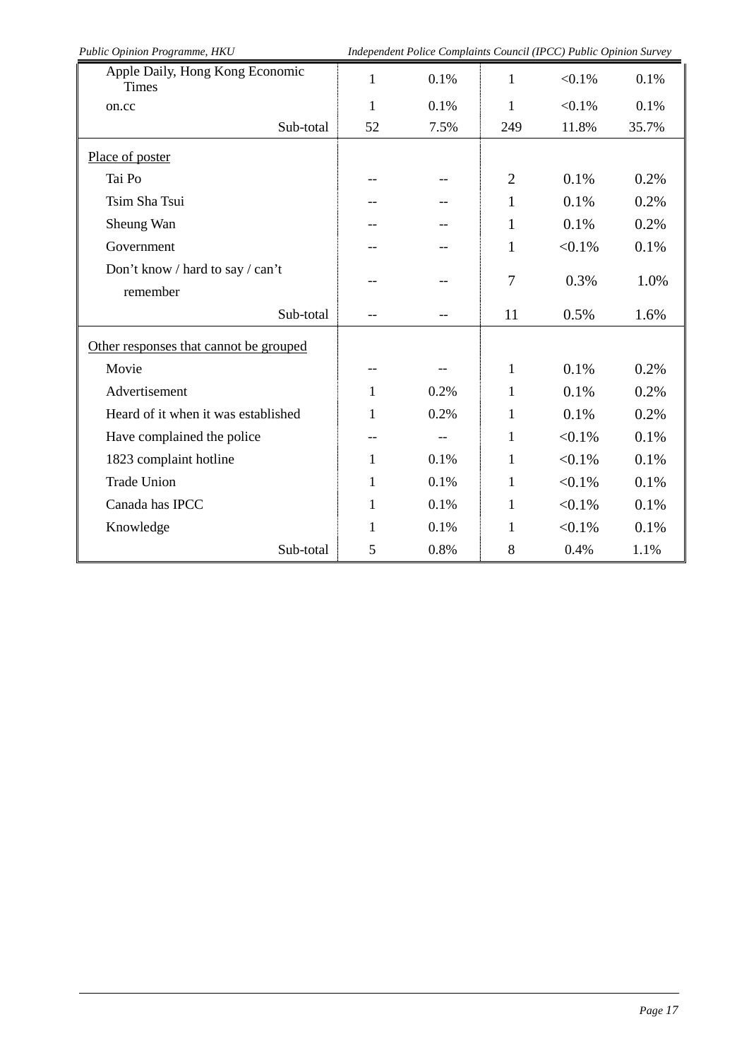| | | | | | |
|---|---|---|---|---|---|
| Apple Daily, Hong Kong Economic Times | 1 | 0.1% | 1 | <0.1% | 0.1% |
| on.cc | 1 | 0.1% | 1 | <0.1% | 0.1% |
| Sub-total | 52 | 7.5% | 249 | 11.8% | 35.7% |
| Place of poster | | | | | |
| Tai Po | -- | -- | 2 | 0.1% | 0.2% |
| Tsim Sha Tsui | -- | -- | 1 | 0.1% | 0.2% |
| Sheung Wan | -- | -- | 1 | 0.1% | 0.2% |
| Government | -- | -- | 1 | <0.1% | 0.1% |
| Don't know / hard to say / can't remember | -- | -- | 7 | 0.3% | 1.0% |
| Sub-total | -- | -- | 11 | 0.5% | 1.6% |
| Other responses that cannot be grouped | | | | | |
| Movie | -- | -- | 1 | 0.1% | 0.2% |
| Advertisement | 1 | 0.2% | 1 | 0.1% | 0.2% |
| Heard of it when it was established | 1 | 0.2% | 1 | 0.1% | 0.2% |
| Have complained the police | -- | -- | 1 | <0.1% | 0.1% |
| 1823 complaint hotline | 1 | 0.1% | 1 | <0.1% | 0.1% |
| Trade Union | 1 | 0.1% | 1 | <0.1% | 0.1% |
| Canada has IPCC | 1 | 0.1% | 1 | <0.1% | 0.1% |
| Knowledge | 1 | 0.1% | 1 | <0.1% | 0.1% |
| Sub-total | 5 | 0.8% | 8 | 0.4% | 1.1% |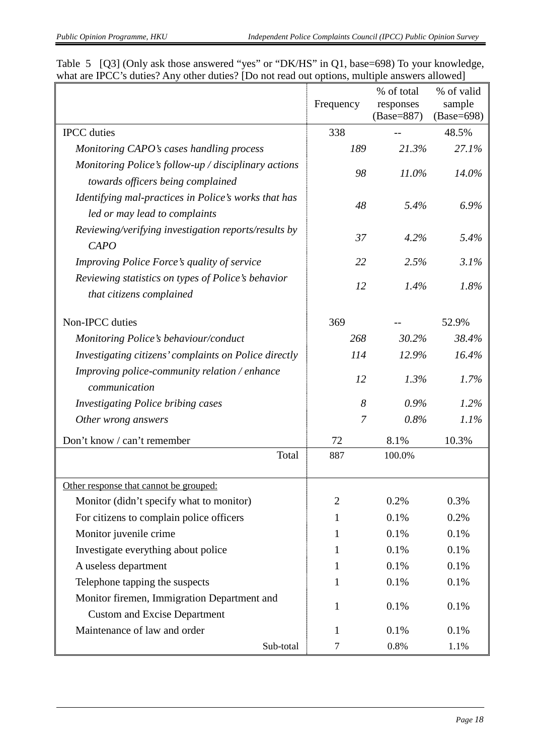Table 5 [Q3] (Only ask those answered “yes” or “DK/HS” in Q1, base=698) To your knowledge, what are IPCC’s duties? Any other duties? [Do not read out options, multiple answers allowed]

| | Frequency | % of total responses (Base=887) | % of valid sample (Base=698) |
|---|---|---|---|
| IPCC duties | 338 | -- | 48.5% |
| *Monitoring CAPO’s cases handling process* | *189* | *21.3%* | *27.1%* |
| *Monitoring Police’s follow-up / disciplinary actions towards officers being complained* | *98* | *11.0%* | *14.0%* |
| *Identifying mal-practices in Police’s works that has led or may lead to complaints* | *48* | *5.4%* | *6.9%* |
| *Reviewing/verifying investigation reports/results by CAPO* | *37* | *4.2%* | *5.4%* |
| *Improving Police Force’s quality of service* | *22* | *2.5%* | *3.1%* |
| *Reviewing statistics on types of Police’s behavior that citizens complained* | *12* | *1.4%* | *1.8%* |
| Non-IPCC duties | 369 | -- | 52.9% |
| *Monitoring Police’s behaviour/conduct* | *268* | *30.2%* | *38.4%* |
| *Investigating citizens’ complaints on Police directly* | *114* | *12.9%* | *16.4%* |
| *Improving police-community relation / enhance communication* | *12* | *1.3%* | *1.7%* |
| *Investigating Police bribing cases* | *8* | *0.9%* | *1.2%* |
| *Other wrong answers* | *7* | *0.8%* | *1.1%* |
| Don’t know / can’t remember | 72 | 8.1% | 10.3% |
| Total | 887 | 100.0% | |
| Other response that cannot be grouped: | | | |
| Monitor (didn’t specify what to monitor) | 2 | 0.2% | 0.3% |
| For citizens to complain police officers | 1 | 0.1% | 0.2% |
| Monitor juvenile crime | 1 | 0.1% | 0.1% |
| Investigate everything about police | 1 | 0.1% | 0.1% |
| A useless department | 1 | 0.1% | 0.1% |
| Telephone tapping the suspects | 1 | 0.1% | 0.1% |
| Monitor firemen, Immigration Department and Custom and Excise Department | 1 | 0.1% | 0.1% |
| Maintenance of law and order | 1 | 0.1% | 0.1% |
| Sub-total | 7 | 0.8% | 1.1% |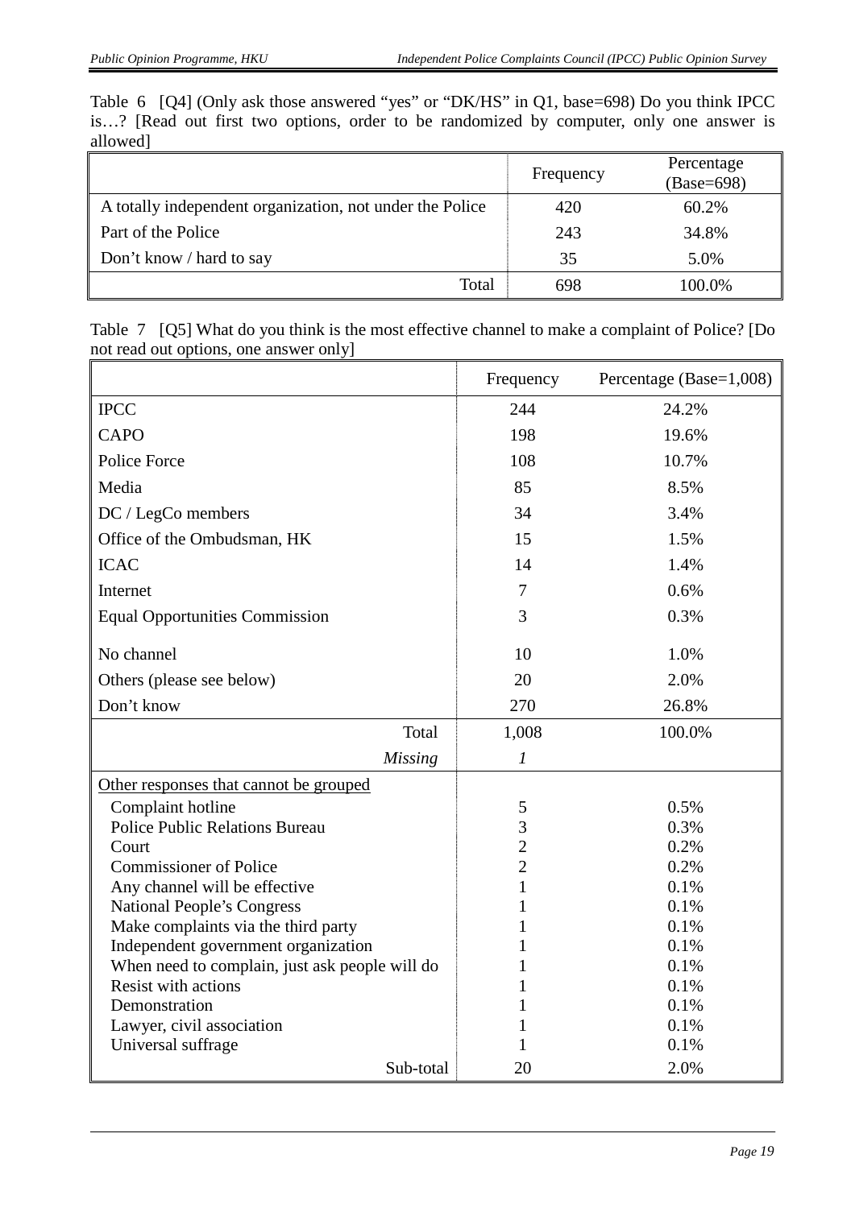Table 6 [Q4] (Only ask those answered "yes" or "DK/HS" in Q1, base=698) Do you think IPCC is…? [Read out first two options, order to be randomized by computer, only one answer is allowed]

| | Frequency | Percentage (Base=698) |
|---|---|---|
| A totally independent organization, not under the Police | 420 | 60.2% |
| Part of the Police | 243 | 34.8% |
| Don't know / hard to say | 35 | 5.0% |
| Total | 698 | 100.0% |

Table 7 [Q5] What do you think is the most effective channel to make a complaint of Police? [Do not read out options, one answer only]

| | Frequency | Percentage (Base=1,008) |
|---|---|---|
| IPCC | 244 | 24.2% |
| CAPO | 198 | 19.6% |
| Police Force | 108 | 10.7% |
| Media | 85 | 8.5% |
| DC / LegCo members | 34 | 3.4% |
| Office of the Ombudsman, HK | 15 | 1.5% |
| ICAC | 14 | 1.4% |
| Internet | 7 | 0.6% |
| Equal Opportunities Commission | 3 | 0.3% |
| No channel | 10 | 1.0% |
| Others (please see below) | 20 | 2.0% |
| Don't know | 270 | 26.8% |
| Total | 1,008 | 100.0% |
| *Missing* | *1* | |
| Other responses that cannot be grouped | | |
| Complaint hotline | 5 | 0.5% |
| Police Public Relations Bureau | 3 | 0.3% |
| Court | 2 | 0.2% |
| Commissioner of Police | 2 | 0.2% |
| Any channel will be effective | 1 | 0.1% |
| National People's Congress | 1 | 0.1% |
| Make complaints via the third party | 1 | 0.1% |
| Independent government organization | 1 | 0.1% |
| When need to complain, just ask people will do | 1 | 0.1% |
| Resist with actions | 1 | 0.1% |
| Demonstration | 1 | 0.1% |
| Lawyer, civil association | 1 | 0.1% |
| Universal suffrage | 1 | 0.1% |
| Sub-total | 20 | 2.0% |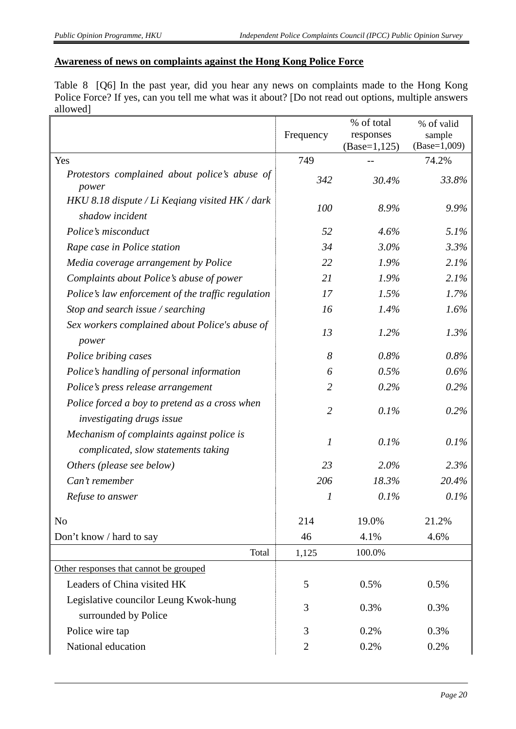**Awareness of news on complaints against the Hong Kong Police Force**

Table 8 [Q6] In the past year, did you hear any news on complaints made to the Hong Kong Police Force? If yes, can you tell me what was it about? [Do not read out options, multiple answers allowed]

| | Frequency | % of total responses (Base=1,125) | % of valid sample (Base=1,009) |
|---|---|---|---|
| Yes | 749 | -- | 74.2% |
| *Protestors complained about police's abuse of power* | *342* | *30.4%* | *33.8%* |
| *HKU 8.18 dispute / Li Keqiang visited HK / dark shadow incident* | *100* | *8.9%* | *9.9%* |
| *Police's misconduct* | *52* | *4.6%* | *5.1%* |
| *Rape case in Police station* | *34* | *3.0%* | *3.3%* |
| *Media coverage arrangement by Police* | *22* | *1.9%* | *2.1%* |
| *Complaints about Police's abuse of power* | *21* | *1.9%* | *2.1%* |
| *Police's law enforcement of the traffic regulation* | *17* | *1.5%* | *1.7%* |
| *Stop and search issue / searching* | *16* | *1.4%* | *1.6%* |
| *Sex workers complained about Police's abuse of power* | *13* | *1.2%* | *1.3%* |
| *Police bribing cases* | *8* | *0.8%* | *0.8%* |
| *Police's handling of personal information* | *6* | *0.5%* | *0.6%* |
| *Police's press release arrangement* | *2* | *0.2%* | *0.2%* |
| *Police forced a boy to pretend as a cross when investigating drugs issue* | *2* | *0.1%* | *0.2%* |
| *Mechanism of complaints against police is complicated, slow statements taking* | *1* | *0.1%* | *0.1%* |
| *Others (please see below)* | *23* | *2.0%* | *2.3%* |
| *Can't remember* | *206* | *18.3%* | *20.4%* |
| *Refuse to answer* | *1* | *0.1%* | *0.1%* |
| No | 214 | 19.0% | 21.2% |
| Don't know / hard to say | 46 | 4.1% | 4.6% |
| Total | 1,125 | 100.0% | |
| Other responses that cannot be grouped | | | |
| Leaders of China visited HK | 5 | 0.5% | 0.5% |
| Legislative councilor Leung Kwok-hung surrounded by Police | 3 | 0.3% | 0.3% |
| Police wire tap | 3 | 0.2% | 0.3% |
| National education | 2 | 0.2% | 0.2% |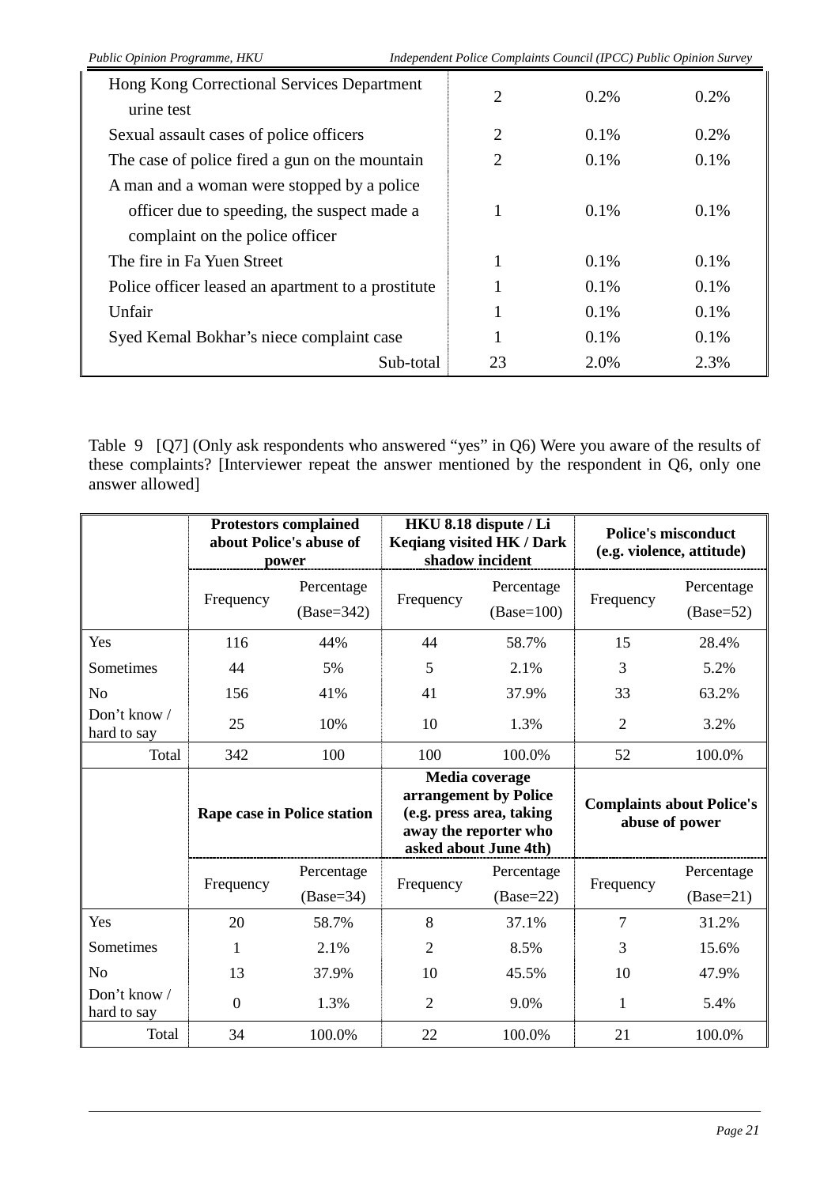| | | | |
|---|---|---|---|
| Hong Kong Correctional Services Department urine test | 2 | 0.2% | 0.2% |
| Sexual assault cases of police officers | 2 | 0.1% | 0.2% |
| The case of police fired a gun on the mountain | 2 | 0.1% | 0.1% |
| A man and a woman were stopped by a police officer due to speeding, the suspect made a complaint on the police officer | 1 | 0.1% | 0.1% |
| The fire in Fa Yuen Street | 1 | 0.1% | 0.1% |
| Police officer leased an apartment to a prostitute | 1 | 0.1% | 0.1% |
| Unfair | 1 | 0.1% | 0.1% |
| Syed Kemal Bokhar's niece complaint case | 1 | 0.1% | 0.1% |
| Sub-total | 23 | 2.0% | 2.3% |

Table 9 [Q7] (Only ask respondents who answered "yes" in Q6) Were you aware of the results of these complaints? [Interviewer repeat the answer mentioned by the respondent in Q6, only one answer allowed]

| | **Protestors complained about Police's abuse of power** | | **HKU 8.18 dispute / Li Keqiang visited HK / Dark shadow incident** | | **Police's misconduct (e.g. violence, attitude)** | |
|---|---|---|---|---|---|---|
| | Frequency | Percentage (Base=342) | Frequency | Percentage (Base=100) | Frequency | Percentage (Base=52) |
| Yes | 116 | 44% | 44 | 58.7% | 15 | 28.4% |
| Sometimes | 44 | 5% | 5 | 2.1% | 3 | 5.2% |
| No | 156 | 41% | 41 | 37.9% | 33 | 63.2% |
| Don't know / hard to say | 25 | 10% | 10 | 1.3% | 2 | 3.2% |
| Total | 342 | 100 | 100 | 100.0% | 52 | 100.0% |
| | **Rape case in Police station** | | **Media coverage arrangement by Police (e.g. press area, taking away the reporter who asked about June 4th)** | | **Complaints about Police's abuse of power** | |
| | Frequency | Percentage (Base=34) | Frequency | Percentage (Base=22) | Frequency | Percentage (Base=21) |
| Yes | 20 | 58.7% | 8 | 37.1% | 7 | 31.2% |
| Sometimes | 1 | 2.1% | 2 | 8.5% | 3 | 15.6% |
| No | 13 | 37.9% | 10 | 45.5% | 10 | 47.9% |
| Don't know / hard to say | 0 | 1.3% | 2 | 9.0% | 1 | 5.4% |
| Total | 34 | 100.0% | 22 | 100.0% | 21 | 100.0% |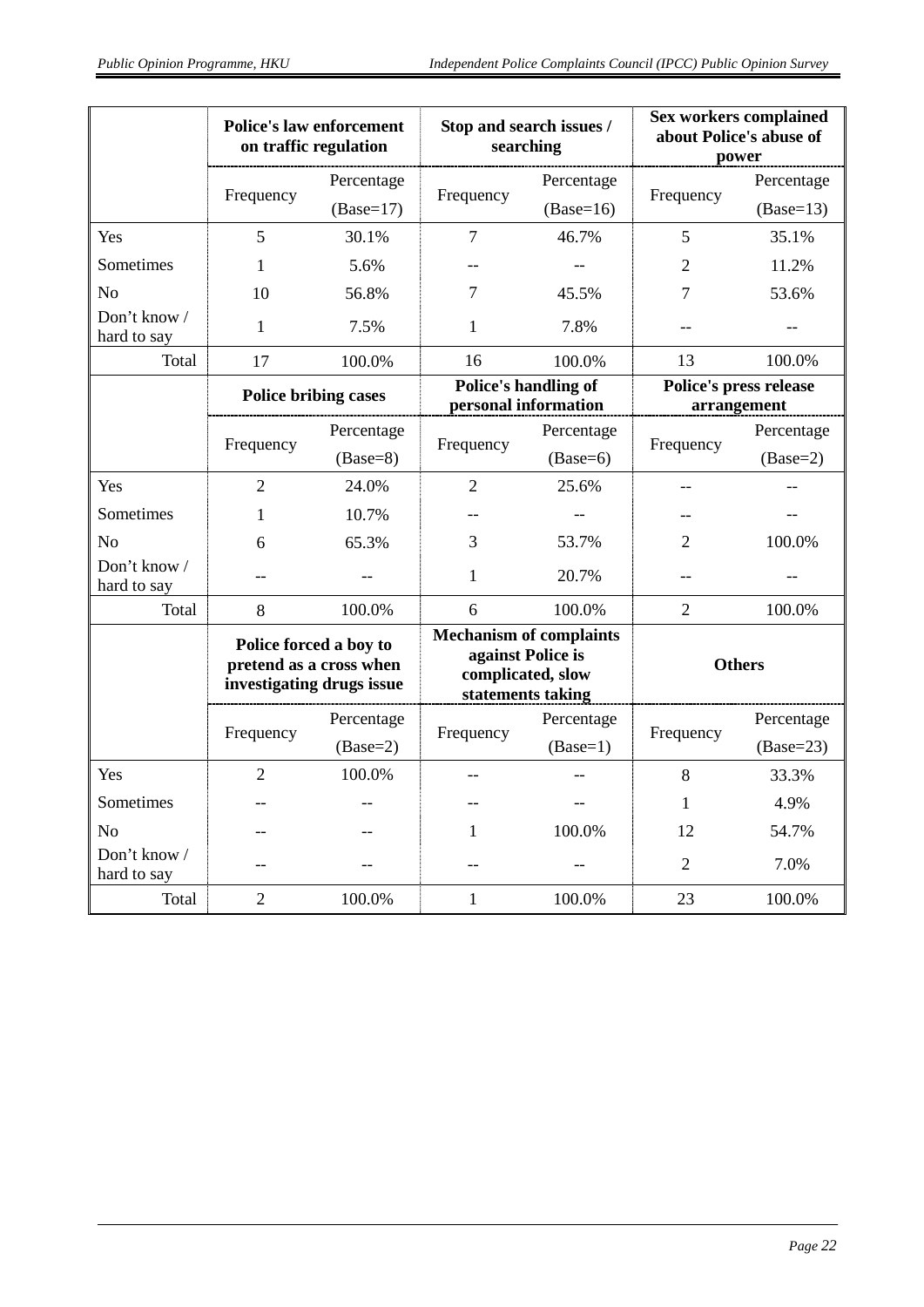| | Police's law enforcement on traffic regulation | | Stop and search issues / searching | | Sex workers complained about Police's abuse of power | |
|---|---|---|---|---|---|---|
| | Frequency | Percentage (Base=17) | Frequency | Percentage (Base=16) | Frequency | Percentage (Base=13) |
| Yes | 5 | 30.1% | 7 | 46.7% | 5 | 35.1% |
| Sometimes | 1 | 5.6% | -- | -- | 2 | 11.2% |
| No | 10 | 56.8% | 7 | 45.5% | 7 | 53.6% |
| Don't know / hard to say | 1 | 7.5% | 1 | 7.8% | -- | -- |
| Total | 17 | 100.0% | 16 | 100.0% | 13 | 100.0% |
| | **Police bribing cases** | | **Police's handling of personal information** | | **Police's press release arrangement** | |
| | Frequency | Percentage (Base=8) | Frequency | Percentage (Base=6) | Frequency | Percentage (Base=2) |
| Yes | 2 | 24.0% | 2 | 25.6% | -- | -- |
| Sometimes | 1 | 10.7% | -- | -- | -- | -- |
| No | 6 | 65.3% | 3 | 53.7% | 2 | 100.0% |
| Don't know / hard to say | -- | -- | 1 | 20.7% | -- | -- |
| Total | 8 | 100.0% | 6 | 100.0% | 2 | 100.0% |
| | **Police forced a boy to pretend as a cross when investigating drugs issue** | | **Mechanism of complaints against Police is complicated, slow statements taking** | | **Others** | |
| | Frequency | Percentage (Base=2) | Frequency | Percentage (Base=1) | Frequency | Percentage (Base=23) |
| Yes | 2 | 100.0% | -- | -- | 8 | 33.3% |
| Sometimes | -- | -- | -- | -- | 1 | 4.9% |
| No | -- | -- | 1 | 100.0% | 12 | 54.7% |
| Don't know / hard to say | -- | -- | -- | -- | 2 | 7.0% |
| Total | 2 | 100.0% | 1 | 100.0% | 23 | 100.0% |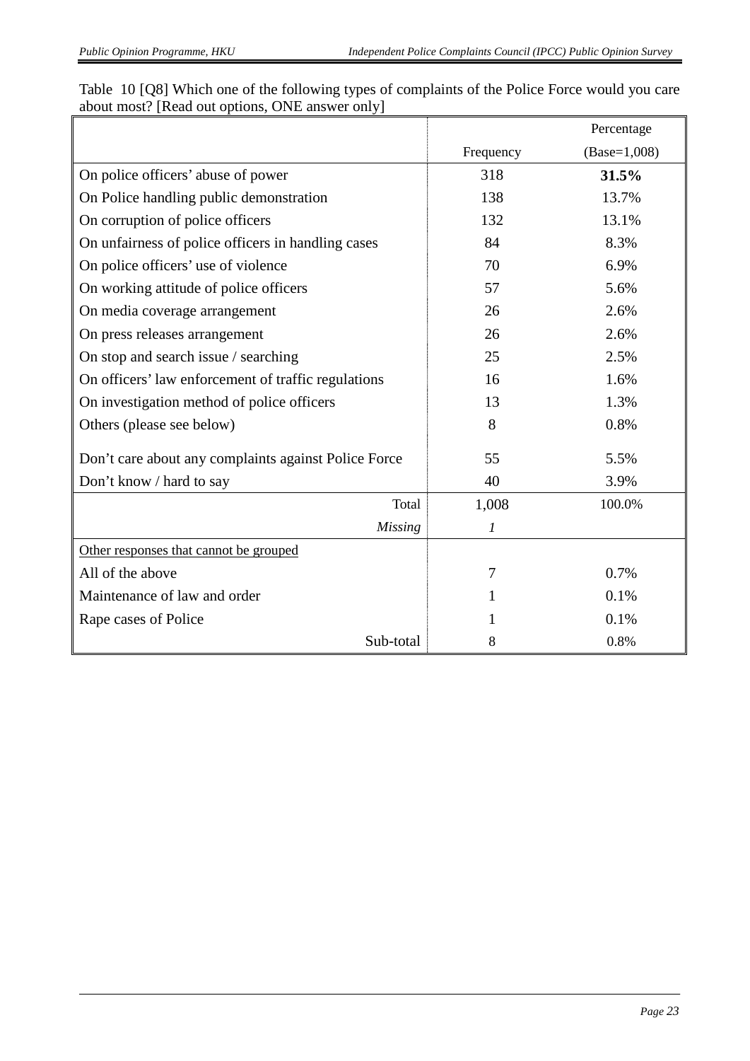Table 10 [Q8] Which one of the following types of complaints of the Police Force would you care about most? [Read out options, ONE answer only]

| | Frequency | Percentage (Base=1,008) |
|---|---|---|
| On police officers' abuse of power | 318 | **31.5%** |
| On Police handling public demonstration | 138 | 13.7% |
| On corruption of police officers | 132 | 13.1% |
| On unfairness of police officers in handling cases | 84 | 8.3% |
| On police officers' use of violence | 70 | 6.9% |
| On working attitude of police officers | 57 | 5.6% |
| On media coverage arrangement | 26 | 2.6% |
| On press releases arrangement | 26 | 2.6% |
| On stop and search issue / searching | 25 | 2.5% |
| On officers' law enforcement of traffic regulations | 16 | 1.6% |
| On investigation method of police officers | 13 | 1.3% |
| Others (please see below) | 8 | 0.8% |
| Don't care about any complaints against Police Force | 55 | 5.5% |
| Don't know / hard to say | 40 | 3.9% |
| Total | 1,008 | 100.0% |
| *Missing* | *1* | |
| Other responses that cannot be grouped | | |
| All of the above | 7 | 0.7% |
| Maintenance of law and order | 1 | 0.1% |
| Rape cases of Police | 1 | 0.1% |
| Sub-total | 8 | 0.8% |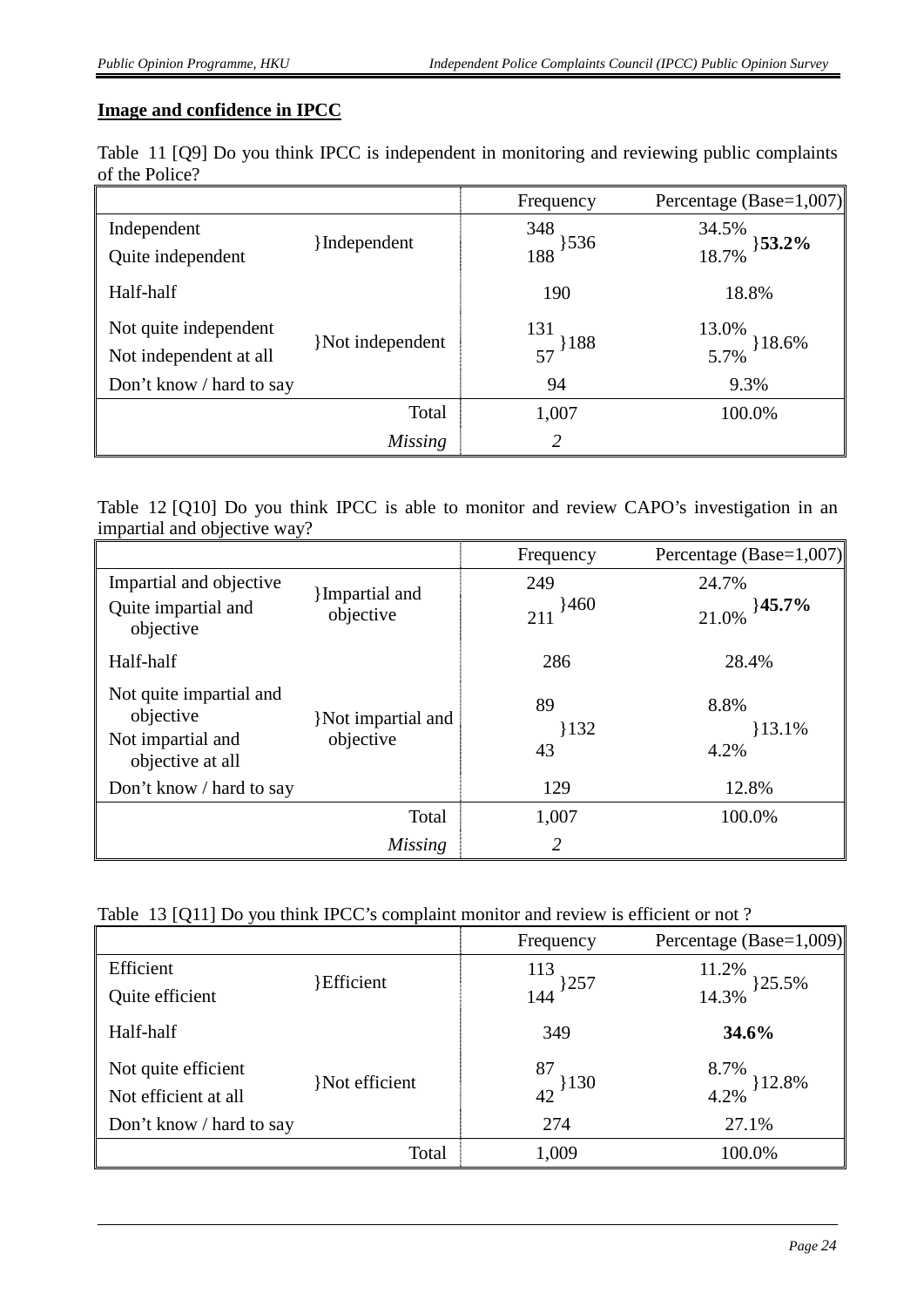## Image and confidence in IPCC

Table 11 [Q9] Do you think IPCC is independent in monitoring and reviewing public complaints of the Police?

| | | Frequency | | Percentage (Base=1,007) | |
|---|---|---|---|---|---|
| Independent | }Independent | 348 | }536 | 34.5% | }**53.2%** |
| Quite independent | | 188 | | 18.7% | |
| Half-half | | 190 | | 18.8% | |
| Not quite independent | }Not independent | 131 | }188 | 13.0% | }18.6% |
| Not independent at all | | 57 | | 5.7% | |
| Don't know / hard to say | | 94 | | 9.3% | |
| | Total | 1,007 | | 100.0% | |
| | *Missing* | *2* | | | |

Table 12 [Q10] Do you think IPCC is able to monitor and review CAPO's investigation in an impartial and objective way?

| | | Frequency | | Percentage (Base=1,007) | |
|---|---|---|---|---|---|
| Impartial and objective | }Impartial and objective | 249 | }460 | 24.7% | }**45.7%** |
| Quite impartial and objective | | 211 | | 21.0% | |
| Half-half | | 286 | | 28.4% | |
| Not quite impartial and objective | }Not impartial and objective | 89 | }132 | 8.8% | }13.1% |
| Not impartial and objective at all | | 43 | | 4.2% | |
| Don't know / hard to say | | 129 | | 12.8% | |
| | Total | 1,007 | | 100.0% | |
| | *Missing* | *2* | | | |

Table 13 [Q11] Do you think IPCC's complaint monitor and review is efficient or not ?

| | | Frequency | | Percentage (Base=1,009) | |
|---|---|---|---|---|---|
| Efficient | }Efficient | 113 | }257 | 11.2% | }25.5% |
| Quite efficient | | 144 | | 14.3% | |
| Half-half | | 349 | | **34.6%** | |
| Not quite efficient | }Not efficient | 87 | }130 | 8.7% | }12.8% |
| Not efficient at all | | 42 | | 4.2% | |
| Don't know / hard to say | | 274 | | 27.1% | |
| | Total | 1,009 | | 100.0% | |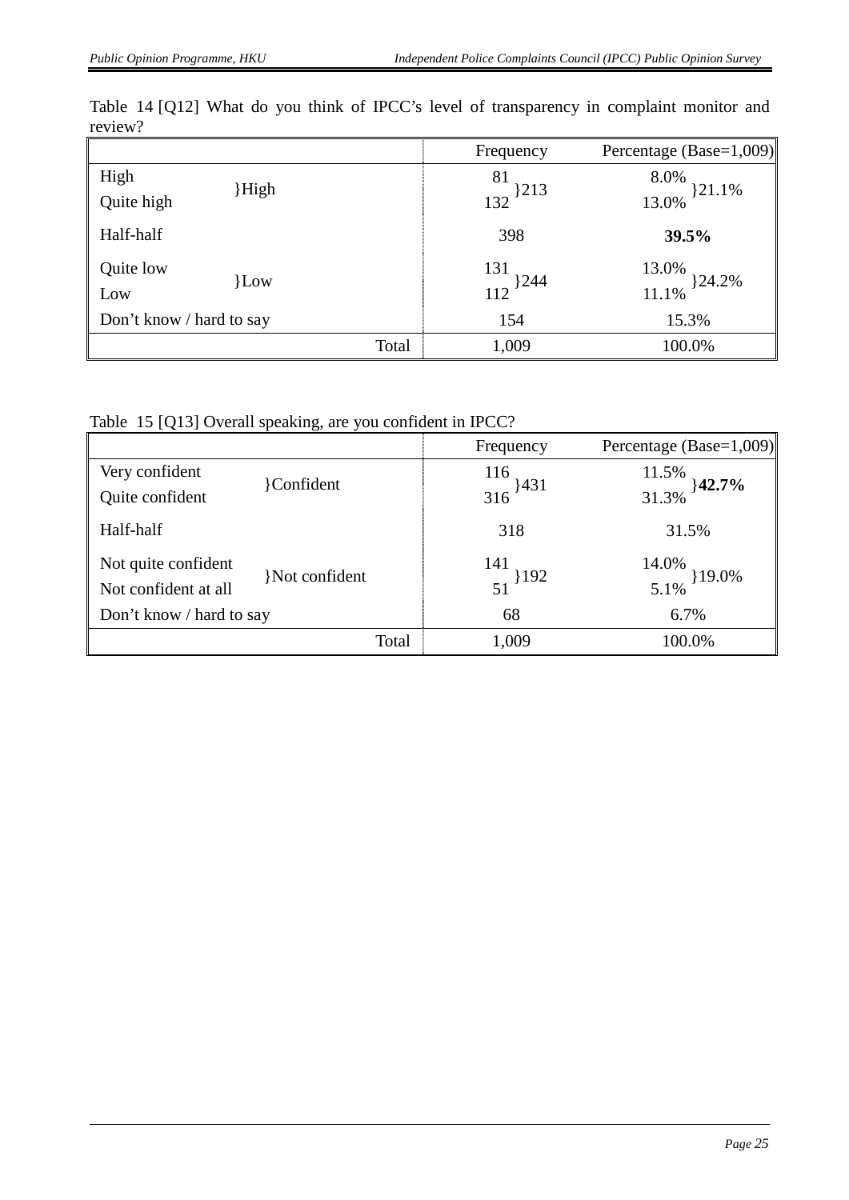Table 14 [Q12] What do you think of IPCC's level of transparency in complaint monitor and review?

| | | Frequency | | Percentage (Base=1,009) | |
|---|---|---|---|---|---|
| High | }High | 81 | }213 | 8.0% | }21.1% |
| Quite high | | 132 | | 13.0% | |
| Half-half | | 398 | | **39.5%** | |
| Quite low | }Low | 131 | }244 | 13.0% | }24.2% |
| Low | | 112 | | 11.1% | |
| Don't know / hard to say | | 154 | | 15.3% | |
| Total | | 1,009 | | 100.0% | |

Table 15 [Q13] Overall speaking, are you confident in IPCC?

| | | Frequency | | Percentage (Base=1,009) | |
|---|---|---|---|---|---|
| Very confident | }Confident | 116 | }431 | 11.5% | }**42.7%** |
| Quite confident | | 316 | | 31.3% | |
| Half-half | | 318 | | 31.5% | |
| Not quite confident | }Not confident | 141 | }192 | 14.0% | }19.0% |
| Not confident at all | | 51 | | 5.1% | |
| Don't know / hard to say | | 68 | | 6.7% | |
| Total | | 1,009 | | 100.0% | |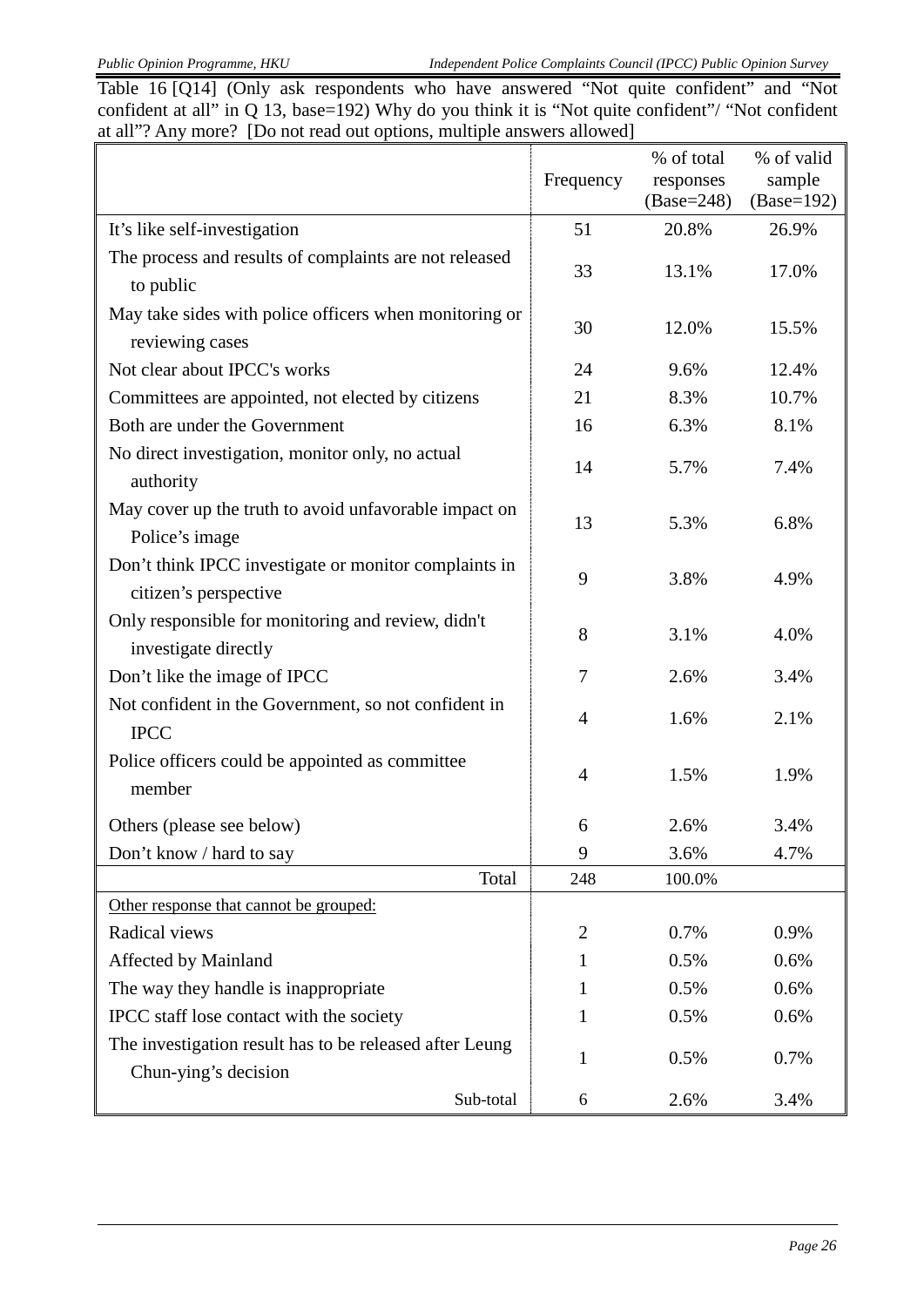Table 16 [Q14] (Only ask respondents who have answered "Not quite confident" and "Not confident at all" in Q 13, base=192) Why do you think it is "Not quite confident"/ "Not confident at all"? Any more? [Do not read out options, multiple answers allowed]

| | Frequency | % of total responses (Base=248) | % of valid sample (Base=192) |
|---|---|---|---|
| It's like self-investigation | 51 | 20.8% | 26.9% |
| The process and results of complaints are not released to public | 33 | 13.1% | 17.0% |
| May take sides with police officers when monitoring or reviewing cases | 30 | 12.0% | 15.5% |
| Not clear about IPCC's works | 24 | 9.6% | 12.4% |
| Committees are appointed, not elected by citizens | 21 | 8.3% | 10.7% |
| Both are under the Government | 16 | 6.3% | 8.1% |
| No direct investigation, monitor only, no actual authority | 14 | 5.7% | 7.4% |
| May cover up the truth to avoid unfavorable impact on Police's image | 13 | 5.3% | 6.8% |
| Don't think IPCC investigate or monitor complaints in citizen's perspective | 9 | 3.8% | 4.9% |
| Only responsible for monitoring and review, didn't investigate directly | 8 | 3.1% | 4.0% |
| Don't like the image of IPCC | 7 | 2.6% | 3.4% |
| Not confident in the Government, so not confident in IPCC | 4 | 1.6% | 2.1% |
| Police officers could be appointed as committee member | 4 | 1.5% | 1.9% |
| Others (please see below) | 6 | 2.6% | 3.4% |
| Don't know / hard to say | 9 | 3.6% | 4.7% |
| Total | 248 | 100.0% | |
| Other response that cannot be grouped: | | | |
| Radical views | 2 | 0.7% | 0.9% |
| Affected by Mainland | 1 | 0.5% | 0.6% |
| The way they handle is inappropriate | 1 | 0.5% | 0.6% |
| IPCC staff lose contact with the society | 1 | 0.5% | 0.6% |
| The investigation result has to be released after Leung Chun-ying's decision | 1 | 0.5% | 0.7% |
| Sub-total | 6 | 2.6% | 3.4% |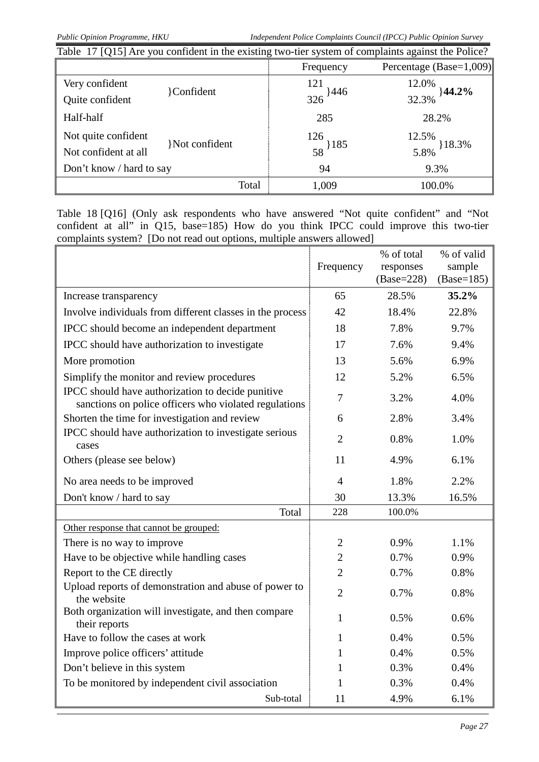Table 17 [Q15] Are you confident in the existing two-tier system of complaints against the Police?

| | | Frequency | | Percentage (Base=1,009) | |
|---|---|---|---|---|---|
| Very confident | }Confident | 121 | }446 | 12.0% | }**44.2%** |
| Quite confident | | 326 | | 32.3% | |
| Half-half | | 285 | | 28.2% | |
| Not quite confident | }Not confident | 126 | }185 | 12.5% | }18.3% |
| Not confident at all | | 58 | | 5.8% | |
| Don't know / hard to say | | 94 | | 9.3% | |
| Total | | 1,009 | | 100.0% | |

Table 18 [Q16] (Only ask respondents who have answered "Not quite confident" and "Not confident at all" in Q15, base=185) How do you think IPCC could improve this two-tier complaints system? [Do not read out options, multiple answers allowed]

| | Frequency | % of total responses (Base=228) | % of valid sample (Base=185) |
|---|---|---|---|
| Increase transparency | 65 | 28.5% | **35.2%** |
| Involve individuals from different classes in the process | 42 | 18.4% | 22.8% |
| IPCC should become an independent department | 18 | 7.8% | 9.7% |
| IPCC should have authorization to investigate | 17 | 7.6% | 9.4% |
| More promotion | 13 | 5.6% | 6.9% |
| Simplify the monitor and review procedures | 12 | 5.2% | 6.5% |
| IPCC should have authorization to decide punitive sanctions on police officers who violated regulations | 7 | 3.2% | 4.0% |
| Shorten the time for investigation and review | 6 | 2.8% | 3.4% |
| IPCC should have authorization to investigate serious cases | 2 | 0.8% | 1.0% |
| Others (please see below) | 11 | 4.9% | 6.1% |
| No area needs to be improved | 4 | 1.8% | 2.2% |
| Don't know / hard to say | 30 | 13.3% | 16.5% |
| Total | 228 | 100.0% | |
| Other response that cannot be grouped: | | | |
| There is no way to improve | 2 | 0.9% | 1.1% |
| Have to be objective while handling cases | 2 | 0.7% | 0.9% |
| Report to the CE directly | 2 | 0.7% | 0.8% |
| Upload reports of demonstration and abuse of power to the website | 2 | 0.7% | 0.8% |
| Both organization will investigate, and then compare their reports | 1 | 0.5% | 0.6% |
| Have to follow the cases at work | 1 | 0.4% | 0.5% |
| Improve police officers' attitude | 1 | 0.4% | 0.5% |
| Don't believe in this system | 1 | 0.3% | 0.4% |
| To be monitored by independent civil association | 1 | 0.3% | 0.4% |
| Sub-total | 11 | 4.9% | 6.1% |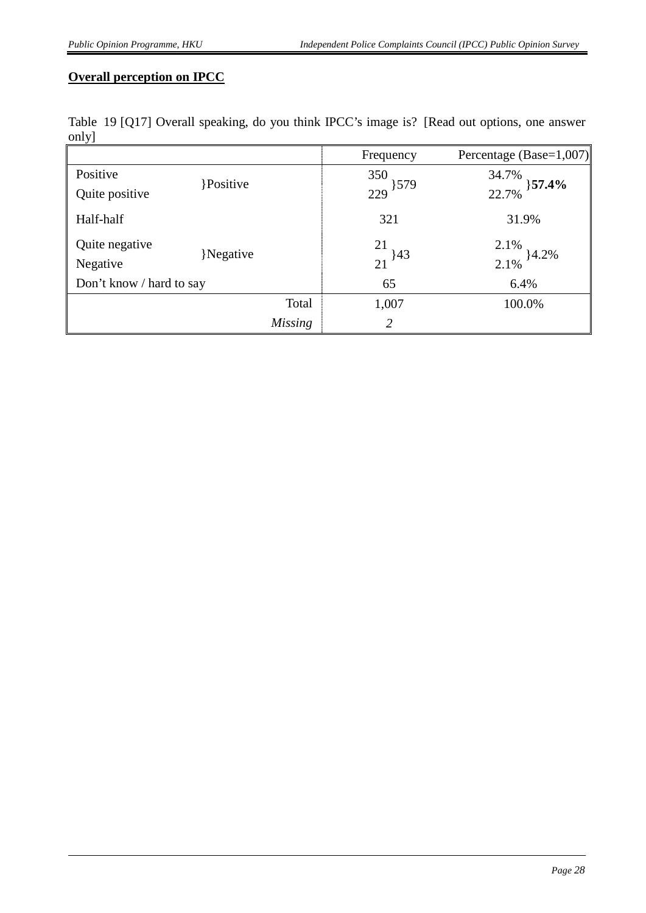**<u>Overall perception on IPCC</u>**

Table 19 [Q17] Overall speaking, do you think IPCC's image is? [Read out options, one answer only]

| | | Frequency | | Percentage (Base=1,007) | |
|---|---|---|---|---|---|
| Positive | }Positive | 350 | }579 | 34.7% | }**57.4%** |
| Quite positive | | 229 | | 22.7% | |
| Half-half | | 321 | | 31.9% | |
| Quite negative | }Negative | 21 | }43 | 2.1% | }4.2% |
| Negative | | 21 | | 2.1% | |
| Don't know / hard to say | | 65 | | 6.4% | |
| Total | | 1,007 | | 100.0% | |
| *Missing* | | *2* | | | |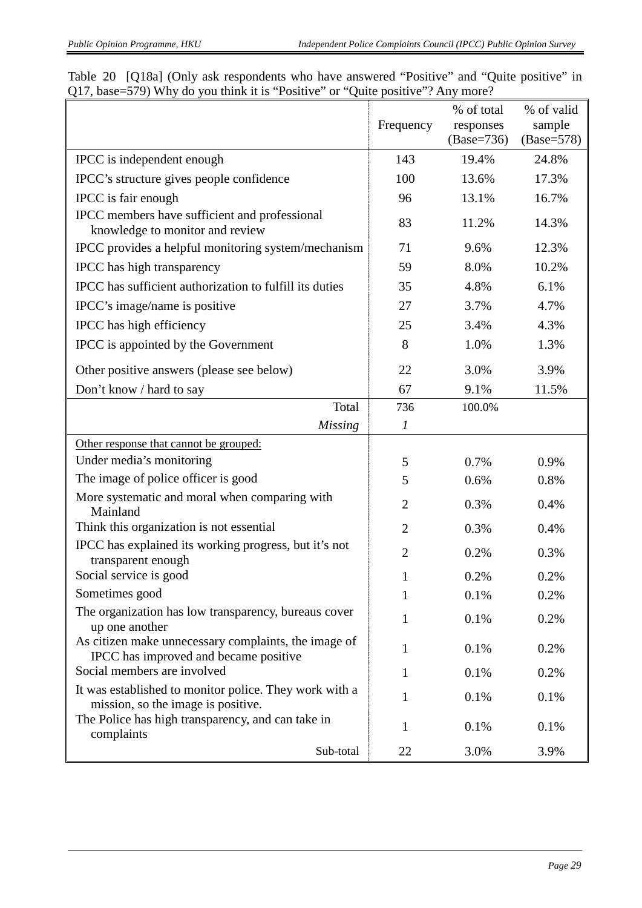Table 20 [Q18a] (Only ask respondents who have answered "Positive" and "Quite positive" in Q17, base=579) Why do you think it is "Positive" or "Quite positive"? Any more?

| | Frequency | % of total responses (Base=736) | % of valid sample (Base=578) |
|---|---|---|---|
| IPCC is independent enough | 143 | 19.4% | 24.8% |
| IPCC's structure gives people confidence | 100 | 13.6% | 17.3% |
| IPCC is fair enough | 96 | 13.1% | 16.7% |
| IPCC members have sufficient and professional knowledge to monitor and review | 83 | 11.2% | 14.3% |
| IPCC provides a helpful monitoring system/mechanism | 71 | 9.6% | 12.3% |
| IPCC has high transparency | 59 | 8.0% | 10.2% |
| IPCC has sufficient authorization to fulfill its duties | 35 | 4.8% | 6.1% |
| IPCC's image/name is positive | 27 | 3.7% | 4.7% |
| IPCC has high efficiency | 25 | 3.4% | 4.3% |
| IPCC is appointed by the Government | 8 | 1.0% | 1.3% |
| Other positive answers (please see below) | 22 | 3.0% | 3.9% |
| Don't know / hard to say | 67 | 9.1% | 11.5% |
| Total | 736 | 100.0% | |
| *Missing* | *1* | | |
| Other response that cannot be grouped: | | | |
| Under media's monitoring | 5 | 0.7% | 0.9% |
| The image of police officer is good | 5 | 0.6% | 0.8% |
| More systematic and moral when comparing with Mainland | 2 | 0.3% | 0.4% |
| Think this organization is not essential | 2 | 0.3% | 0.4% |
| IPCC has explained its working progress, but it's not transparent enough | 2 | 0.2% | 0.3% |
| Social service is good | 1 | 0.2% | 0.2% |
| Sometimes good | 1 | 0.1% | 0.2% |
| The organization has low transparency, bureaus cover up one another | 1 | 0.1% | 0.2% |
| As citizen make unnecessary complaints, the image of IPCC has improved and became positive | 1 | 0.1% | 0.2% |
| Social members are involved | 1 | 0.1% | 0.2% |
| It was established to monitor police. They work with a mission, so the image is positive. | 1 | 0.1% | 0.1% |
| The Police has high transparency, and can take in complaints | 1 | 0.1% | 0.1% |
| Sub-total | 22 | 3.0% | 3.9% |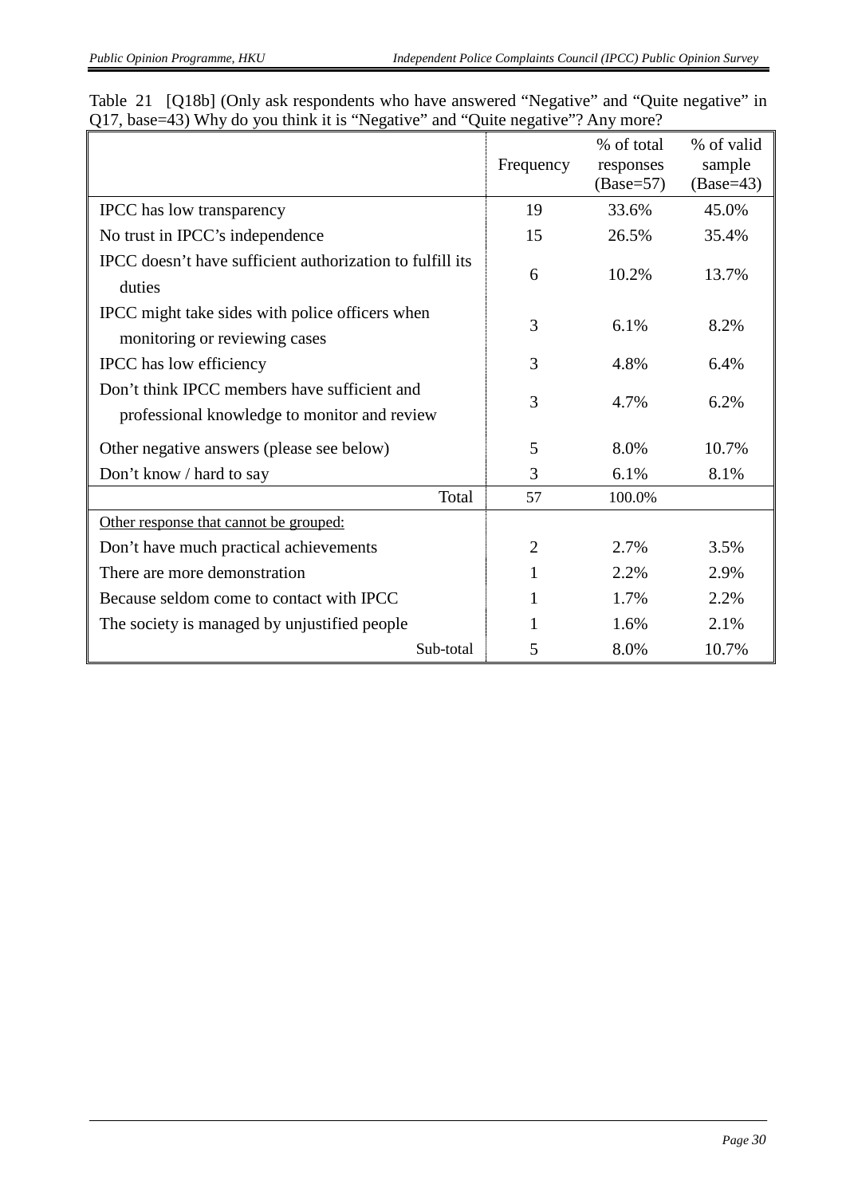Table 21 [Q18b] (Only ask respondents who have answered "Negative" and "Quite negative" in Q17, base=43) Why do you think it is "Negative" and "Quite negative"? Any more?

| | Frequency | % of total responses (Base=57) | % of valid sample (Base=43) |
|---|---|---|---|
| IPCC has low transparency | 19 | 33.6% | 45.0% |
| No trust in IPCC's independence | 15 | 26.5% | 35.4% |
| IPCC doesn't have sufficient authorization to fulfill its duties | 6 | 10.2% | 13.7% |
| IPCC might take sides with police officers when monitoring or reviewing cases | 3 | 6.1% | 8.2% |
| IPCC has low efficiency | 3 | 4.8% | 6.4% |
| Don't think IPCC members have sufficient and professional knowledge to monitor and review | 3 | 4.7% | 6.2% |
| Other negative answers (please see below) | 5 | 8.0% | 10.7% |
| Don't know / hard to say | 3 | 6.1% | 8.1% |
| Total | 57 | 100.0% | |
| Other response that cannot be grouped: | | | |
| Don't have much practical achievements | 2 | 2.7% | 3.5% |
| There are more demonstration | 1 | 2.2% | 2.9% |
| Because seldom come to contact with IPCC | 1 | 1.7% | 2.2% |
| The society is managed by unjustified people | 1 | 1.6% | 2.1% |
| Sub-total | 5 | 8.0% | 10.7% |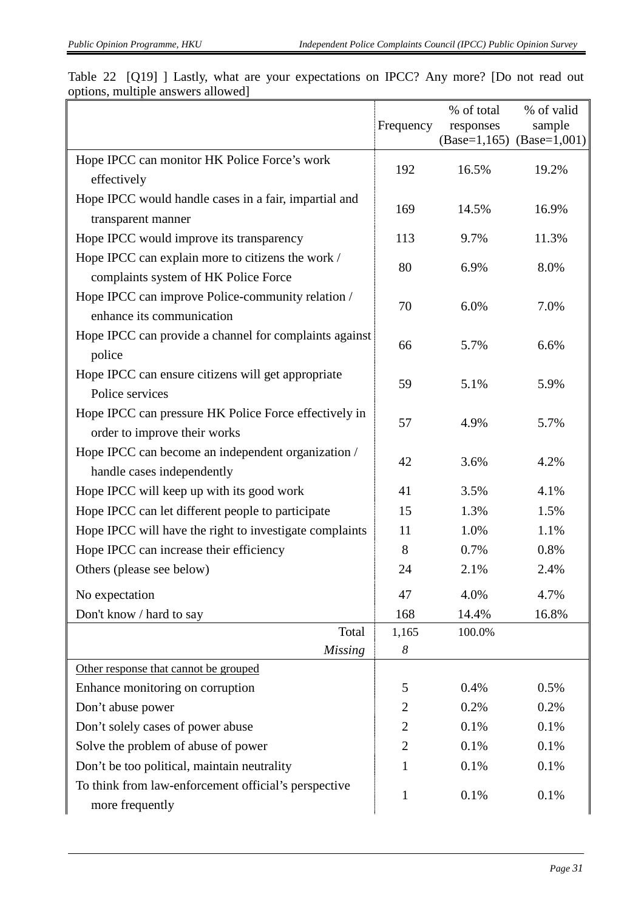Table 22 [Q19] ] Lastly, what are your expectations on IPCC? Any more? [Do not read out options, multiple answers allowed]

| | Frequency | % of total responses (Base=1,165) | % of valid sample (Base=1,001) |
|---|---|---|---|
| Hope IPCC can monitor HK Police Force's work effectively | 192 | 16.5% | 19.2% |
| Hope IPCC would handle cases in a fair, impartial and transparent manner | 169 | 14.5% | 16.9% |
| Hope IPCC would improve its transparency | 113 | 9.7% | 11.3% |
| Hope IPCC can explain more to citizens the work / complaints system of HK Police Force | 80 | 6.9% | 8.0% |
| Hope IPCC can improve Police-community relation / enhance its communication | 70 | 6.0% | 7.0% |
| Hope IPCC can provide a channel for complaints against police | 66 | 5.7% | 6.6% |
| Hope IPCC can ensure citizens will get appropriate Police services | 59 | 5.1% | 5.9% |
| Hope IPCC can pressure HK Police Force effectively in order to improve their works | 57 | 4.9% | 5.7% |
| Hope IPCC can become an independent organization / handle cases independently | 42 | 3.6% | 4.2% |
| Hope IPCC will keep up with its good work | 41 | 3.5% | 4.1% |
| Hope IPCC can let different people to participate | 15 | 1.3% | 1.5% |
| Hope IPCC will have the right to investigate complaints | 11 | 1.0% | 1.1% |
| Hope IPCC can increase their efficiency | 8 | 0.7% | 0.8% |
| Others (please see below) | 24 | 2.1% | 2.4% |
| No expectation | 47 | 4.0% | 4.7% |
| Don't know / hard to say | 168 | 14.4% | 16.8% |
| Total | 1,165 | 100.0% | |
| *Missing* | *8* | | |
| Other response that cannot be grouped | | | |
| Enhance monitoring on corruption | 5 | 0.4% | 0.5% |
| Don't abuse power | 2 | 0.2% | 0.2% |
| Don't solely cases of power abuse | 2 | 0.1% | 0.1% |
| Solve the problem of abuse of power | 2 | 0.1% | 0.1% |
| Don't be too political, maintain neutrality | 1 | 0.1% | 0.1% |
| To think from law-enforcement official's perspective more frequently | 1 | 0.1% | 0.1% |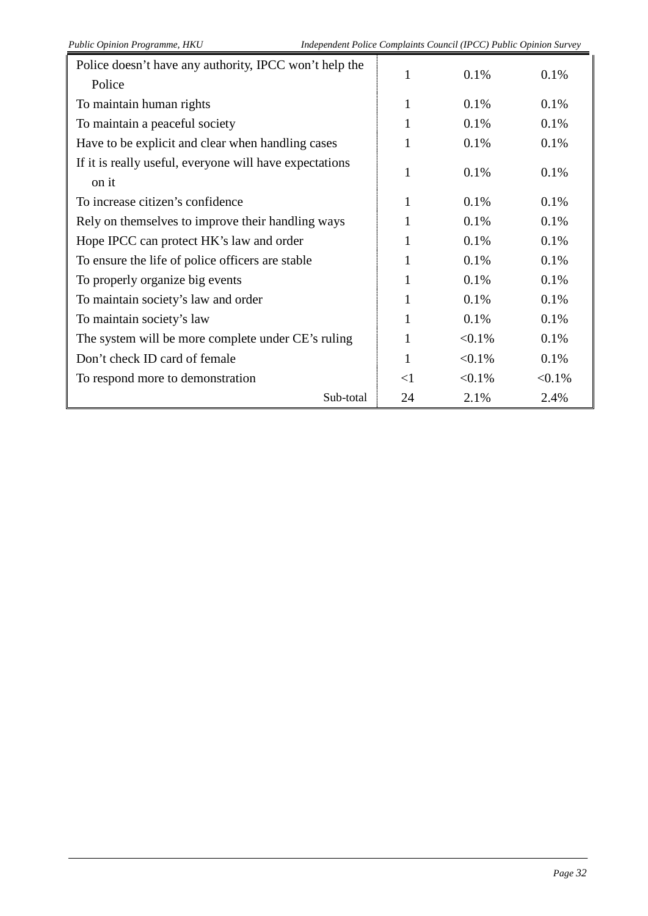| | | | |
|---|---|---|---|
| Police doesn't have any authority, IPCC won't help the Police | 1 | 0.1% | 0.1% |
| To maintain human rights | 1 | 0.1% | 0.1% |
| To maintain a peaceful society | 1 | 0.1% | 0.1% |
| Have to be explicit and clear when handling cases | 1 | 0.1% | 0.1% |
| If it is really useful, everyone will have expectations on it | 1 | 0.1% | 0.1% |
| To increase citizen's confidence | 1 | 0.1% | 0.1% |
| Rely on themselves to improve their handling ways | 1 | 0.1% | 0.1% |
| Hope IPCC can protect HK's law and order | 1 | 0.1% | 0.1% |
| To ensure the life of police officers are stable | 1 | 0.1% | 0.1% |
| To properly organize big events | 1 | 0.1% | 0.1% |
| To maintain society's law and order | 1 | 0.1% | 0.1% |
| To maintain society's law | 1 | 0.1% | 0.1% |
| The system will be more complete under CE's ruling | 1 | <0.1% | 0.1% |
| Don't check ID card of female | 1 | <0.1% | 0.1% |
| To respond more to demonstration | <1 | <0.1% | <0.1% |
| Sub-total | 24 | 2.1% | 2.4% |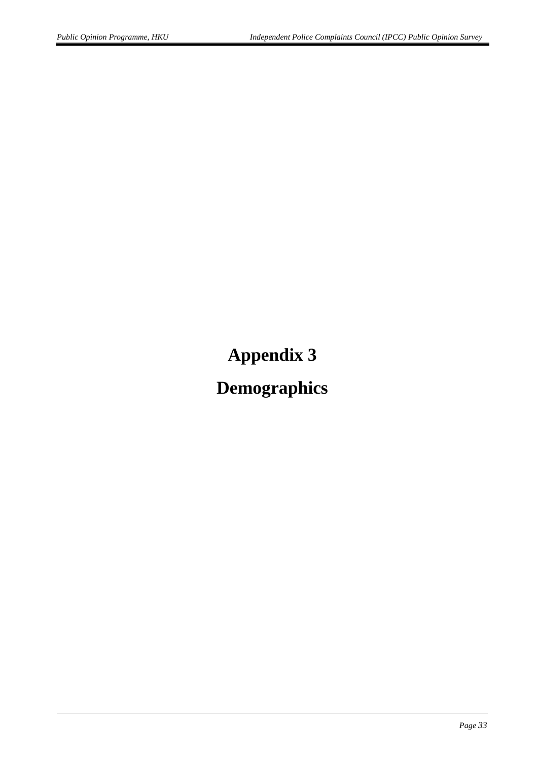# Appendix 3

# Demographics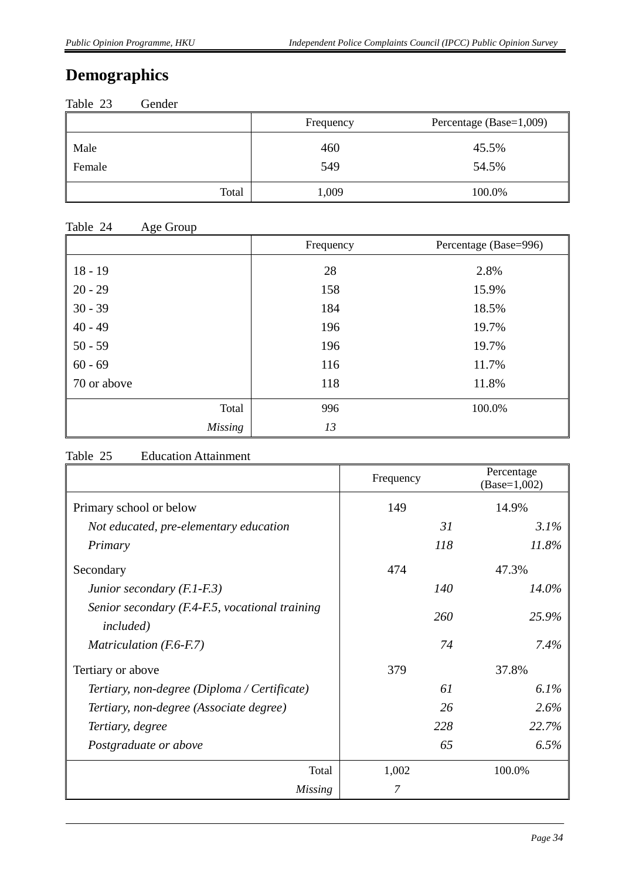# Demographics

Table 23 Gender

| | Frequency | Percentage (Base=1,009) |
|---|---|---|
| Male | 460 | 45.5% |
| Female | 549 | 54.5% |
| Total | 1,009 | 100.0% |

Table 24 Age Group

| | Frequency | Percentage (Base=996) |
|---|---|---|
| 18 - 19 | 28 | 2.8% |
| 20 - 29 | 158 | 15.9% |
| 30 - 39 | 184 | 18.5% |
| 40 - 49 | 196 | 19.7% |
| 50 - 59 | 196 | 19.7% |
| 60 - 69 | 116 | 11.7% |
| 70 or above | 118 | 11.8% |
| Total | 996 | 100.0% |
| *Missing* | *13* | |

Table 25 Education Attainment

| | Frequency | | Percentage (Base=1,002) | |
|---|---|---|---|---|
| Primary school or below | 149 | | 14.9% | |
| *Not educated, pre-elementary education* | | *31* | | *3.1%* |
| *Primary* | | *118* | | *11.8%* |
| Secondary | 474 | | 47.3% | |
| *Junior secondary (F.1-F.3)* | | *140* | | *14.0%* |
| *Senior secondary (F.4-F.5, vocational training included)* | | *260* | | *25.9%* |
| *Matriculation (F.6-F.7)* | | *74* | | *7.4%* |
| Tertiary or above | 379 | | 37.8% | |
| *Tertiary, non-degree (Diploma / Certificate)* | | *61* | | *6.1%* |
| *Tertiary, non-degree (Associate degree)* | | *26* | | *2.6%* |
| *Tertiary, degree* | | *228* | | *22.7%* |
| *Postgraduate or above* | | *65* | | *6.5%* |
| Total | 1,002 | | 100.0% | |
| *Missing* | *7* | | | |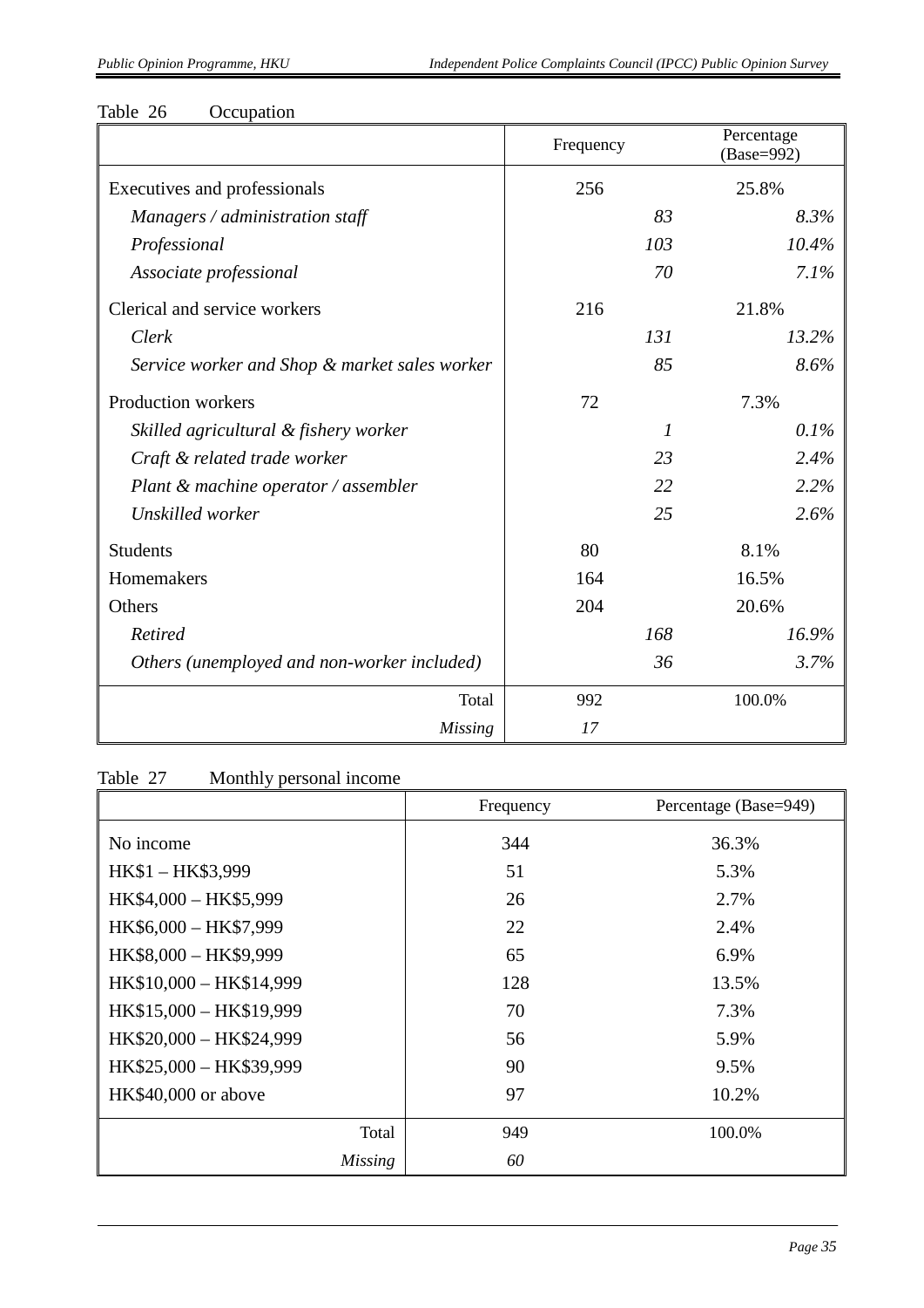Table 26 Occupation

| | Frequency | | Percentage (Base=992) | |
|---|---|---|---|---|
| Executives and professionals | 256 | | 25.8% | |
| *Managers / administration staff* | | *83* | | *8.3%* |
| *Professional* | | *103* | | *10.4%* |
| *Associate professional* | | *70* | | *7.1%* |
| Clerical and service workers | 216 | | 21.8% | |
| *Clerk* | | *131* | | *13.2%* |
| *Service worker and Shop & market sales worker* | | *85* | | *8.6%* |
| Production workers | 72 | | 7.3% | |
| *Skilled agricultural & fishery worker* | | *1* | | *0.1%* |
| *Craft & related trade worker* | | *23* | | *2.4%* |
| *Plant & machine operator / assembler* | | *22* | | *2.2%* |
| *Unskilled worker* | | *25* | | *2.6%* |
| Students | 80 | | 8.1% | |
| Homemakers | 164 | | 16.5% | |
| Others | 204 | | 20.6% | |
| *Retired* | | *168* | | *16.9%* |
| *Others (unemployed and non-worker included)* | | *36* | | *3.7%* |
| Total | 992 | | 100.0% | |
| *Missing* | *17* | | | |

Table 27 Monthly personal income

| | Frequency | Percentage (Base=949) |
|---|---|---|
| No income | 344 | 36.3% |
| HK$1 – HK$3,999 | 51 | 5.3% |
| HK$4,000 – HK$5,999 | 26 | 2.7% |
| HK$6,000 – HK$7,999 | 22 | 2.4% |
| HK$8,000 – HK$9,999 | 65 | 6.9% |
| HK$10,000 – HK$14,999 | 128 | 13.5% |
| HK$15,000 – HK$19,999 | 70 | 7.3% |
| HK$20,000 – HK$24,999 | 56 | 5.9% |
| HK$25,000 – HK$39,999 | 90 | 9.5% |
| HK$40,000 or above | 97 | 10.2% |
| Total | 949 | 100.0% |
| *Missing* | *60* | |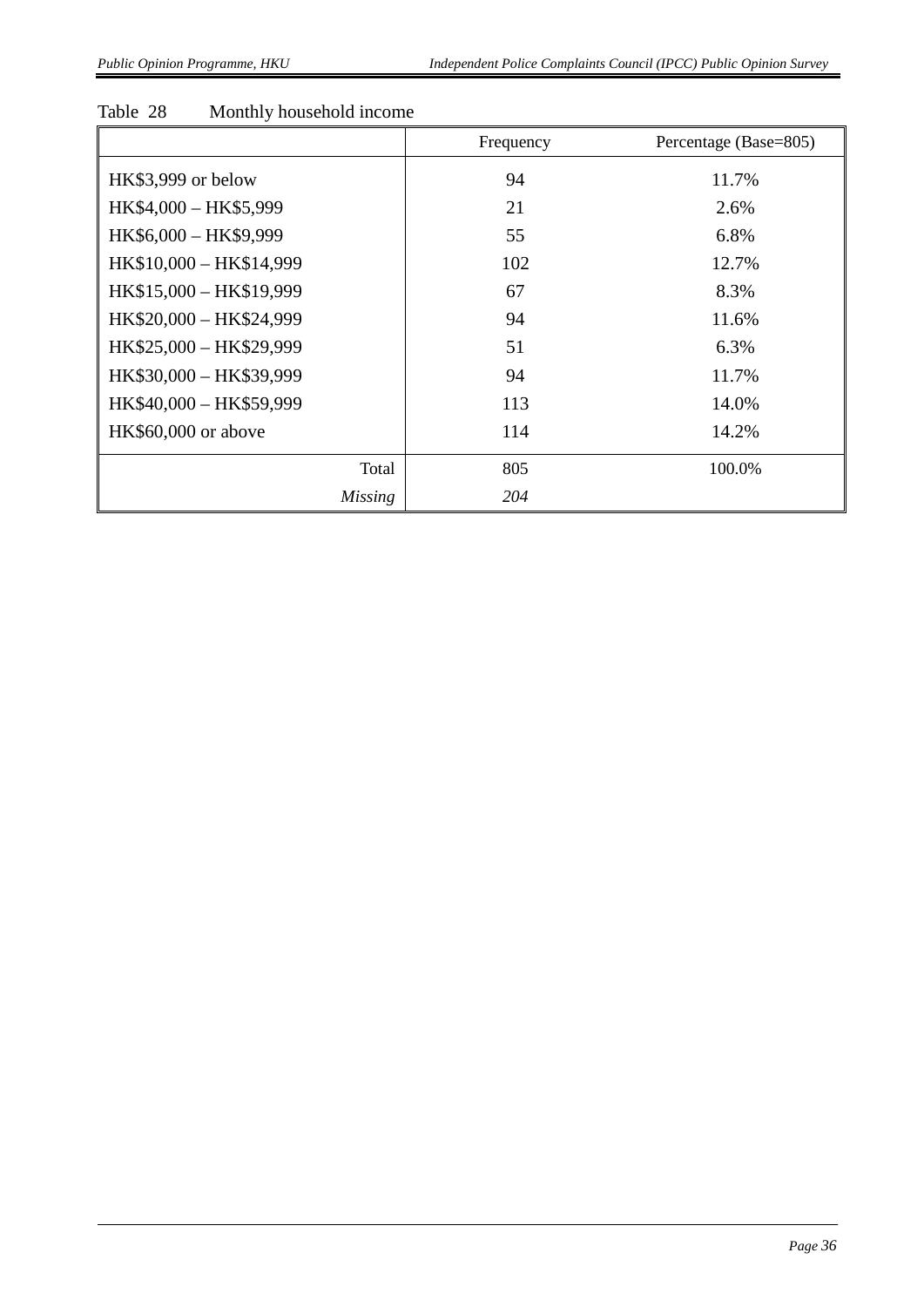Table 28 Monthly household income

| | Frequency | Percentage (Base=805) |
|---|---|---|
| HK$3,999 or below | 94 | 11.7% |
| HK$4,000 – HK$5,999 | 21 | 2.6% |
| HK$6,000 – HK$9,999 | 55 | 6.8% |
| HK$10,000 – HK$14,999 | 102 | 12.7% |
| HK$15,000 – HK$19,999 | 67 | 8.3% |
| HK$20,000 – HK$24,999 | 94 | 11.6% |
| HK$25,000 – HK$29,999 | 51 | 6.3% |
| HK$30,000 – HK$39,999 | 94 | 11.7% |
| HK$40,000 – HK$59,999 | 113 | 14.0% |
| HK$60,000 or above | 114 | 14.2% |
| Total | 805 | 100.0% |
| *Missing* | *204* | |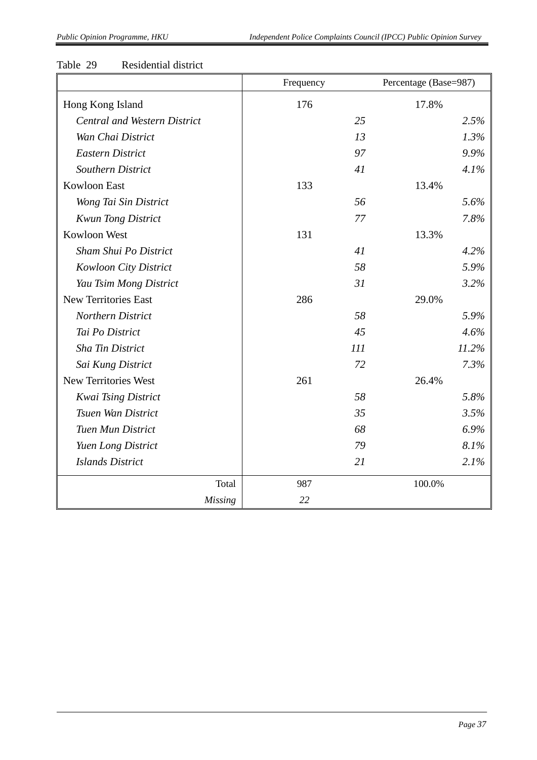Table 29 Residential district

| | Frequency | | Percentage (Base=987) | |
|---|---|---|---|---|
| Hong Kong Island | 176 | | 17.8% | |
| *Central and Western District* | | *25* | | *2.5%* |
| *Wan Chai District* | | *13* | | *1.3%* |
| *Eastern District* | | *97* | | *9.9%* |
| *Southern District* | | *41* | | *4.1%* |
| Kowloon East | 133 | | 13.4% | |
| *Wong Tai Sin District* | | *56* | | *5.6%* |
| *Kwun Tong District* | | *77* | | *7.8%* |
| Kowloon West | 131 | | 13.3% | |
| *Sham Shui Po District* | | *41* | | *4.2%* |
| *Kowloon City District* | | *58* | | *5.9%* |
| *Yau Tsim Mong District* | | *31* | | *3.2%* |
| New Territories East | 286 | | 29.0% | |
| *Northern District* | | *58* | | *5.9%* |
| *Tai Po District* | | *45* | | *4.6%* |
| *Sha Tin District* | | *111* | | *11.2%* |
| *Sai Kung District* | | *72* | | *7.3%* |
| New Territories West | 261 | | 26.4% | |
| *Kwai Tsing District* | | *58* | | *5.8%* |
| *Tsuen Wan District* | | *35* | | *3.5%* |
| *Tuen Mun District* | | *68* | | *6.9%* |
| *Yuen Long District* | | *79* | | *8.1%* |
| *Islands District* | | *21* | | *2.1%* |
| Total | 987 | | 100.0% | |
| *Missing* | *22* | | | |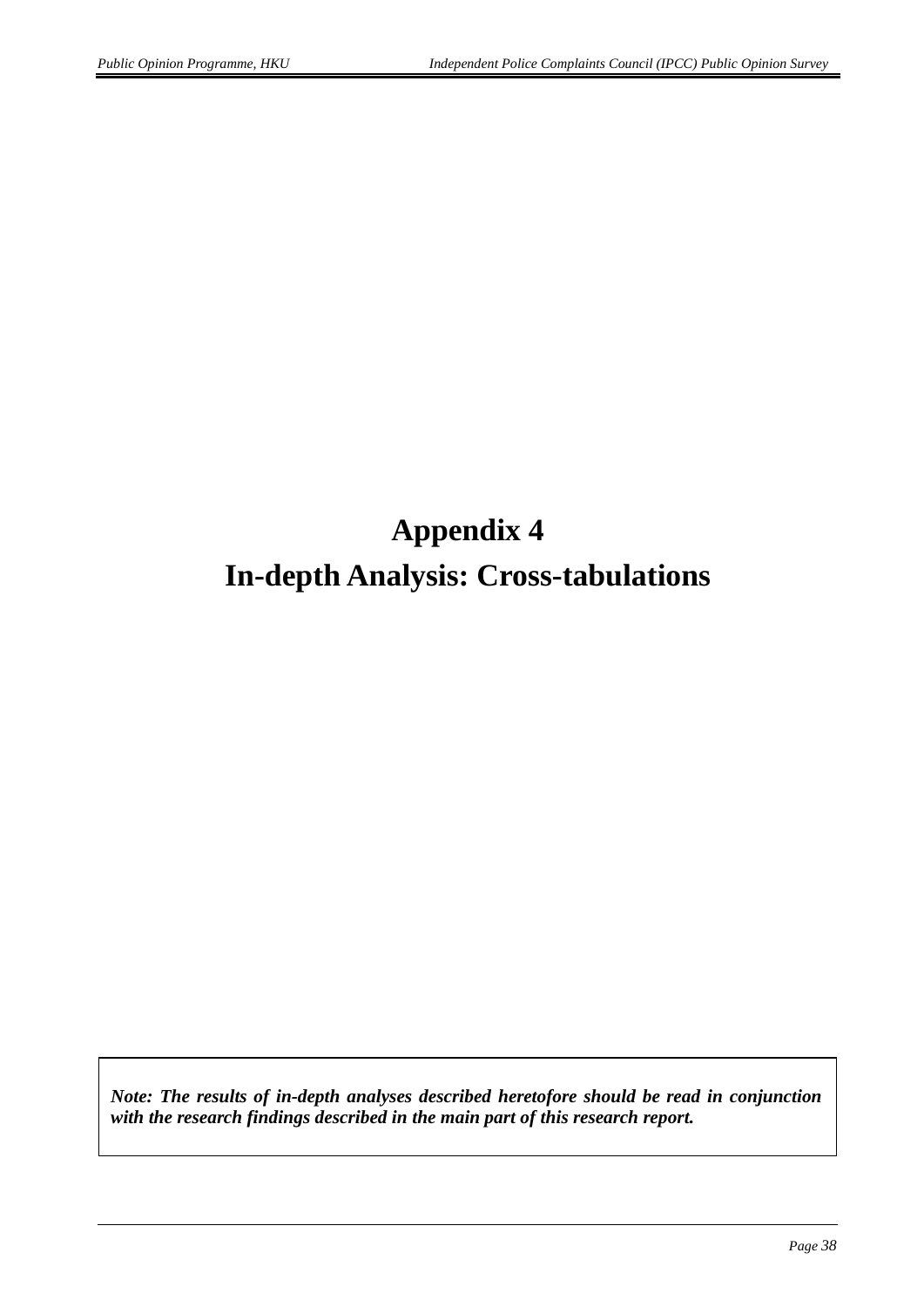# Appendix 4
# In-depth Analysis: Cross-tabulations

***Note: The results of in-depth analyses described heretofore should be read in conjunction with the research findings described in the main part of this research report.***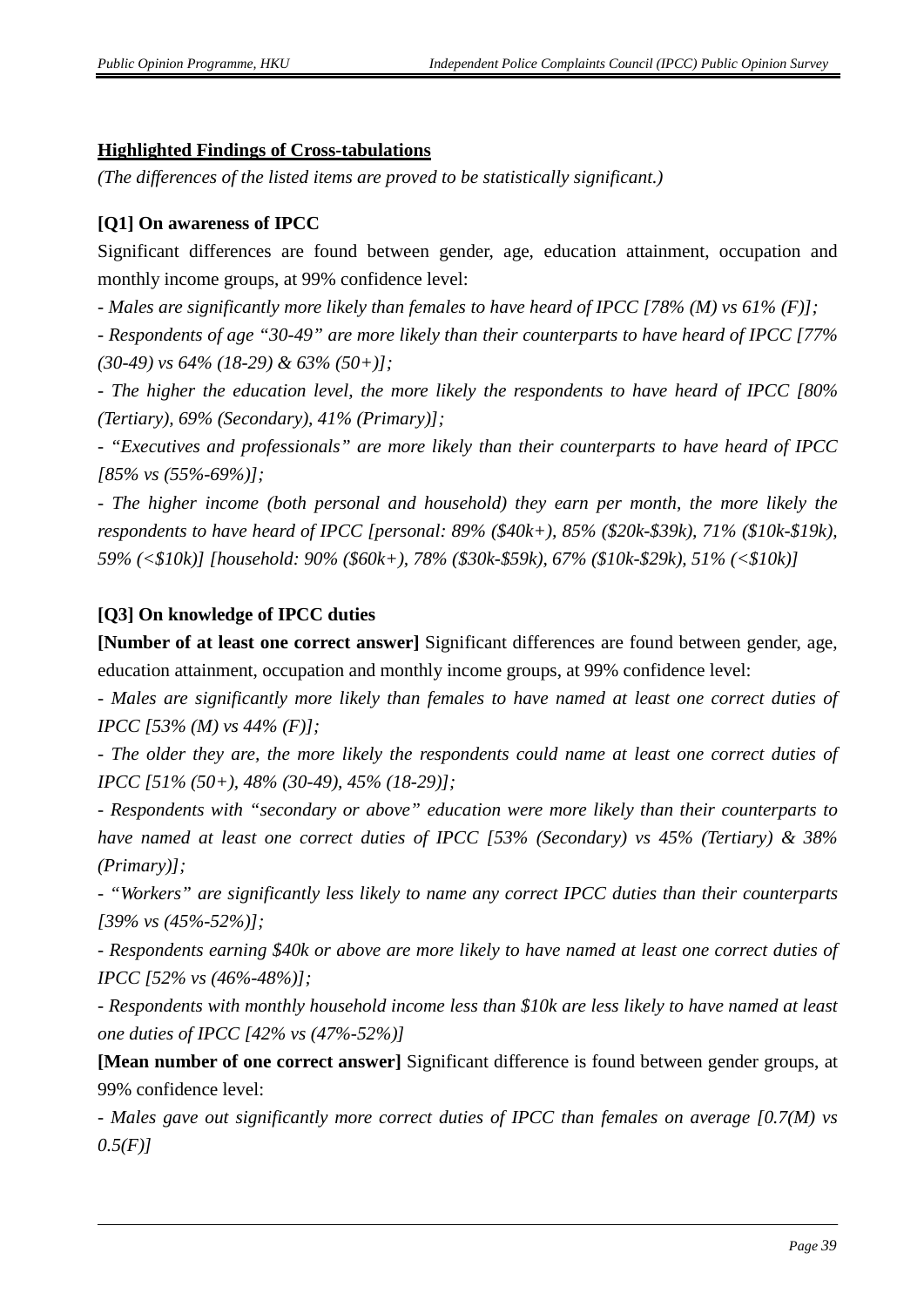## Highlighted Findings of Cross-tabulations

*(The differences of the listed items are proved to be statistically significant.)*

### [Q1] On awareness of IPCC

Significant differences are found between gender, age, education attainment, occupation and monthly income groups, at 99% confidence level:

*- Males are significantly more likely than females to have heard of IPCC [78% (M) vs 61% (F)];*

*- Respondents of age "30-49" are more likely than their counterparts to have heard of IPCC [77% (30-49) vs 64% (18-29) & 63% (50+)];*

*- The higher the education level, the more likely the respondents to have heard of IPCC [80% (Tertiary), 69% (Secondary), 41% (Primary)];*

*- "Executives and professionals" are more likely than their counterparts to have heard of IPCC [85% vs (55%-69%)];*

*- The higher income (both personal and household) they earn per month, the more likely the respondents to have heard of IPCC [personal: 89% ($40k+), 85% ($20k-$39k), 71% ($10k-$19k), 59% (<$10k)] [household: 90% ($60k+), 78% ($30k-$59k), 67% ($10k-$29k), 51% (<$10k)]*

### [Q3] On knowledge of IPCC duties

**[Number of at least one correct answer]** Significant differences are found between gender, age, education attainment, occupation and monthly income groups, at 99% confidence level:

*- Males are significantly more likely than females to have named at least one correct duties of IPCC [53% (M) vs 44% (F)];*

*- The older they are, the more likely the respondents could name at least one correct duties of IPCC [51% (50+), 48% (30-49), 45% (18-29)];*

*- Respondents with "secondary or above" education were more likely than their counterparts to have named at least one correct duties of IPCC [53% (Secondary) vs 45% (Tertiary) & 38% (Primary)];*

*- "Workers" are significantly less likely to name any correct IPCC duties than their counterparts [39% vs (45%-52%)];*

*- Respondents earning $40k or above are more likely to have named at least one correct duties of IPCC [52% vs (46%-48%)];*

*- Respondents with monthly household income less than $10k are less likely to have named at least one duties of IPCC [42% vs (47%-52%)]*

**[Mean number of one correct answer]** Significant difference is found between gender groups, at 99% confidence level:

*- Males gave out significantly more correct duties of IPCC than females on average [0.7(M) vs 0.5(F)]*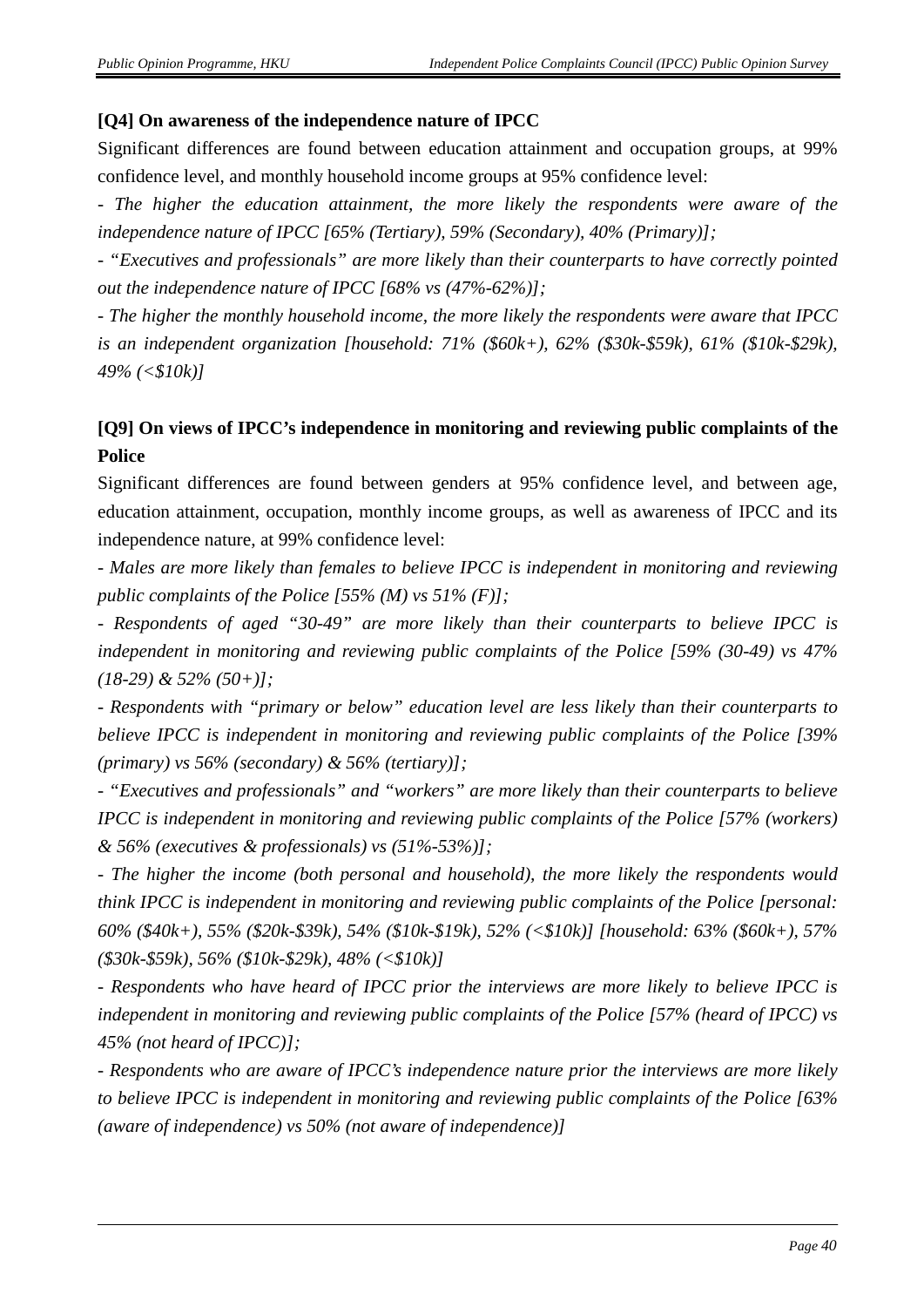**[Q4] On awareness of the independence nature of IPCC**

Significant differences are found between education attainment and occupation groups, at 99% confidence level, and monthly household income groups at 95% confidence level:

*- The higher the education attainment, the more likely the respondents were aware of the independence nature of IPCC [65% (Tertiary), 59% (Secondary), 40% (Primary)];*

*- "Executives and professionals" are more likely than their counterparts to have correctly pointed out the independence nature of IPCC [68% vs (47%-62%)];*

*- The higher the monthly household income, the more likely the respondents were aware that IPCC is an independent organization [household: 71% ($60k+), 62% ($30k-$59k), 61% ($10k-$29k), 49% (<$10k)]*

**[Q9] On views of IPCC's independence in monitoring and reviewing public complaints of the Police**

Significant differences are found between genders at 95% confidence level, and between age, education attainment, occupation, monthly income groups, as well as awareness of IPCC and its independence nature, at 99% confidence level:

*- Males are more likely than females to believe IPCC is independent in monitoring and reviewing public complaints of the Police [55% (M) vs 51% (F)];*

*- Respondents of aged "30-49" are more likely than their counterparts to believe IPCC is independent in monitoring and reviewing public complaints of the Police [59% (30-49) vs 47% (18-29) & 52% (50+)];*

*- Respondents with "primary or below" education level are less likely than their counterparts to believe IPCC is independent in monitoring and reviewing public complaints of the Police [39% (primary) vs 56% (secondary) & 56% (tertiary)];*

*- "Executives and professionals" and "workers" are more likely than their counterparts to believe IPCC is independent in monitoring and reviewing public complaints of the Police [57% (workers) & 56% (executives & professionals) vs (51%-53%)];*

*- The higher the income (both personal and household), the more likely the respondents would think IPCC is independent in monitoring and reviewing public complaints of the Police [personal: 60% ($40k+), 55% ($20k-$39k), 54% ($10k-$19k), 52% (<$10k)] [household: 63% ($60k+), 57% ($30k-$59k), 56% ($10k-$29k), 48% (<$10k)]*

*- Respondents who have heard of IPCC prior the interviews are more likely to believe IPCC is independent in monitoring and reviewing public complaints of the Police [57% (heard of IPCC) vs 45% (not heard of IPCC)];*

*- Respondents who are aware of IPCC's independence nature prior the interviews are more likely to believe IPCC is independent in monitoring and reviewing public complaints of the Police [63% (aware of independence) vs 50% (not aware of independence)]*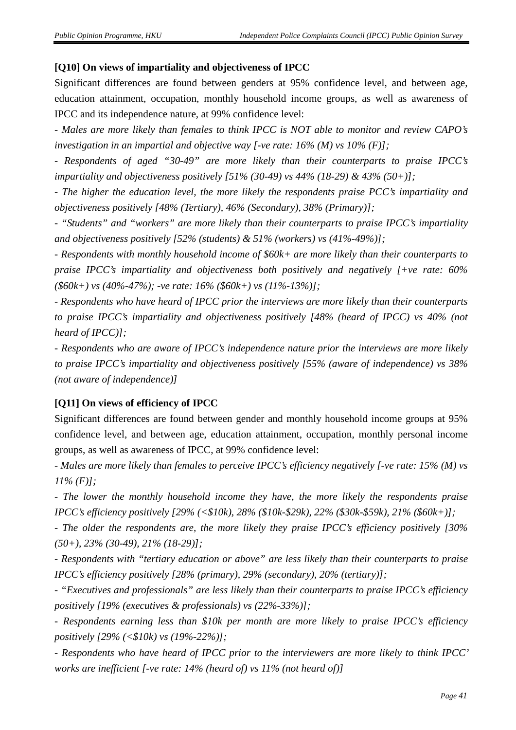**[Q10] On views of impartiality and objectiveness of IPCC**

Significant differences are found between genders at 95% confidence level, and between age, education attainment, occupation, monthly household income groups, as well as awareness of IPCC and its independence nature, at 99% confidence level:

*- Males are more likely than females to think IPCC is NOT able to monitor and review CAPO's investigation in an impartial and objective way [-ve rate: 16% (M) vs 10% (F)];*

*- Respondents of aged "30-49" are more likely than their counterparts to praise IPCC's impartiality and objectiveness positively [51% (30-49) vs 44% (18-29) & 43% (50+)];*

*- The higher the education level, the more likely the respondents praise PCC's impartiality and objectiveness positively [48% (Tertiary), 46% (Secondary), 38% (Primary)];*

*- "Students" and "workers" are more likely than their counterparts to praise IPCC's impartiality and objectiveness positively [52% (students) & 51% (workers) vs (41%-49%)];*

*- Respondents with monthly household income of $60k+ are more likely than their counterparts to praise IPCC's impartiality and objectiveness both positively and negatively [+ve rate: 60% ($60k+) vs (40%-47%); -ve rate: 16% ($60k+) vs (11%-13%)];*

*- Respondents who have heard of IPCC prior the interviews are more likely than their counterparts to praise IPCC's impartiality and objectiveness positively [48% (heard of IPCC) vs 40% (not heard of IPCC)];*

*- Respondents who are aware of IPCC's independence nature prior the interviews are more likely to praise IPCC's impartiality and objectiveness positively [55% (aware of independence) vs 38% (not aware of independence)]*

**[Q11] On views of efficiency of IPCC**

Significant differences are found between gender and monthly household income groups at 95% confidence level, and between age, education attainment, occupation, monthly personal income groups, as well as awareness of IPCC, at 99% confidence level:

*- Males are more likely than females to perceive IPCC's efficiency negatively [-ve rate: 15% (M) vs 11% (F)];*

*- The lower the monthly household income they have, the more likely the respondents praise IPCC's efficiency positively [29% (<$10k), 28% ($10k-$29k), 22% ($30k-$59k), 21% ($60k+)];*

*- The older the respondents are, the more likely they praise IPCC's efficiency positively [30% (50+), 23% (30-49), 21% (18-29)];*

*- Respondents with "tertiary education or above" are less likely than their counterparts to praise IPCC's efficiency positively [28% (primary), 29% (secondary), 20% (tertiary)];*

*- "Executives and professionals" are less likely than their counterparts to praise IPCC's efficiency positively [19% (executives & professionals) vs (22%-33%)];*

*- Respondents earning less than $10k per month are more likely to praise IPCC's efficiency positively [29% (<$10k) vs (19%-22%)];*

*- Respondents who have heard of IPCC prior to the interviewers are more likely to think IPCC' works are inefficient [-ve rate: 14% (heard of) vs 11% (not heard of)]*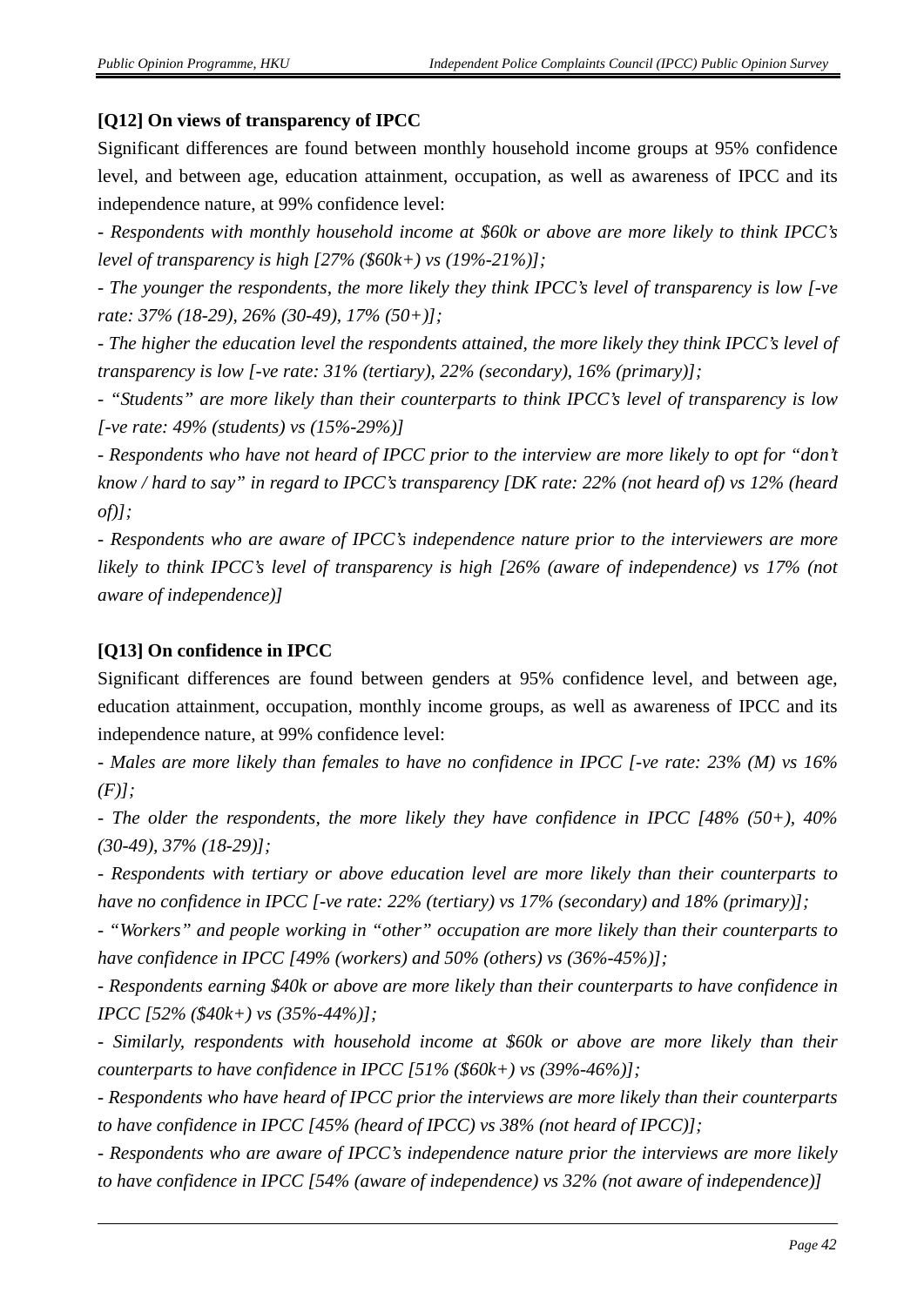**[Q12] On views of transparency of IPCC**

Significant differences are found between monthly household income groups at 95% confidence level, and between age, education attainment, occupation, as well as awareness of IPCC and its independence nature, at 99% confidence level:

*- Respondents with monthly household income at $60k or above are more likely to think IPCC's level of transparency is high [27% ($60k+) vs (19%-21%)];*

*- The younger the respondents, the more likely they think IPCC's level of transparency is low [-ve rate: 37% (18-29), 26% (30-49), 17% (50+)];*

*- The higher the education level the respondents attained, the more likely they think IPCC's level of transparency is low [-ve rate: 31% (tertiary), 22% (secondary), 16% (primary)];*

*- "Students" are more likely than their counterparts to think IPCC's level of transparency is low [-ve rate: 49% (students) vs (15%-29%)]*

*- Respondents who have not heard of IPCC prior to the interview are more likely to opt for "don't know / hard to say" in regard to IPCC's transparency [DK rate: 22% (not heard of) vs 12% (heard of)];*

*- Respondents who are aware of IPCC's independence nature prior to the interviewers are more likely to think IPCC's level of transparency is high [26% (aware of independence) vs 17% (not aware of independence)]*

**[Q13] On confidence in IPCC**

Significant differences are found between genders at 95% confidence level, and between age, education attainment, occupation, monthly income groups, as well as awareness of IPCC and its independence nature, at 99% confidence level:

*- Males are more likely than females to have no confidence in IPCC [-ve rate: 23% (M) vs 16% (F)];*

*- The older the respondents, the more likely they have confidence in IPCC [48% (50+), 40% (30-49), 37% (18-29)];*

*- Respondents with tertiary or above education level are more likely than their counterparts to have no confidence in IPCC [-ve rate: 22% (tertiary) vs 17% (secondary) and 18% (primary)];*

*- "Workers" and people working in "other" occupation are more likely than their counterparts to have confidence in IPCC [49% (workers) and 50% (others) vs (36%-45%)];*

*- Respondents earning $40k or above are more likely than their counterparts to have confidence in IPCC [52% ($40k+) vs (35%-44%)];*

*- Similarly, respondents with household income at $60k or above are more likely than their counterparts to have confidence in IPCC [51% ($60k+) vs (39%-46%)];*

*- Respondents who have heard of IPCC prior the interviews are more likely than their counterparts to have confidence in IPCC [45% (heard of IPCC) vs 38% (not heard of IPCC)];*

*- Respondents who are aware of IPCC's independence nature prior the interviews are more likely to have confidence in IPCC [54% (aware of independence) vs 32% (not aware of independence)]*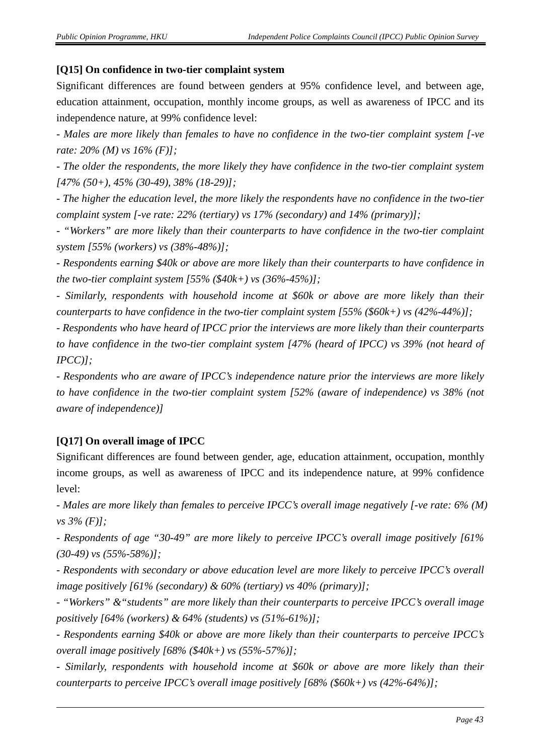**[Q15] On confidence in two-tier complaint system**

Significant differences are found between genders at 95% confidence level, and between age, education attainment, occupation, monthly income groups, as well as awareness of IPCC and its independence nature, at 99% confidence level:

*- Males are more likely than females to have no confidence in the two-tier complaint system [-ve rate: 20% (M) vs 16% (F)];*

*- The older the respondents, the more likely they have confidence in the two-tier complaint system [47% (50+), 45% (30-49), 38% (18-29)];*

*- The higher the education level, the more likely the respondents have no confidence in the two-tier complaint system [-ve rate: 22% (tertiary) vs 17% (secondary) and 14% (primary)];*

*- "Workers" are more likely than their counterparts to have confidence in the two-tier complaint system [55% (workers) vs (38%-48%)];*

*- Respondents earning $40k or above are more likely than their counterparts to have confidence in the two-tier complaint system [55% ($40k+) vs (36%-45%)];*

*- Similarly, respondents with household income at $60k or above are more likely than their counterparts to have confidence in the two-tier complaint system [55% ($60k+) vs (42%-44%)];*

*- Respondents who have heard of IPCC prior the interviews are more likely than their counterparts to have confidence in the two-tier complaint system [47% (heard of IPCC) vs 39% (not heard of IPCC)];*

*- Respondents who are aware of IPCC's independence nature prior the interviews are more likely to have confidence in the two-tier complaint system [52% (aware of independence) vs 38% (not aware of independence)]*

**[Q17] On overall image of IPCC**

Significant differences are found between gender, age, education attainment, occupation, monthly income groups, as well as awareness of IPCC and its independence nature, at 99% confidence level:

*- Males are more likely than females to perceive IPCC's overall image negatively [-ve rate: 6% (M) vs 3% (F)];*

*- Respondents of age "30-49" are more likely to perceive IPCC's overall image positively [61% (30-49) vs (55%-58%)];*

*- Respondents with secondary or above education level are more likely to perceive IPCC's overall image positively [61% (secondary) & 60% (tertiary) vs 40% (primary)];*

*- "Workers" &"students" are more likely than their counterparts to perceive IPCC's overall image positively [64% (workers) & 64% (students) vs (51%-61%)];*

*- Respondents earning $40k or above are more likely than their counterparts to perceive IPCC's overall image positively [68% ($40k+) vs (55%-57%)];*

*- Similarly, respondents with household income at $60k or above are more likely than their counterparts to perceive IPCC's overall image positively [68% ($60k+) vs (42%-64%)];*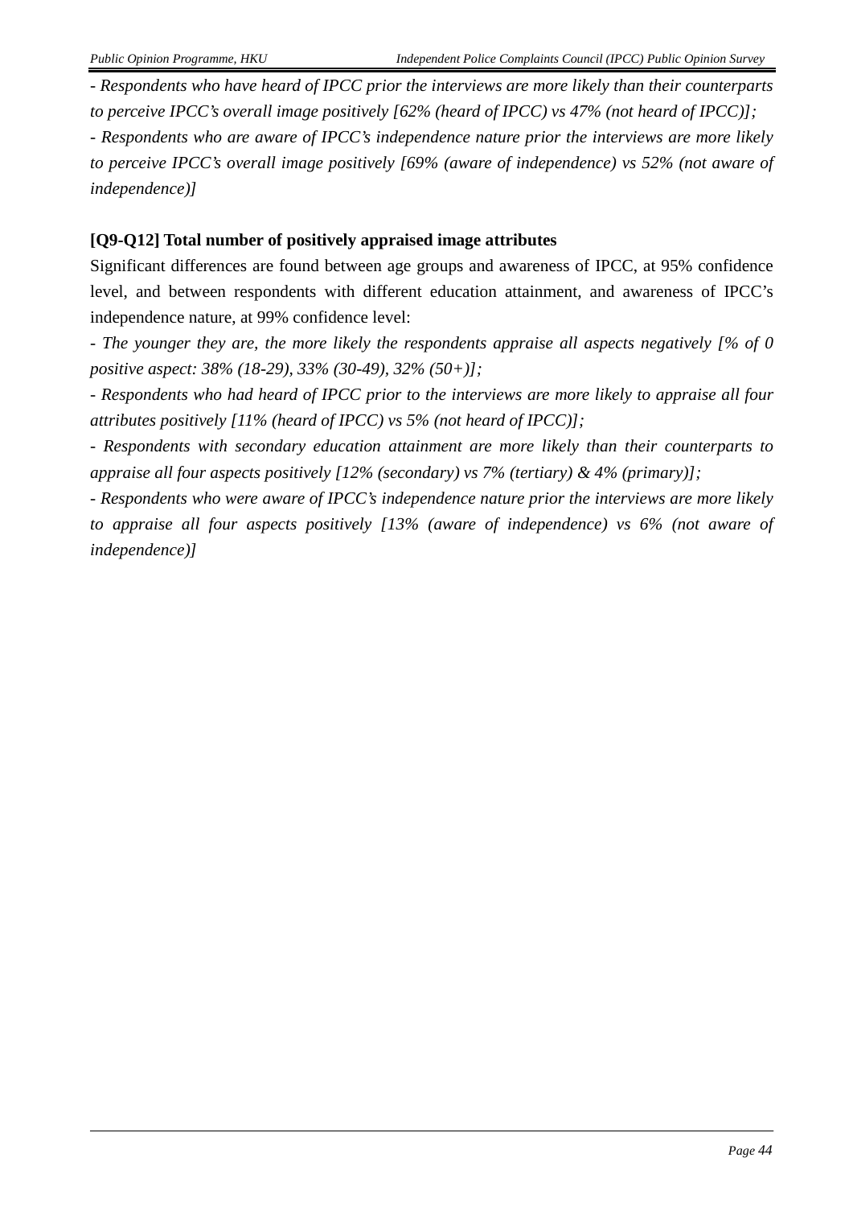*- Respondents who have heard of IPCC prior the interviews are more likely than their counterparts to perceive IPCC's overall image positively [62% (heard of IPCC) vs 47% (not heard of IPCC)];*

*- Respondents who are aware of IPCC's independence nature prior the interviews are more likely to perceive IPCC's overall image positively [69% (aware of independence) vs 52% (not aware of independence)]*

**[Q9-Q12] Total number of positively appraised image attributes**

Significant differences are found between age groups and awareness of IPCC, at 95% confidence level, and between respondents with different education attainment, and awareness of IPCC's independence nature, at 99% confidence level:

*- The younger they are, the more likely the respondents appraise all aspects negatively [% of 0 positive aspect: 38% (18-29), 33% (30-49), 32% (50+)];*

*- Respondents who had heard of IPCC prior to the interviews are more likely to appraise all four attributes positively [11% (heard of IPCC) vs 5% (not heard of IPCC)];*

*- Respondents with secondary education attainment are more likely than their counterparts to appraise all four aspects positively [12% (secondary) vs 7% (tertiary) & 4% (primary)];*

*- Respondents who were aware of IPCC's independence nature prior the interviews are more likely to appraise all four aspects positively [13% (aware of independence) vs 6% (not aware of independence)]*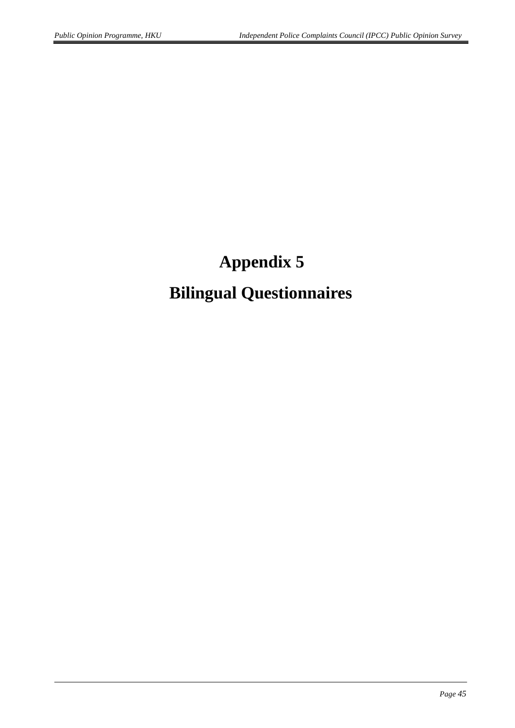# Appendix 5

# Bilingual Questionnaires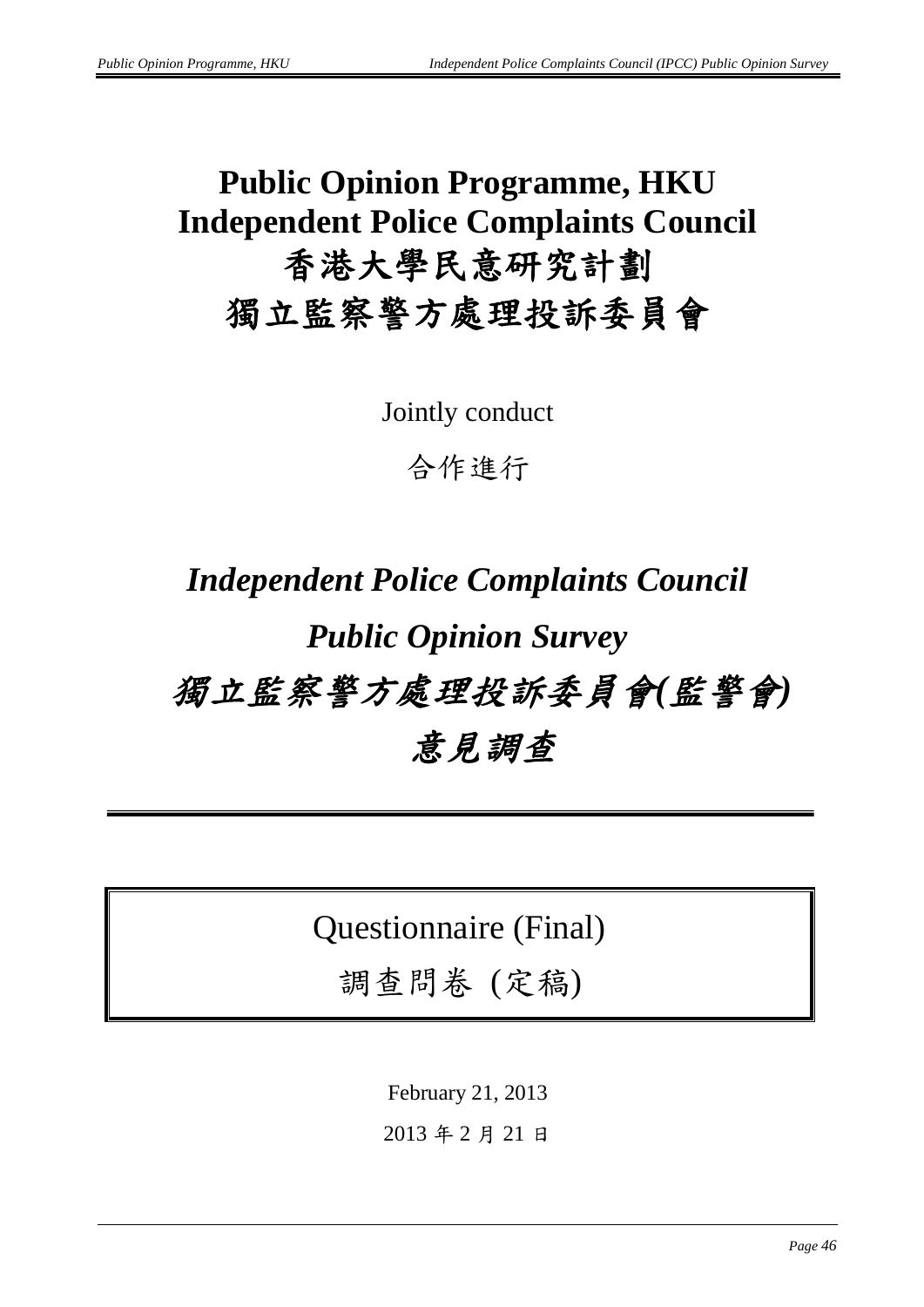# Public Opinion Programme, HKU
# Independent Police Complaints Council
# 香港大學民意研究計劃
# 獨立監察警方處理投訴委員會

Jointly conduct

合作進行

## *Independent Police Complaints Council*
## *Public Opinion Survey*
## *獨立監察警方處理投訴委員會(監警會)*
## *意見調查*

---

Questionnaire (Final)

調查問卷 (定稿)

February 21, 2013

2013 年 2 月 21 日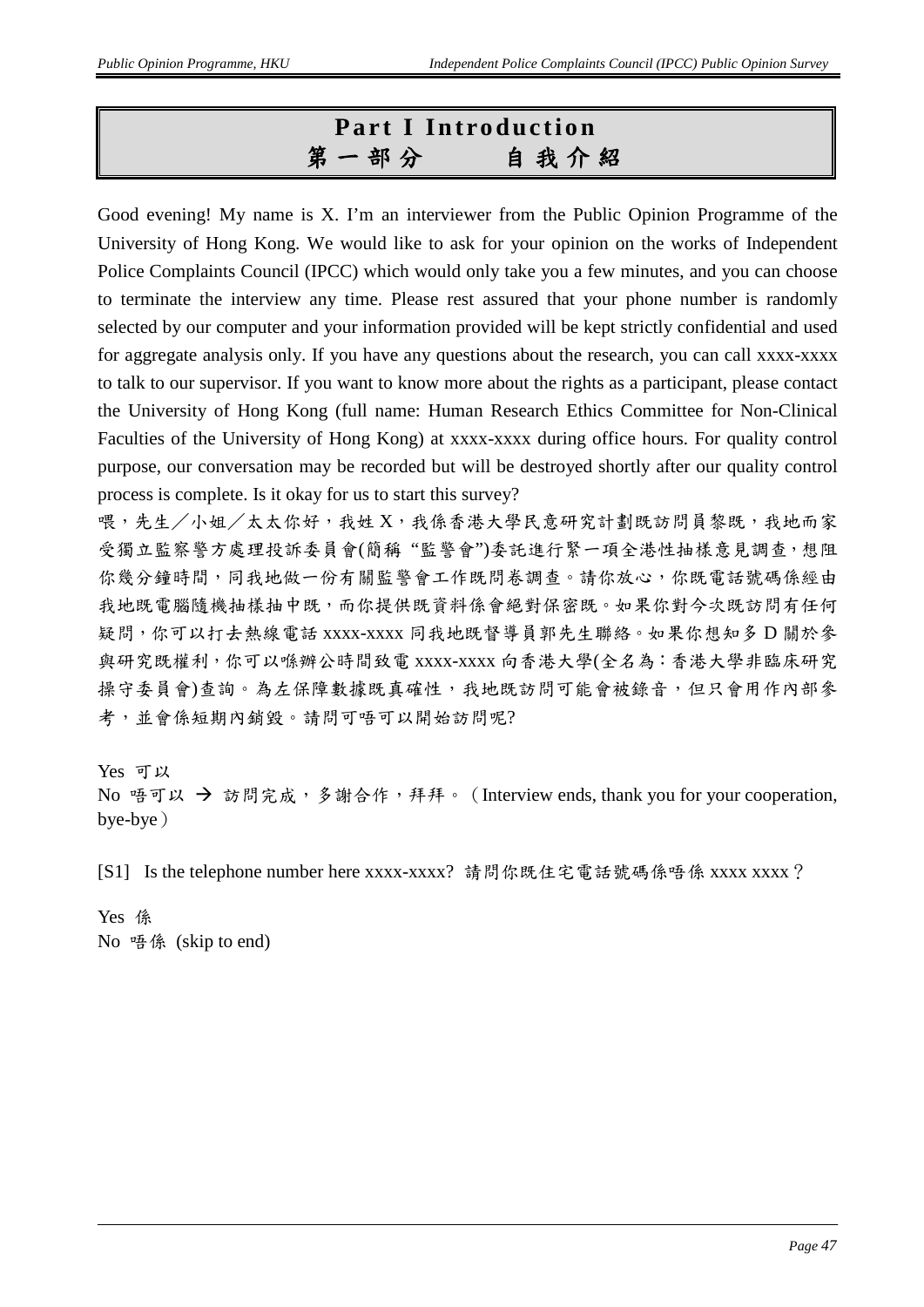# Part I Introduction
# 第一部分　　自我介紹

Good evening! My name is X. I'm an interviewer from the Public Opinion Programme of the University of Hong Kong. We would like to ask for your opinion on the works of Independent Police Complaints Council (IPCC) which would only take you a few minutes, and you can choose to terminate the interview any time. Please rest assured that your phone number is randomly selected by our computer and your information provided will be kept strictly confidential and used for aggregate analysis only. If you have any questions about the research, you can call xxxx-xxxx to talk to our supervisor. If you want to know more about the rights as a participant, please contact the University of Hong Kong (full name: Human Research Ethics Committee for Non-Clinical Faculties of the University of Hong Kong) at xxxx-xxxx during office hours. For quality control purpose, our conversation may be recorded but will be destroyed shortly after our quality control process is complete. Is it okay for us to start this survey?

喂，先生／小姐／太太你好，我姓 X，我係香港大學民意研究計劃既訪問員黎既，我地而家受獨立監察警方處理投訴委員會(簡稱 "監警會")委託進行緊一項全港性抽樣意見調查，想阻你幾分鐘時間，同我地做一份有關監警會工作既問卷調查。請你放心，你既電話號碼係經由我地既電腦隨機抽樣抽中既，而你提供既資料係會絕對保密既。如果你對今次既訪問有任何疑問，你可以打去熱線電話 xxxx-xxxx 同我地既督導員郭先生聯絡。如果你想知多 D 關於參與研究既權利，你可以喺辦公時間致電 xxxx-xxxx 向香港大學(全名為：香港大學非臨床研究操守委員會)查詢。為左保障數據既真確性，我地既訪問可能會被錄音，但只會用作內部參考，並會係短期內銷毀。請問可唔可以開始訪問呢?

Yes 可以  
No 唔可以 → 訪問完成，多謝合作，拜拜。（Interview ends, thank you for your cooperation, bye-bye）

[S1] Is the telephone number here xxxx-xxxx? 請問你既住宅電話號碼係唔係 xxxx xxxx？

Yes 係  
No 唔係 (skip to end)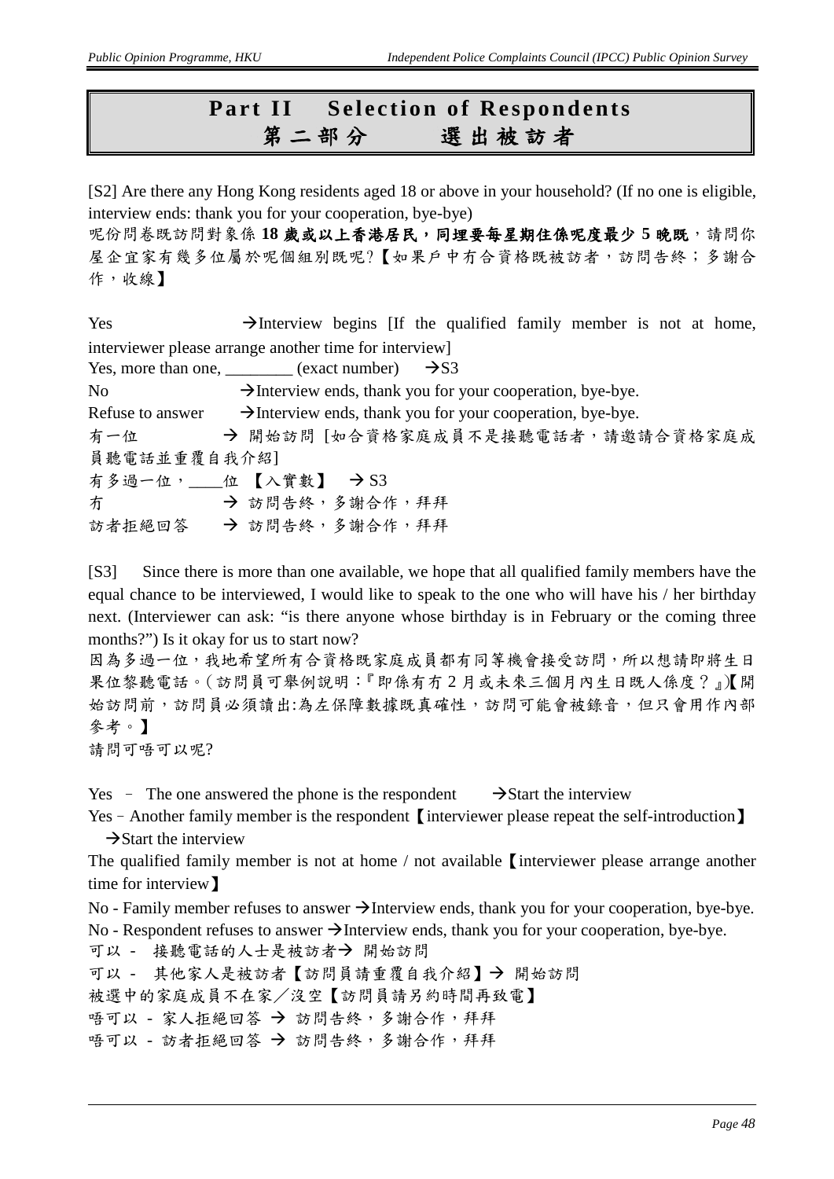# Part II Selection of Respondents
# 第二部分 選出被訪者

[S2] Are there any Hong Kong residents aged 18 or above in your household? (If no one is eligible, interview ends: thank you for your cooperation, bye-bye)

呢份問卷既訪問對象係 **18 歲或以上香港居民，同埋要每星期住係呢度最少 5 晚既**，請問你屋企宜家有幾多位屬於呢個組別既呢?【如果戶中冇合資格既被訪者，訪問告終；多謝合作，收線】

Yes →Interview begins [If the qualified family member is not at home, interviewer please arrange another time for interview]

Yes, more than one, ________ (exact number) →S3

No →Interview ends, thank you for your cooperation, bye-bye.

Refuse to answer →Interview ends, thank you for your cooperation, bye-bye.

有一位 → 開始訪問 [如合資格家庭成員不是接聽電話者，請邀請合資格家庭成員聽電話並重覆自我介紹]

有多過一位，____位 【入實數】 → S3

冇 → 訪問告終，多謝合作，拜拜

訪者拒絕回答 → 訪問告終，多謝合作，拜拜

[S3] Since there is more than one available, we hope that all qualified family members have the equal chance to be interviewed, I would like to speak to the one who will have his / her birthday next. (Interviewer can ask: "is there anyone whose birthday is in February or the coming three months?") Is it okay for us to start now?

因為多過一位，我地希望所有合資格既家庭成員都有同等機會接受訪問，所以想請即將生日果位黎聽電話。(訪問員可舉例說明：『即係有冇 2 月或未來三個月內生日既人係度？』)【開始訪問前，訪問員必須讀出:為左保障數據既真確性，訪問可能會被錄音，但只會用作內部參考。】

請問可唔可以呢?

Yes – The one answered the phone is the respondent →Start the interview

Yes – Another family member is the respondent【interviewer please repeat the self-introduction】 →Start the interview

The qualified family member is not at home / not available【interviewer please arrange another time for interview】

No - Family member refuses to answer →Interview ends, thank you for your cooperation, bye-bye.

No - Respondent refuses to answer →Interview ends, thank you for your cooperation, bye-bye.

可以 - 接聽電話的人士是被訪者→ 開始訪問

可以 - 其他家人是被訪者【訪問員請重覆自我介紹】→ 開始訪問

被選中的家庭成員不在家／沒空【訪問員請另約時間再致電】

唔可以 - 家人拒絕回答 → 訪問告終，多謝合作，拜拜

唔可以 - 訪者拒絕回答 → 訪問告終，多謝合作，拜拜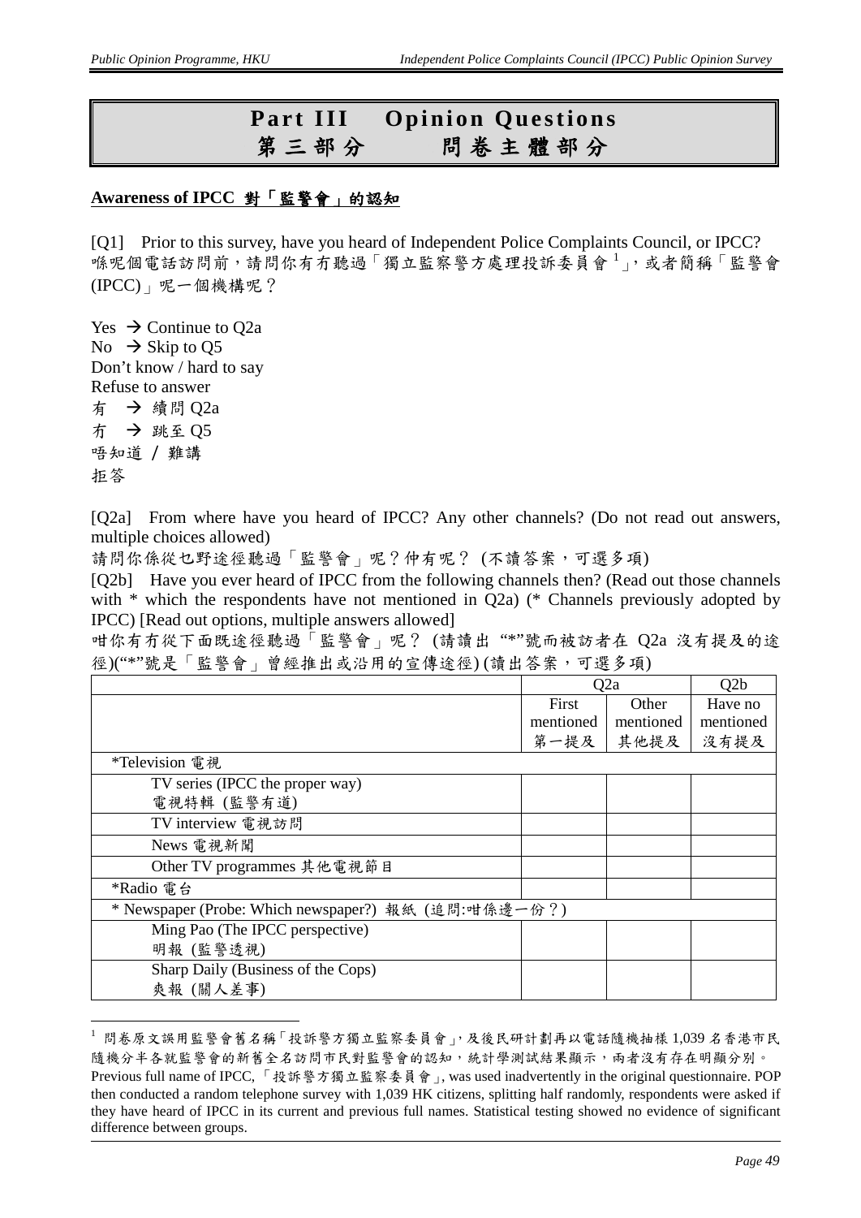# Part III Opinion Questions
# 第三部分 問卷主體部分

**Awareness of IPCC 對「監警會」的認知**

[Q1] Prior to this survey, have you heard of Independent Police Complaints Council, or IPCC?
喺呢個電話訪問前，請問你有冇聽過「獨立監察警方處理投訴委員會[1]」，或者簡稱「監警會(IPCC)」呢一個機構呢？

Yes → Continue to Q2a
No → Skip to Q5
Don't know / hard to say
Refuse to answer
有 → 續問 Q2a
冇 → 跳至 Q5
唔知道 / 難講
拒答

[Q2a] From where have you heard of IPCC? Any other channels? (Do not read out answers, multiple choices allowed)
請問你係從乜野途徑聽過「監警會」呢？仲有呢？ (不讀答案，可選多項)
[Q2b] Have you ever heard of IPCC from the following channels then? (Read out those channels with * which the respondents have not mentioned in Q2a) (* Channels previously adopted by IPCC) [Read out options, multiple answers allowed]
咁你有冇從下面既途徑聽過「監警會」呢？ (請讀出 "*"號而被訪者在 Q2a 沒有提及的途徑)("*"號是「監警會」曾經推出或沿用的宣傳途徑) (讀出答案，可選多項)

| | Q2a | | Q2b |
|---|---|---|---|
| | First mentioned 第一提及 | Other mentioned 其他提及 | Have no mentioned 沒有提及 |
| *Television 電視 | | | |
| TV series (IPCC the proper way) 電視特輯 (監警有道) | | | |
| TV interview 電視訪問 | | | |
| News 電視新聞 | | | |
| Other TV programmes 其他電視節目 | | | |
| *Radio 電台 | | | |
| * Newspaper (Probe: Which newspaper?) 報紙 (追問:咁係邊一份？) | | | |
| Ming Pao (The IPCC perspective) 明報 (監警透視) | | | |
| Sharp Daily (Business of the Cops) 爽報 (關人差事) | | | |

[1] 問卷原文誤用監警會舊名稱「投訴警方獨立監察委員會」，及後民研計劃再以電話隨機抽樣 1,039 名香港市民隨機分半各就監警會的新舊全名訪問市民對監警會的認知，統計學測試結果顯示，兩者沒有存在明顯分別。
Previous full name of IPCC, 「投訴警方獨立監察委員會」, was used inadvertently in the original questionnaire. POP then conducted a random telephone survey with 1,039 HK citizens, splitting half randomly, respondents were asked if they have heard of IPCC in its current and previous full names. Statistical testing showed no evidence of significant difference between groups.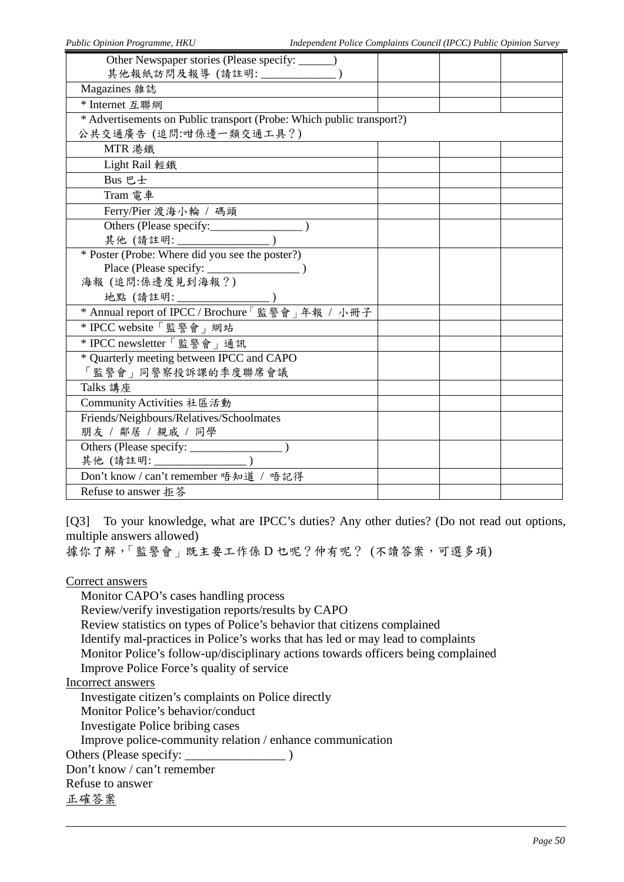| | | | |
|---|---|---|---|
| Other Newspaper stories (Please specify: ______) 其他報紙訪問及報導 (請註明: _____________ ) | | | |
| Magazines 雜誌 | | | |
| * Internet 互聯網 | | | |
| * Advertisements on Public transport (Probe: Which public transport?) 公共交通廣告 (追問:咁係邊一類交通工具?) | | | |
| MTR 港鐵 | | | |
| Light Rail 輕鐵 | | | |
| Bus 巴士 | | | |
| Tram 電車 | | | |
| Ferry/Pier 渡海小輪 / 碼頭 | | | |
| Others (Please specify:________________ ) 其他 (請註明: ________________ ) | | | |
| * Poster (Probe: Where did you see the poster?) Place (Please specify: ________________ ) 海報 (追問:係邊度見到海報?) 地點 (請註明: ________________ ) | | | |
| * Annual report of IPCC / Brochure「監警會」年報 / 小冊子 | | | |
| * IPCC website「監警會」網站 | | | |
| * IPCC newsletter「監警會」通訊 | | | |
| * Quarterly meeting between IPCC and CAPO「監警會」同警察投訴課的季度聯席會議 | | | |
| Talks 講座 | | | |
| Community Activities 社區活動 | | | |
| Friends/Neighbours/Relatives/Schoolmates 朋友 / 鄰居 / 親戚 / 同學 | | | |
| Others (Please specify: ________________ ) 其他 (請註明: ________________ ) | | | |
| Don't know / can't remember 唔知道 / 唔記得 | | | |
| Refuse to answer 拒答 | | | |

[Q3] To your knowledge, what are IPCC's duties? Any other duties? (Do not read out options, multiple answers allowed)
據你了解,「監警會」既主要工作係 D 乜呢?仲有呢? (不讀答案,可選多項)

Correct answers
- Monitor CAPO's cases handling process
- Review/verify investigation reports/results by CAPO
- Review statistics on types of Police's behavior that citizens complained
- Identify mal-practices in Police's works that has led or may lead to complaints
- Monitor Police's follow-up/disciplinary actions towards officers being complained
- Improve Police Force's quality of service

Incorrect answers
- Investigate citizen's complaints on Police directly
- Monitor Police's behavior/conduct
- Investigate Police bribing cases
- Improve police-community relation / enhance communication

Others (Please specify: ________________ )
Don't know / can't remember
Refuse to answer

正確答案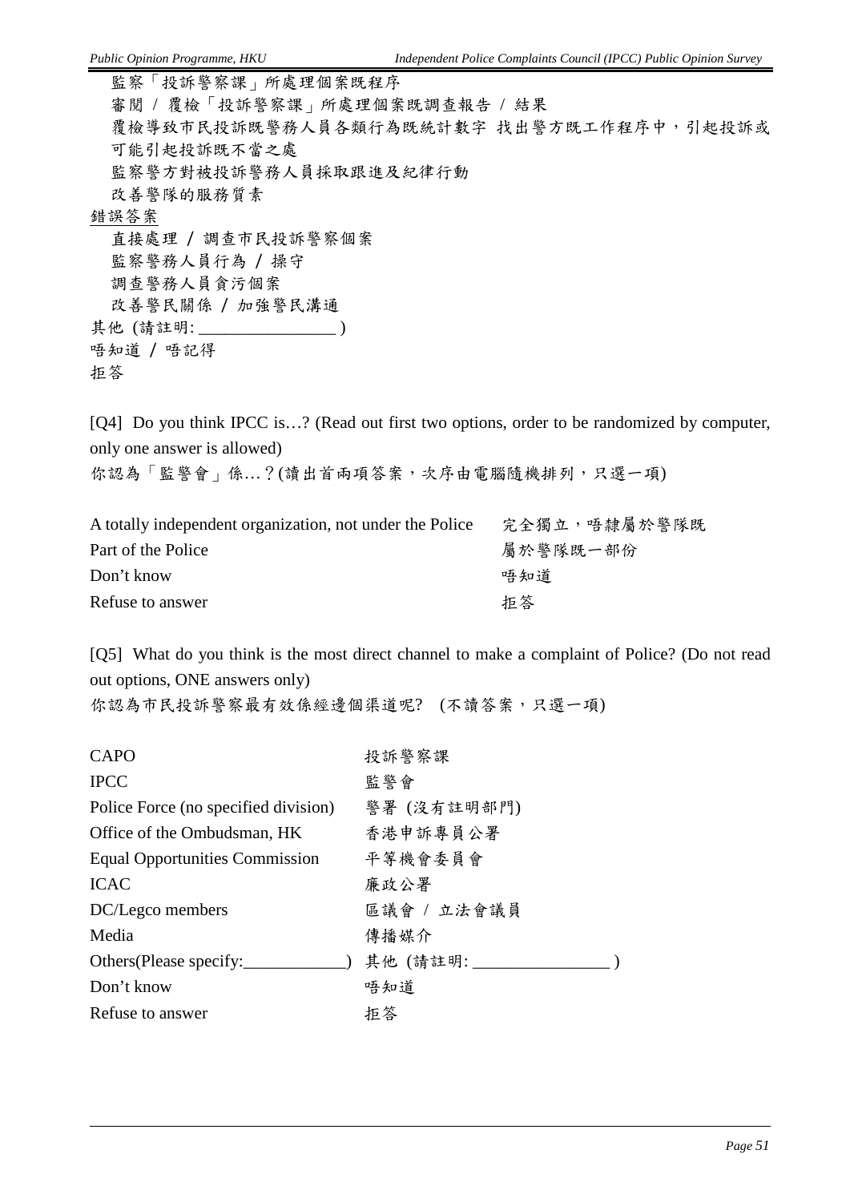監察「投訴警察課」所處理個案既程序

審閱 / 覆檢「投訴警察課」所處理個案既調查報告 / 結果

覆檢導致市民投訴既警務人員各類行為既統計數字 找出警方既工作程序中，引起投訴或可能引起投訴既不當之處

監察警方對被投訴警務人員採取跟進及紀律行動

改善警隊的服務質素

<u>錯誤答案</u>

直接處理 / 調查市民投訴警察個案

監察警務人員行為 / 操守

調查警務人員貪污個案

改善警民關係 / 加強警民溝通

其他 (請註明: ________________ )

唔知道 / 唔記得

拒答

[Q4] Do you think IPCC is…? (Read out first two options, order to be randomized by computer, only one answer is allowed)

你認為「監警會」係…？(讀出首兩項答案，次序由電腦隨機排列，只選一項)

| | |
|---|---|
| A totally independent organization, not under the Police | 完全獨立，唔隸屬於警隊既 |
| Part of the Police | 屬於警隊既一部份 |
| Don't know | 唔知道 |
| Refuse to answer | 拒答 |

[Q5] What do you think is the most direct channel to make a complaint of Police? (Do not read out options, ONE answers only)

你認為市民投訴警察最有效係經邊個渠道呢? (不讀答案，只選一項)

| | |
|---|---|
| CAPO | 投訴警察課 |
| IPCC | 監警會 |
| Police Force (no specified division) | 警署 (沒有註明部門) |
| Office of the Ombudsman, HK | 香港申訴專員公署 |
| Equal Opportunities Commission | 平等機會委員會 |
| ICAC | 廉政公署 |
| DC/Legco members | 區議會 / 立法會議員 |
| Media | 傳播媒介 |
| Others(Please specify:____________) | 其他 (請註明: ________________ ) |
| Don't know | 唔知道 |
| Refuse to answer | 拒答 |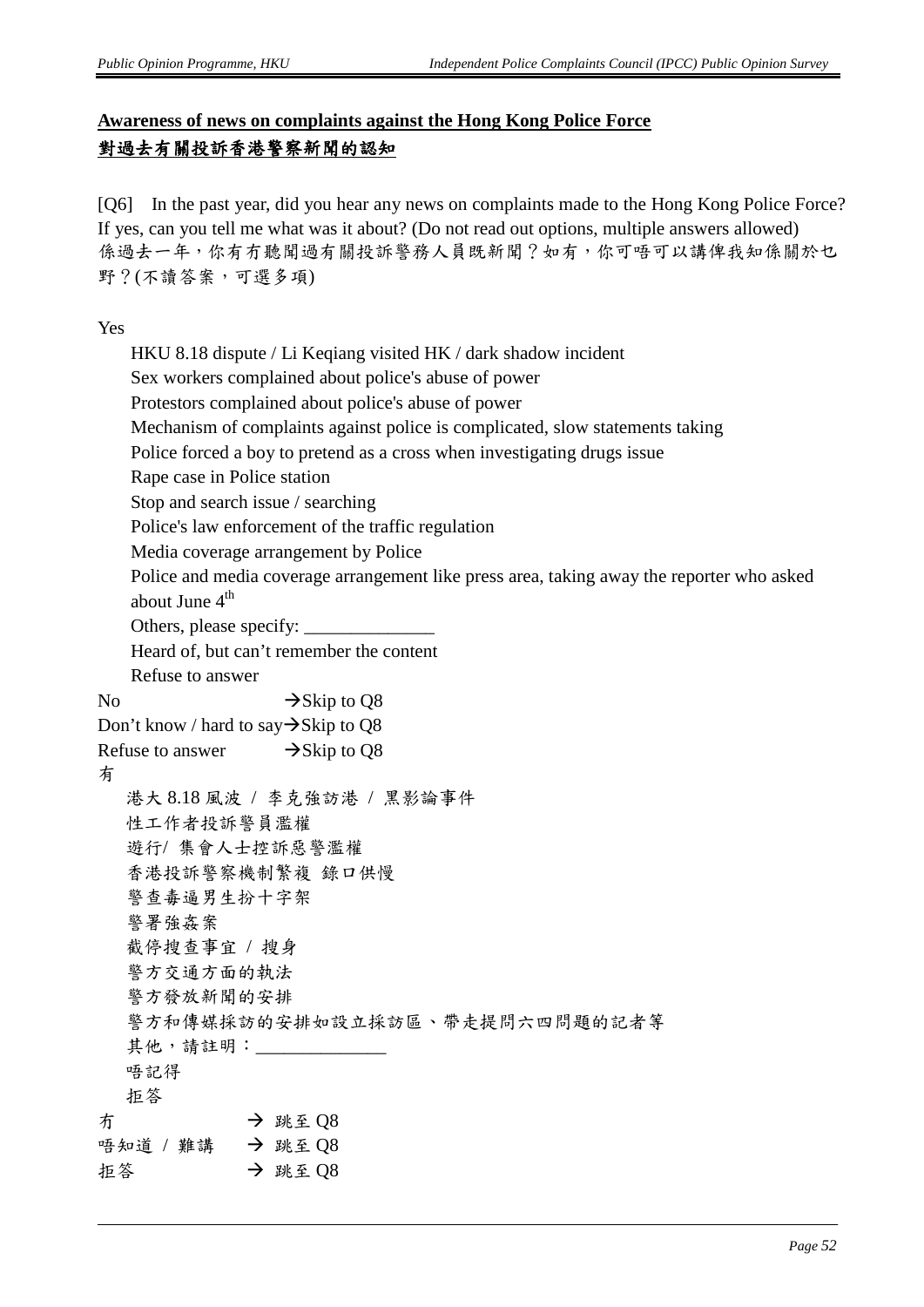## Awareness of news on complaints against the Hong Kong Police Force
## 對過去有關投訴香港警察新聞的認知

[Q6] In the past year, did you hear any news on complaints made to the Hong Kong Police Force? If yes, can you tell me what was it about? (Do not read out options, multiple answers allowed)
係過去一年，你有冇聽聞過有關投訴警務人員既新聞？如有，你可唔可以講俾我知係關於乜野？(不讀答案，可選多項)

Yes
- HKU 8.18 dispute / Li Keqiang visited HK / dark shadow incident
- Sex workers complained about police's abuse of power
- Protestors complained about police's abuse of power
- Mechanism of complaints against police is complicated, slow statements taking
- Police forced a boy to pretend as a cross when investigating drugs issue
- Rape case in Police station
- Stop and search issue / searching
- Police's law enforcement of the traffic regulation
- Media coverage arrangement by Police
- Police and media coverage arrangement like press area, taking away the reporter who asked about June 4th
- Others, please specify: ______________
- Heard of, but can't remember the content
- Refuse to answer

No → Skip to Q8
Don't know / hard to say → Skip to Q8
Refuse to answer → Skip to Q8

有
- 港大 8.18 風波 / 李克強訪港 / 黑影論事件
- 性工作者投訴警員濫權
- 遊行/ 集會人士控訴惡警濫權
- 香港投訴警察機制繁複 錄口供慢
- 警查毒逼男生扮十字架
- 警署強姦案
- 截停搜查事宜 / 搜身
- 警方交通方面的執法
- 警方發放新聞的安排
- 警方和傳媒採訪的安排如設立採訪區、帶走提問六四問題的記者等
- 其他，請註明：______________
- 唔記得
- 拒答

冇 → 跳至 Q8
唔知道 / 難講 → 跳至 Q8
拒答 → 跳至 Q8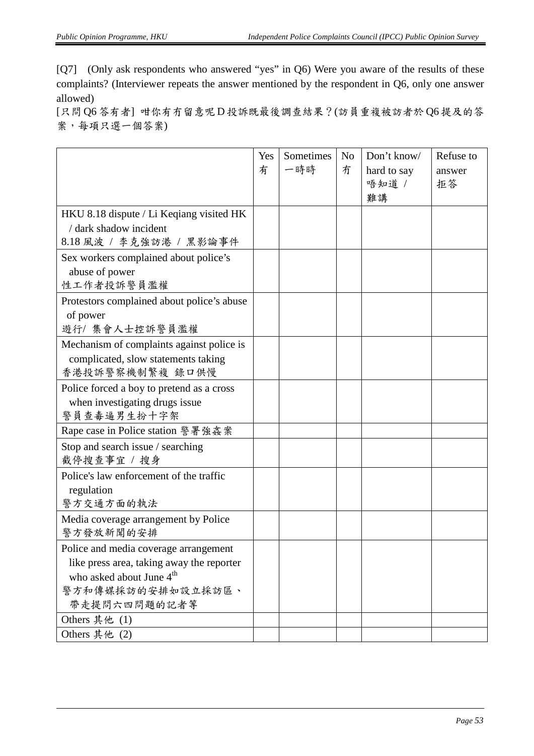[Q7] (Only ask respondents who answered "yes" in Q6) Were you aware of the results of these complaints? (Interviewer repeats the answer mentioned by the respondent in Q6, only one answer allowed)

[只問 Q6 答有者] 咁你有冇留意呢 D 投訴既最後調查結果？(訪員重複被訪者於 Q6 提及的答案，每項只選一個答案)

| | Yes 有 | Sometimes 一時時 | No 冇 | Don't know/ hard to say 唔知道 / 難講 | Refuse to answer 拒答 |
|---|---|---|---|---|---|
| HKU 8.18 dispute / Li Keqiang visited HK / dark shadow incident 8.18 風波 / 李克強訪港 / 黑影論事件 | | | | | |
| Sex workers complained about police's abuse of power 性工作者投訴警員濫權 | | | | | |
| Protestors complained about police's abuse of power 遊行/ 集會人士控訴警員濫權 | | | | | |
| Mechanism of complaints against police is complicated, slow statements taking 香港投訴警察機制繁複 錄口供慢 | | | | | |
| Police forced a boy to pretend as a cross when investigating drugs issue 警員查毒逼男生扮十字架 | | | | | |
| Rape case in Police station 警署強姦案 | | | | | |
| Stop and search issue / searching 截停搜查事宜 / 搜身 | | | | | |
| Police's law enforcement of the traffic regulation 警方交通方面的執法 | | | | | |
| Media coverage arrangement by Police 警方發放新聞的安排 | | | | | |
| Police and media coverage arrangement like press area, taking away the reporter who asked about June 4th 警方和傳媒採訪的安排如設立採訪區、帶走提問六四問題的記者等 | | | | | |
| Others 其他 (1) | | | | | |
| Others 其他 (2) | | | | | |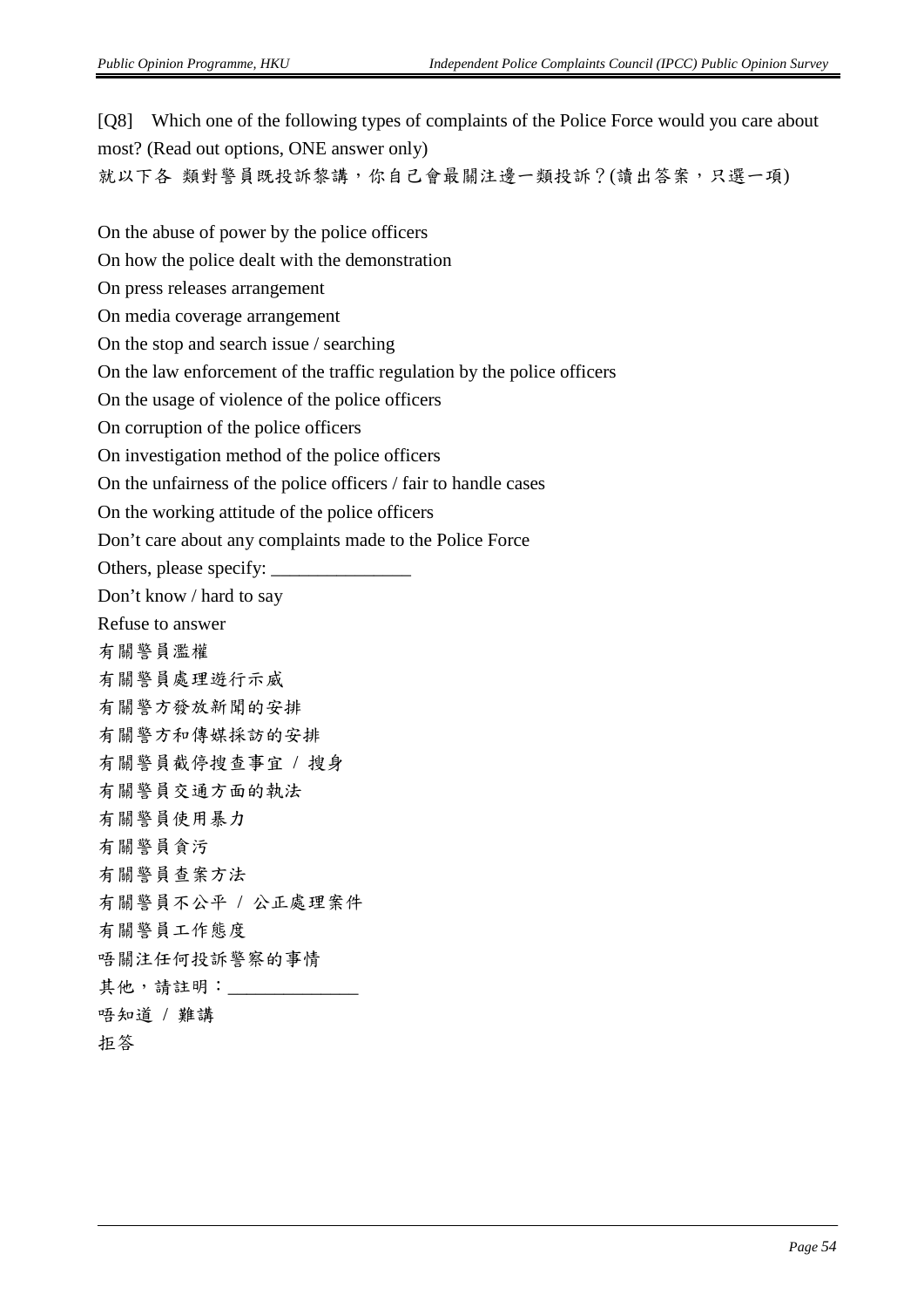[Q8] Which one of the following types of complaints of the Police Force would you care about most? (Read out options, ONE answer only)
就以下各 類對警員既投訴黎講，你自己會最關注邊一類投訴？(讀出答案，只選一項)

On the abuse of power by the police officers
On how the police dealt with the demonstration
On press releases arrangement
On media coverage arrangement
On the stop and search issue / searching
On the law enforcement of the traffic regulation by the police officers
On the usage of violence of the police officers
On corruption of the police officers
On investigation method of the police officers
On the unfairness of the police officers / fair to handle cases
On the working attitude of the police officers
Don't care about any complaints made to the Police Force
Others, please specify: _______________
Don't know / hard to say
Refuse to answer
有關警員濫權
有關警員處理遊行示威
有關警方發放新聞的安排
有關警方和傳媒採訪的安排
有關警員截停搜查事宜 / 搜身
有關警員交通方面的執法
有關警員使用暴力
有關警員貪污
有關警員查案方法
有關警員不公平 / 公正處理案件
有關警員工作態度
唔關注任何投訴警察的事情
其他，請註明：______________
唔知道 / 難講
拒答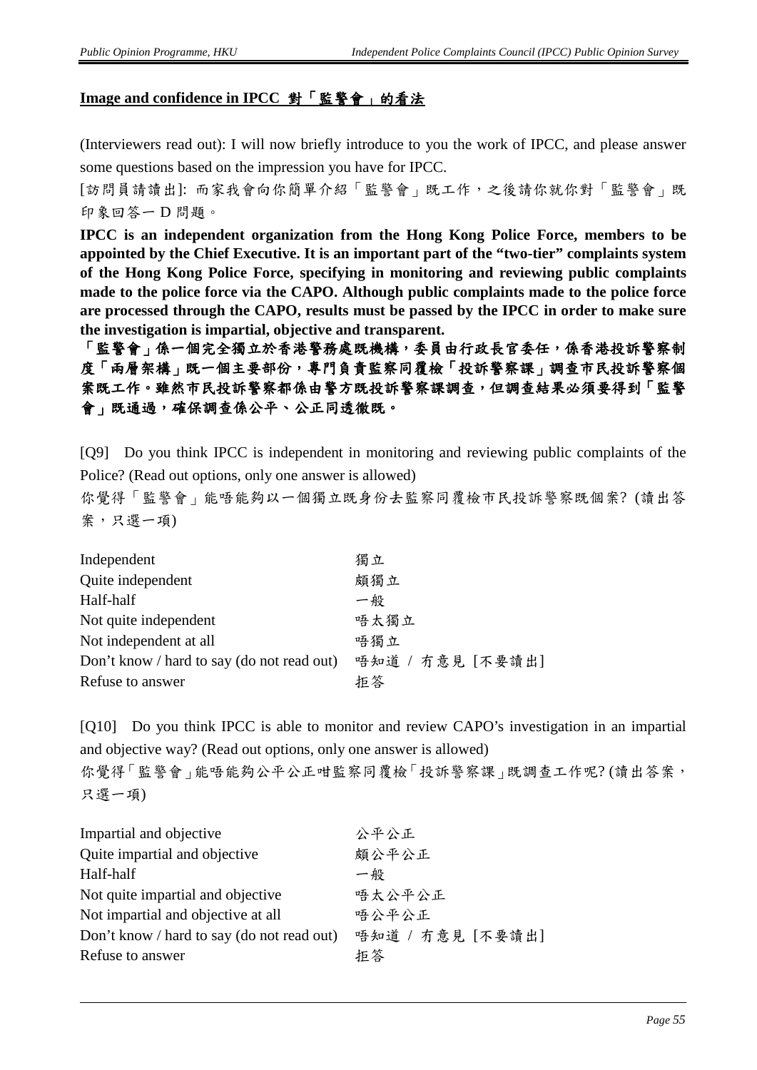## **Image and confidence in IPCC 對「監警會」的看法**

(Interviewers read out): I will now briefly introduce to you the work of IPCC, and please answer some questions based on the impression you have for IPCC.

[訪問員請讀出]: 而家我會向你簡單介紹「監警會」既工作，之後請你就你對「監警會」既印象回答一 D 問題。

**IPCC is an independent organization from the Hong Kong Police Force, members to be appointed by the Chief Executive. It is an important part of the "two-tier" complaints system of the Hong Kong Police Force, specifying in monitoring and reviewing public complaints made to the police force via the CAPO. Although public complaints made to the police force are processed through the CAPO, results must be passed by the IPCC in order to make sure the investigation is impartial, objective and transparent.**

**「監警會」係一個完全獨立於香港警務處既機構，委員由行政長官委任，係香港投訴警察制度「兩層架構」既一個主要部份，專門負責監察同覆檢「投訴警察課」調查市民投訴警察個案既工作。雖然市民投訴警察都係由警方既投訴警察課調查，但調查結果必須要得到「監警會」既通過，確保調查係公平、公正同透徹既。**

[Q9] Do you think IPCC is independent in monitoring and reviewing public complaints of the Police? (Read out options, only one answer is allowed)

你覺得「監警會」能唔能夠以一個獨立既身份去監察同覆檢市民投訴警察既個案? (讀出答案，只選一項)

| | |
|---|---|
| Independent | 獨立 |
| Quite independent | 頗獨立 |
| Half-half | 一般 |
| Not quite independent | 唔太獨立 |
| Not independent at all | 唔獨立 |
| Don't know / hard to say (do not read out) | 唔知道 / 冇意見 [不要讀出] |
| Refuse to answer | 拒答 |

[Q10] Do you think IPCC is able to monitor and review CAPO's investigation in an impartial and objective way? (Read out options, only one answer is allowed)

你覺得「監警會」能唔能夠公平公正咁監察同覆檢「投訴警察課」既調查工作呢? (讀出答案，只選一項)

| | |
|---|---|
| Impartial and objective | 公平公正 |
| Quite impartial and objective | 頗公平公正 |
| Half-half | 一般 |
| Not quite impartial and objective | 唔太公平公正 |
| Not impartial and objective at all | 唔公平公正 |
| Don't know / hard to say (do not read out) | 唔知道 / 冇意見 [不要讀出] |
| Refuse to answer | 拒答 |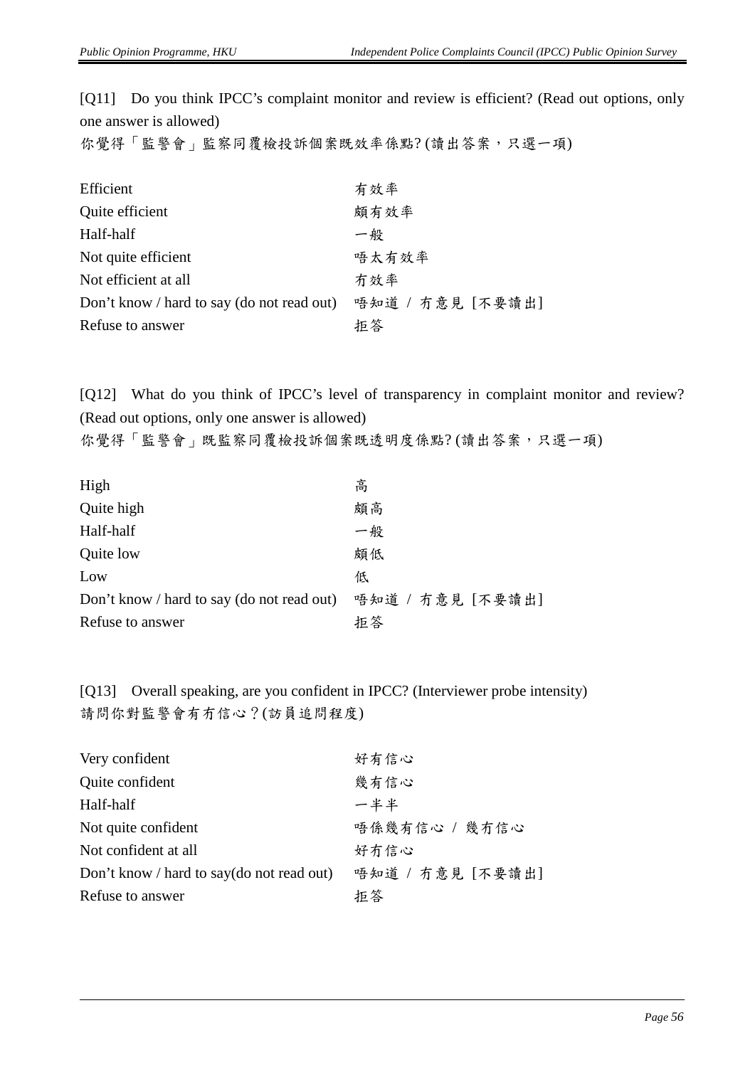[Q11] Do you think IPCC's complaint monitor and review is efficient? (Read out options, only one answer is allowed)
你覺得「監警會」監察同覆檢投訴個案既效率係點? (讀出答案，只選一項)

| | |
|---|---|
| Efficient | 有效率 |
| Quite efficient | 頗有效率 |
| Half-half | 一般 |
| Not quite efficient | 唔太有效率 |
| Not efficient at all | 冇效率 |
| Don't know / hard to say (do not read out) | 唔知道 / 冇意見 [不要讀出] |
| Refuse to answer | 拒答 |

[Q12] What do you think of IPCC's level of transparency in complaint monitor and review? (Read out options, only one answer is allowed)
你覺得「監警會」既監察同覆檢投訴個案既透明度係點? (讀出答案，只選一項)

| | |
|---|---|
| High | 高 |
| Quite high | 頗高 |
| Half-half | 一般 |
| Quite low | 頗低 |
| Low | 低 |
| Don't know / hard to say (do not read out) | 唔知道 / 冇意見 [不要讀出] |
| Refuse to answer | 拒答 |

[Q13] Overall speaking, are you confident in IPCC? (Interviewer probe intensity)
請問你對監警會有冇信心？(訪員追問程度)

| | |
|---|---|
| Very confident | 好有信心 |
| Quite confident | 幾有信心 |
| Half-half | 一半半 |
| Not quite confident | 唔係幾有信心 / 幾冇信心 |
| Not confident at all | 好冇信心 |
| Don't know / hard to say(do not read out) | 唔知道 / 冇意見 [不要讀出] |
| Refuse to answer | 拒答 |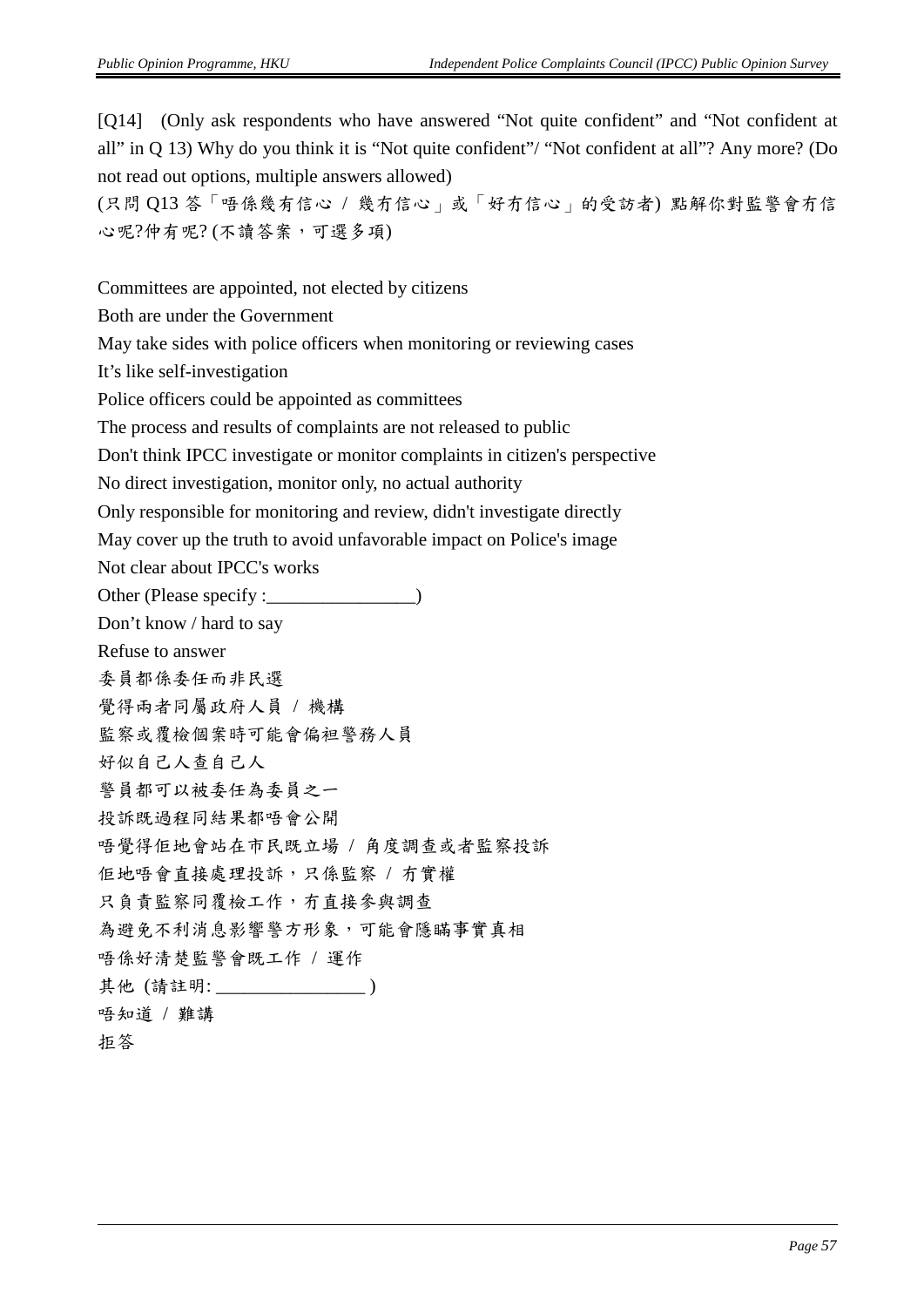[Q14] (Only ask respondents who have answered “Not quite confident” and “Not confident at all” in Q 13) Why do you think it is “Not quite confident”/ “Not confident at all”? Any more? (Do not read out options, multiple answers allowed)
(只問 Q13 答「唔係幾有信心 / 幾冇信心」或「好冇信心」的受訪者) 點解你對監警會冇信心呢?仲有呢? (不讀答案，可選多項)

Committees are appointed, not elected by citizens
Both are under the Government
May take sides with police officers when monitoring or reviewing cases
It’s like self-investigation
Police officers could be appointed as committees
The process and results of complaints are not released to public
Don't think IPCC investigate or monitor complaints in citizen's perspective
No direct investigation, monitor only, no actual authority
Only responsible for monitoring and review, didn't investigate directly
May cover up the truth to avoid unfavorable impact on Police's image
Not clear about IPCC's works
Other (Please specify :________________)
Don’t know / hard to say
Refuse to answer
委員都係委任而非民選
覺得兩者同屬政府人員 / 機構
監察或覆檢個案時可能會偏袒警務人員
好似自己人查自己人
警員都可以被委任為委員之一
投訴既過程同結果都唔會公開
唔覺得佢地會站在市民既立場 / 角度調查或者監察投訴
佢地唔會直接處理投訴，只係監察 / 冇實權
只負責監察同覆檢工作，冇直接參與調查
為避免不利消息影響警方形象，可能會隱瞞事實真相
唔係好清楚監警會既工作 / 運作
其他 (請註明: ________________ )
唔知道 / 難講
拒答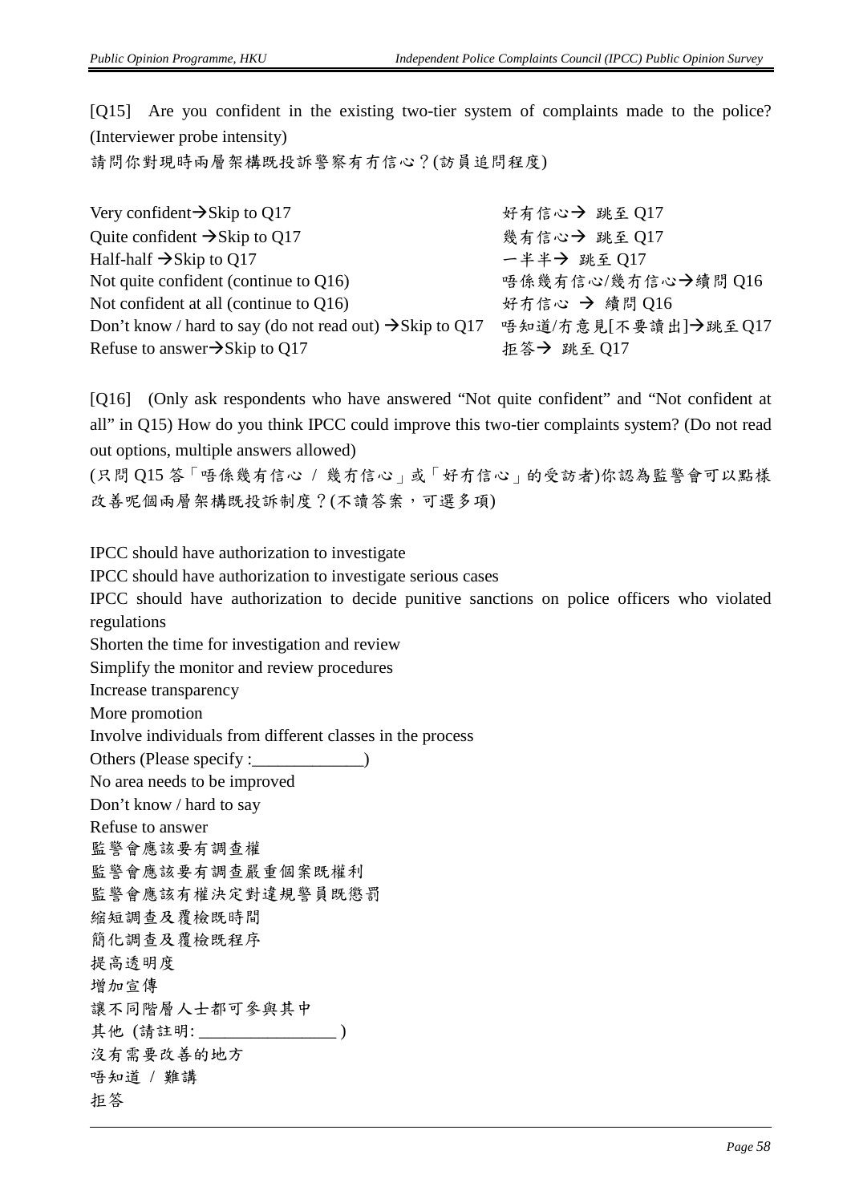[Q15] Are you confident in the existing two-tier system of complaints made to the police? (Interviewer probe intensity)

請問你對現時兩層架構既投訴警察有冇信心？(訪員追問程度)

| | |
|---|---|
| Very confident→Skip to Q17 | 好有信心→ 跳至 Q17 |
| Quite confident →Skip to Q17 | 幾有信心→ 跳至 Q17 |
| Half-half →Skip to Q17 | 一半半→ 跳至 Q17 |
| Not quite confident (continue to Q16) | 唔係幾有信心/幾冇信心→續問 Q16 |
| Not confident at all (continue to Q16) | 好冇信心 → 續問 Q16 |
| Don't know / hard to say (do not read out) →Skip to Q17 | 唔知道/冇意見[不要讀出]→跳至 Q17 |
| Refuse to answer→Skip to Q17 | 拒答→ 跳至 Q17 |

[Q16] (Only ask respondents who have answered "Not quite confident" and "Not confident at all" in Q15) How do you think IPCC could improve this two-tier complaints system? (Do not read out options, multiple answers allowed)

(只問 Q15 答「唔係幾有信心 / 幾冇信心」或「好冇信心」的受訪者)你認為監警會可以點樣改善呢個兩層架構既投訴制度？(不讀答案，可選多項)

IPCC should have authorization to investigate
IPCC should have authorization to investigate serious cases
IPCC should have authorization to decide punitive sanctions on police officers who violated regulations
Shorten the time for investigation and review
Simplify the monitor and review procedures
Increase transparency
More promotion
Involve individuals from different classes in the process
Others (Please specify :_____________)
No area needs to be improved
Don't know / hard to say
Refuse to answer
監警會應該要有調查權
監警會應該要有調查嚴重個案既權利
監警會應該有權決定對違規警員既懲罰
縮短調查及覆檢既時間
簡化調查及覆檢既程序
提高透明度
增加宣傳
讓不同階層人士都可參與其中
其他 (請註明: ________________ )
沒有需要改善的地方
唔知道 / 難講
拒答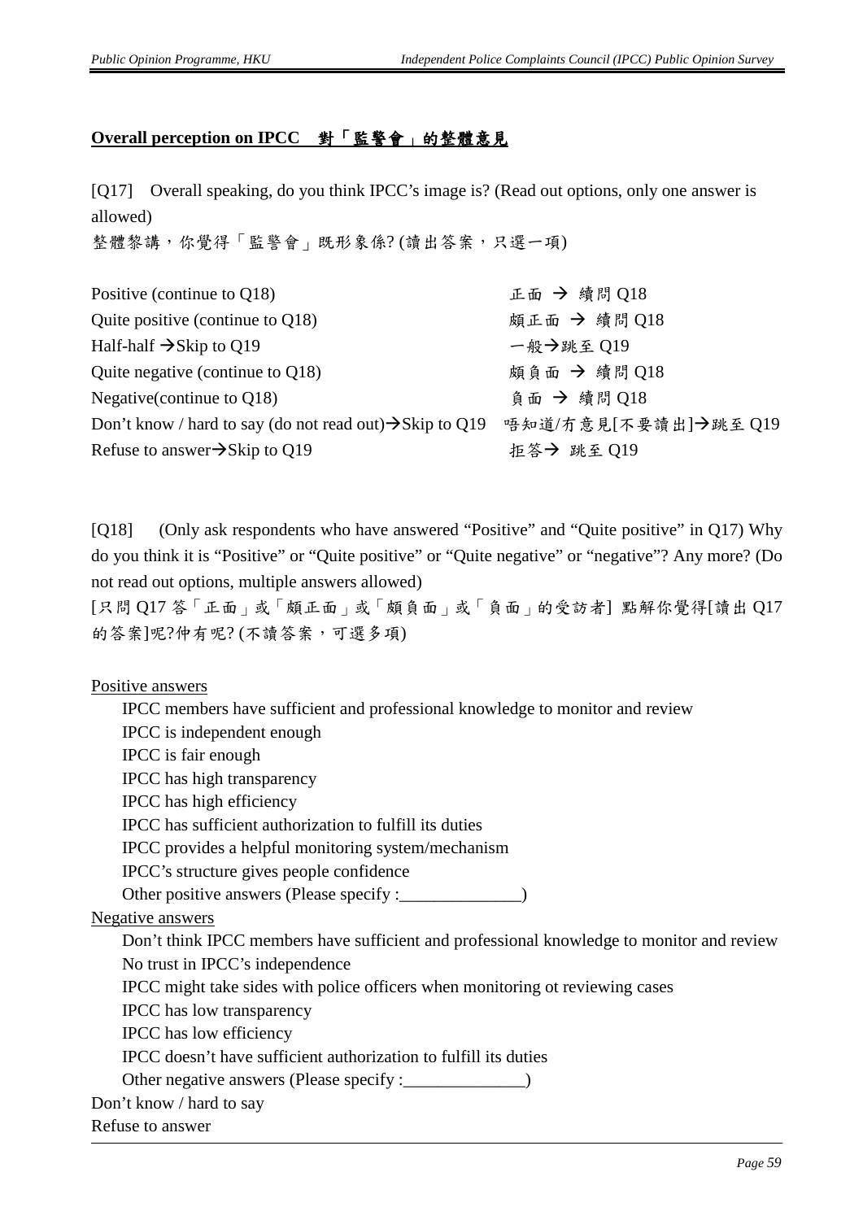## Overall perception on IPCC 對「監警會」的整體意見

[Q17] Overall speaking, do you think IPCC's image is? (Read out options, only one answer is allowed)

整體黎講，你覺得「監警會」既形象係? (讀出答案，只選一項)

| | |
|---|---|
| Positive (continue to Q18) | 正面 → 續問 Q18 |
| Quite positive (continue to Q18) | 頗正面 → 續問 Q18 |
| Half-half →Skip to Q19 | 一般→跳至 Q19 |
| Quite negative (continue to Q18) | 頗負面 → 續問 Q18 |
| Negative(continue to Q18) | 負面 → 續問 Q18 |
| Don't know / hard to say (do not read out)→Skip to Q19 | 唔知道/冇意見[不要讀出]→跳至 Q19 |
| Refuse to answer→Skip to Q19 | 拒答→ 跳至 Q19 |

[Q18] (Only ask respondents who have answered "Positive" and "Quite positive" in Q17) Why do you think it is "Positive" or "Quite positive" or "Quite negative" or "negative"? Any more? (Do not read out options, multiple answers allowed)

[只問 Q17 答「正面」或「頗正面」或「頗負面」或「負面」的受訪者] 點解你覺得[讀出 Q17 的答案]呢?仲有呢? (不讀答案，可選多項)

Positive answers

- IPCC members have sufficient and professional knowledge to monitor and review
- IPCC is independent enough
- IPCC is fair enough
- IPCC has high transparency
- IPCC has high efficiency
- IPCC has sufficient authorization to fulfill its duties
- IPCC provides a helpful monitoring system/mechanism
- IPCC's structure gives people confidence
- Other positive answers (Please specify :______________)

Negative answers

- Don't think IPCC members have sufficient and professional knowledge to monitor and review
- No trust in IPCC's independence
- IPCC might take sides with police officers when monitoring ot reviewing cases
- IPCC has low transparency
- IPCC has low efficiency
- IPCC doesn't have sufficient authorization to fulfill its duties
- Other negative answers (Please specify :______________)

Don't know / hard to say

Refuse to answer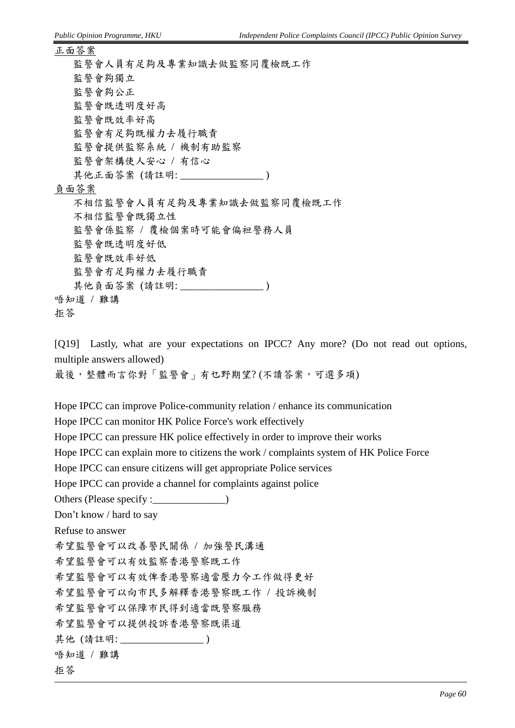正面答案

監警會人員有足夠及專業知識去做監察同覆檢既工作
監警會夠獨立
監警會夠公正
監警會既透明度好高
監警會既效率好高
監警會有足夠既權力去履行職責
監警會提供監察系統 / 機制有助監察
監警會架構使人安心 / 有信心
其他正面答案 (請註明: ________________ )

負面答案

不相信監警會人員有足夠及專業知識去做監察同覆檢既工作
不相信監警會既獨立性
監警會係監察 / 覆檢個案時可能會偏袒警務人員
監警會既透明度好低
監警會既效率好低
監警會冇足夠權力去履行職責
其他負面答案 (請註明: ________________ )

唔知道 / 難講
拒答

[Q19] Lastly, what are your expectations on IPCC? Any more? (Do not read out options, multiple answers allowed)
最後，整體而言你對「監警會」有乜野期望? (不讀答案，可選多項)

Hope IPCC can improve Police-community relation / enhance its communication
Hope IPCC can monitor HK Police Force's work effectively
Hope IPCC can pressure HK police effectively in order to improve their works
Hope IPCC can explain more to citizens the work / complaints system of HK Police Force
Hope IPCC can ensure citizens will get appropriate Police services
Hope IPCC can provide a channel for complaints against police
Others (Please specify :______________)
Don’t know / hard to say
Refuse to answer
希望監警會可以改善警民關係 / 加強警民溝通
希望監警會可以有效監察香港警察既工作
希望監警會可以有效俾香港警察適當壓力令工作做得更好
希望監警會可以向市民多解釋香港警察既工作 / 投訴機制
希望監警會可以保障市民得到適當既警察服務
希望監警會可以提供投訴香港警察既渠道
其他 (請註明: ________________ )
唔知道 / 難講
拒答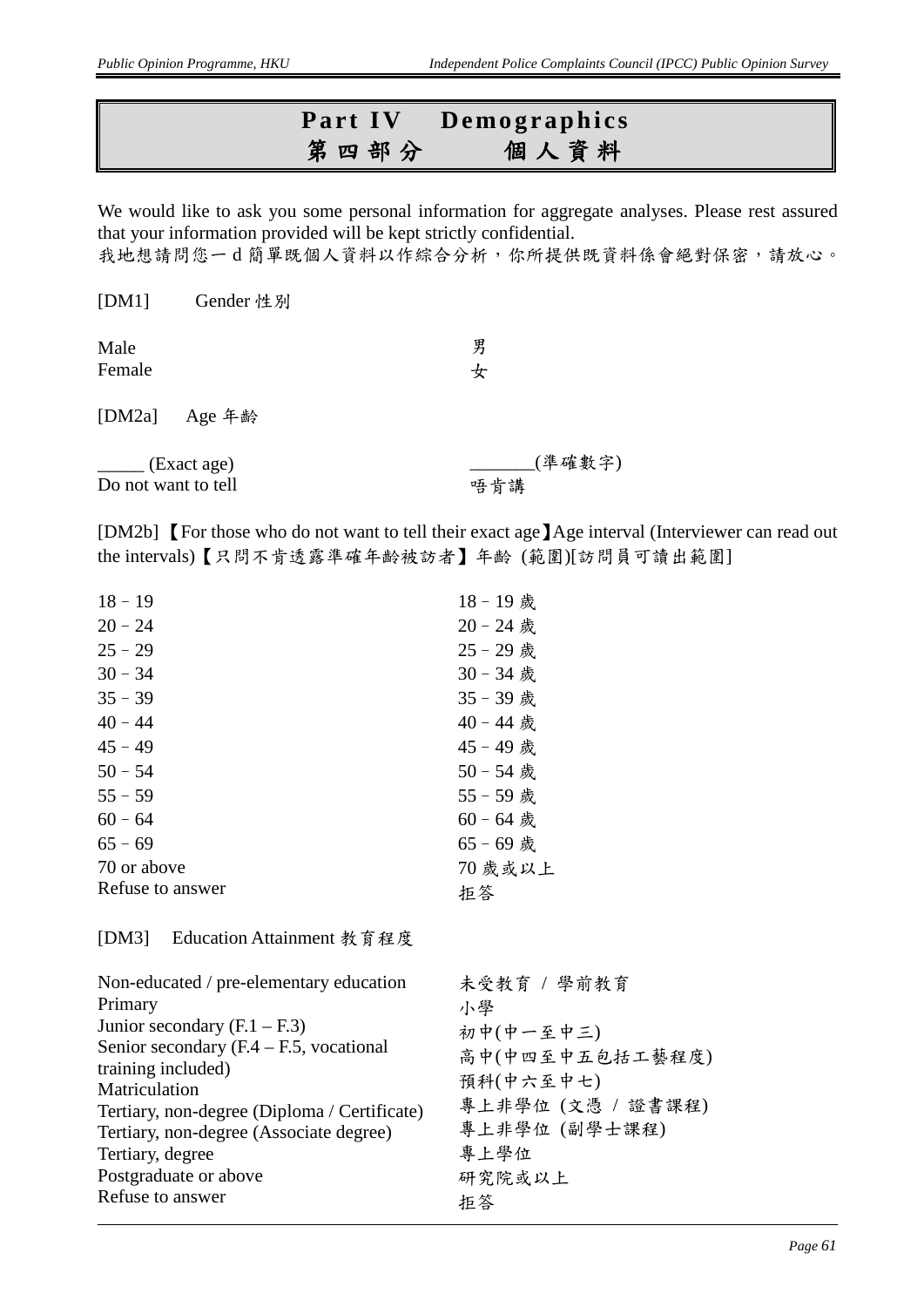# Part IV Demographics
# 第四部分 個人資料

We would like to ask you some personal information for aggregate analyses. Please rest assured that your information provided will be kept strictly confidential.
我地想請問您一 d 簡單既個人資料以作綜合分析，你所提供既資料係會絕對保密，請放心。

[DM1] Gender 性別

| | |
|---|---|
| Male | 男 |
| Female | 女 |

[DM2a] Age 年齡

| | |
|---|---|
| _____ (Exact age) | _______(準確數字) |
| Do not want to tell | 唔肯講 |

[DM2b]【For those who do not want to tell their exact age】Age interval (Interviewer can read out the intervals)【只問不肯透露準確年齡被訪者】年齡 (範圍)[訪問員可讀出範圍]

| | |
|---|---|
| 18 – 19 | 18 – 19 歲 |
| 20 – 24 | 20 – 24 歲 |
| 25 – 29 | 25 – 29 歲 |
| 30 – 34 | 30 – 34 歲 |
| 35 – 39 | 35 – 39 歲 |
| 40 – 44 | 40 – 44 歲 |
| 45 – 49 | 45 – 49 歲 |
| 50 – 54 | 50 – 54 歲 |
| 55 – 59 | 55 – 59 歲 |
| 60 – 64 | 60 – 64 歲 |
| 65 – 69 | 65 – 69 歲 |
| 70 or above | 70 歲或以上 |
| Refuse to answer | 拒答 |

[DM3] Education Attainment 教育程度

| | |
|---|---|
| Non-educated / pre-elementary education | 未受教育 / 學前教育 |
| Primary | 小學 |
| Junior secondary (F.1 – F.3) | 初中(中一至中三) |
| Senior secondary (F.4 – F.5, vocational training included) | 高中(中四至中五包括工藝程度) |
| Matriculation | 預科(中六至中七) |
| Tertiary, non-degree (Diploma / Certificate) | 專上非學位 (文憑 / 證書課程) |
| Tertiary, non-degree (Associate degree) | 專上非學位 (副學士課程) |
| Tertiary, degree | 專上學位 |
| Postgraduate or above | 研究院或以上 |
| Refuse to answer | 拒答 |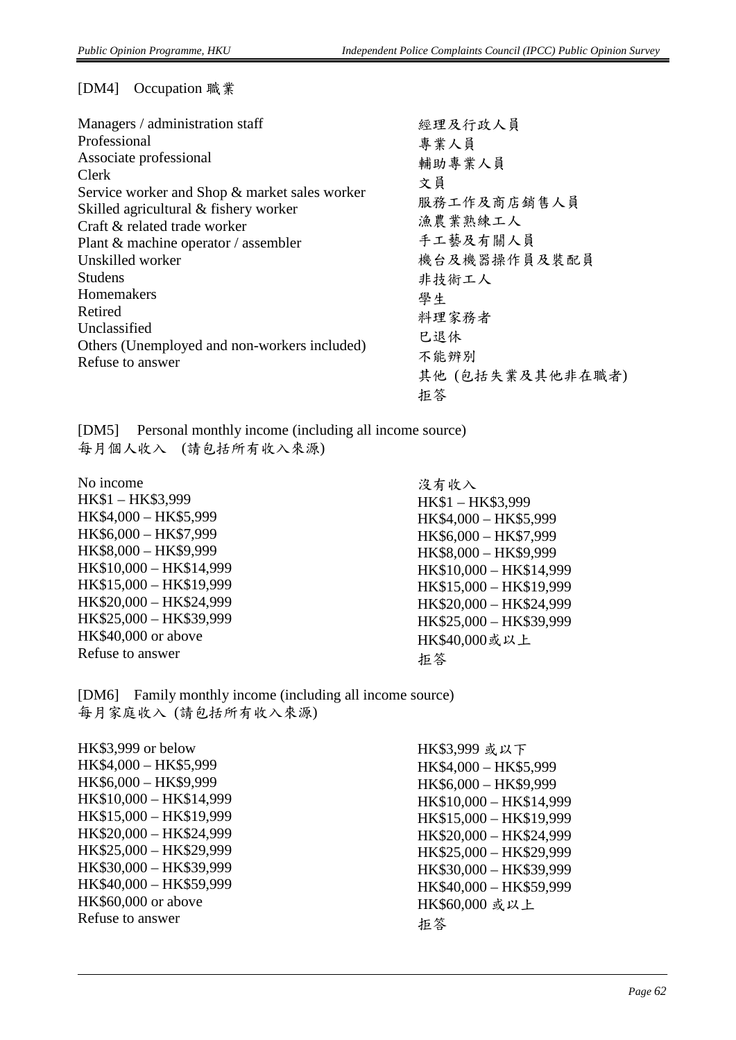[DM4] Occupation 職業

| | |
|---|---|
| Managers / administration staff | 經理及行政人員 |
| Professional | 專業人員 |
| Associate professional | 輔助專業人員 |
| Clerk | 文員 |
| Service worker and Shop & market sales worker | 服務工作及商店銷售人員 |
| Skilled agricultural & fishery worker | 漁農業熟練工人 |
| Craft & related trade worker | 手工藝及有關人員 |
| Plant & machine operator / assembler | 機台及機器操作員及裝配員 |
| Unskilled worker | 非技術工人 |
| Studens | 學生 |
| Homemakers | 料理家務者 |
| Retired | 已退休 |
| Unclassified | 不能辨別 |
| Others (Unemployed and non-workers included) | 其他 (包括失業及其他非在職者) |
| Refuse to answer | 拒答 |

[DM5] Personal monthly income (including all income source)
每月個人收入 (請包括所有收入來源)

| | |
|---|---|
| No income | 沒有收入 |
| HK$1 – HK$3,999 | HK$1 – HK$3,999 |
| HK$4,000 – HK$5,999 | HK$4,000 – HK$5,999 |
| HK$6,000 – HK$7,999 | HK$6,000 – HK$7,999 |
| HK$8,000 – HK$9,999 | HK$8,000 – HK$9,999 |
| HK$10,000 – HK$14,999 | HK$10,000 – HK$14,999 |
| HK$15,000 – HK$19,999 | HK$15,000 – HK$19,999 |
| HK$20,000 – HK$24,999 | HK$20,000 – HK$24,999 |
| HK$25,000 – HK$39,999 | HK$25,000 – HK$39,999 |
| HK$40,000 or above | HK$40,000或以上 |
| Refuse to answer | 拒答 |

[DM6] Family monthly income (including all income source)
每月家庭收入 (請包括所有收入來源)

| | |
|---|---|
| HK$3,999 or below | HK$3,999 或以下 |
| HK$4,000 – HK$5,999 | HK$4,000 – HK$5,999 |
| HK$6,000 – HK$9,999 | HK$6,000 – HK$9,999 |
| HK$10,000 – HK$14,999 | HK$10,000 – HK$14,999 |
| HK$15,000 – HK$19,999 | HK$15,000 – HK$19,999 |
| HK$20,000 – HK$24,999 | HK$20,000 – HK$24,999 |
| HK$25,000 – HK$29,999 | HK$25,000 – HK$29,999 |
| HK$30,000 – HK$39,999 | HK$30,000 – HK$39,999 |
| HK$40,000 – HK$59,999 | HK$40,000 – HK$59,999 |
| HK$60,000 or above | HK$60,000 或以上 |
| Refuse to answer | 拒答 |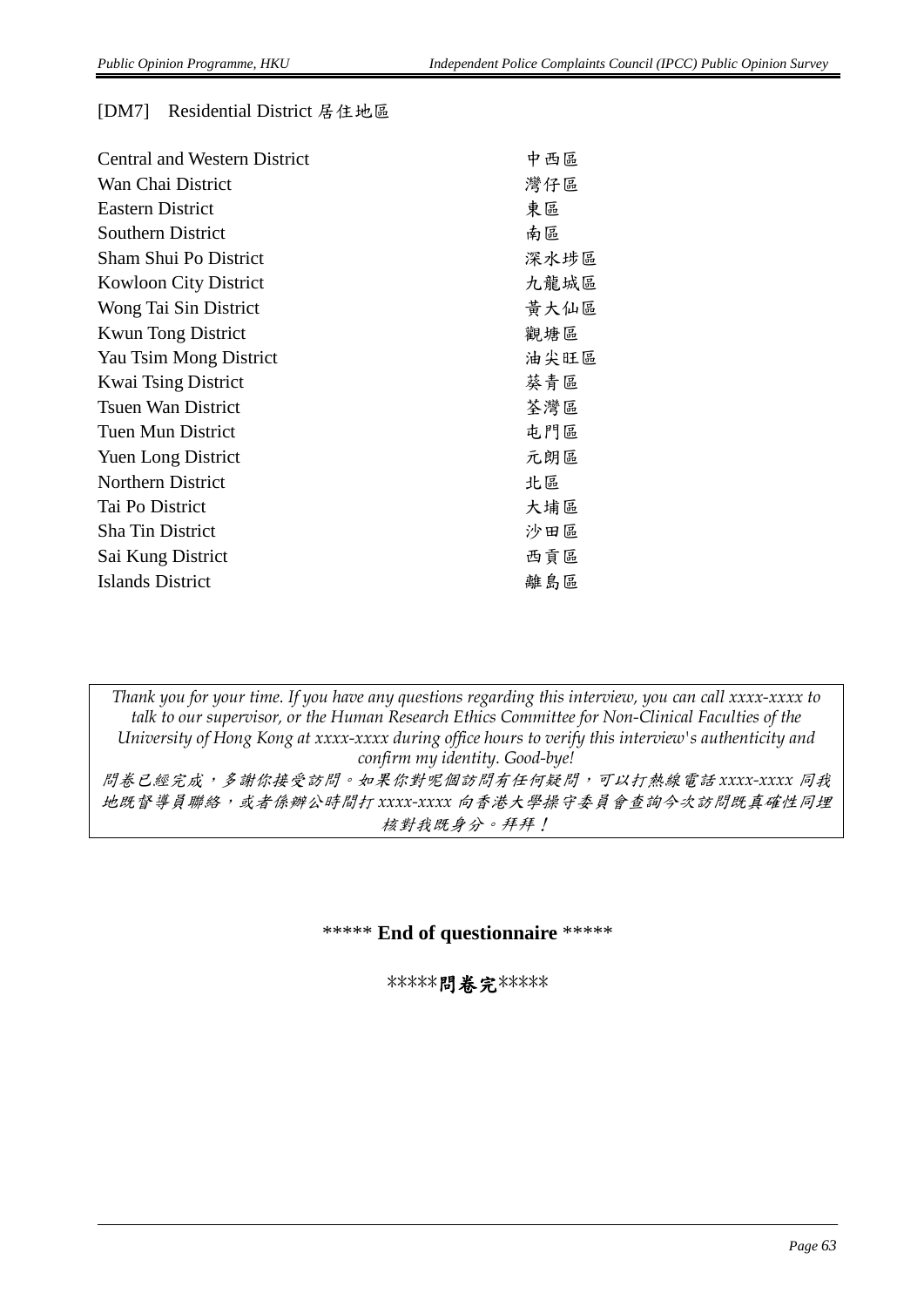[DM7] Residential District 居住地區

| | |
|---|---|
| Central and Western District | 中西區 |
| Wan Chai District | 灣仔區 |
| Eastern District | 東區 |
| Southern District | 南區 |
| Sham Shui Po District | 深水埗區 |
| Kowloon City District | 九龍城區 |
| Wong Tai Sin District | 黃大仙區 |
| Kwun Tong District | 觀塘區 |
| Yau Tsim Mong District | 油尖旺區 |
| Kwai Tsing District | 葵青區 |
| Tsuen Wan District | 荃灣區 |
| Tuen Mun District | 屯門區 |
| Yuen Long District | 元朗區 |
| Northern District | 北區 |
| Tai Po District | 大埔區 |
| Sha Tin District | 沙田區 |
| Sai Kung District | 西貢區 |
| Islands District | 離島區 |

*Thank you for your time. If you have any questions regarding this interview, you can call xxxx-xxxx to talk to our supervisor, or the Human Research Ethics Committee for Non-Clinical Faculties of the University of Hong Kong at xxxx-xxxx during office hours to verify this interview's authenticity and confirm my identity. Good-bye!*

*問卷已經完成，多謝你接受訪問。如果你對呢個訪問有任何疑問，可以打熱線電話 xxxx-xxxx 同我地既督導員聯絡，或者係辦公時間打 xxxx-xxxx 向香港大學操守委員會查詢今次訪問既真確性同埋核對我既身分。拜拜！*

\***** **End of questionnaire** *****

\*****問卷完*****